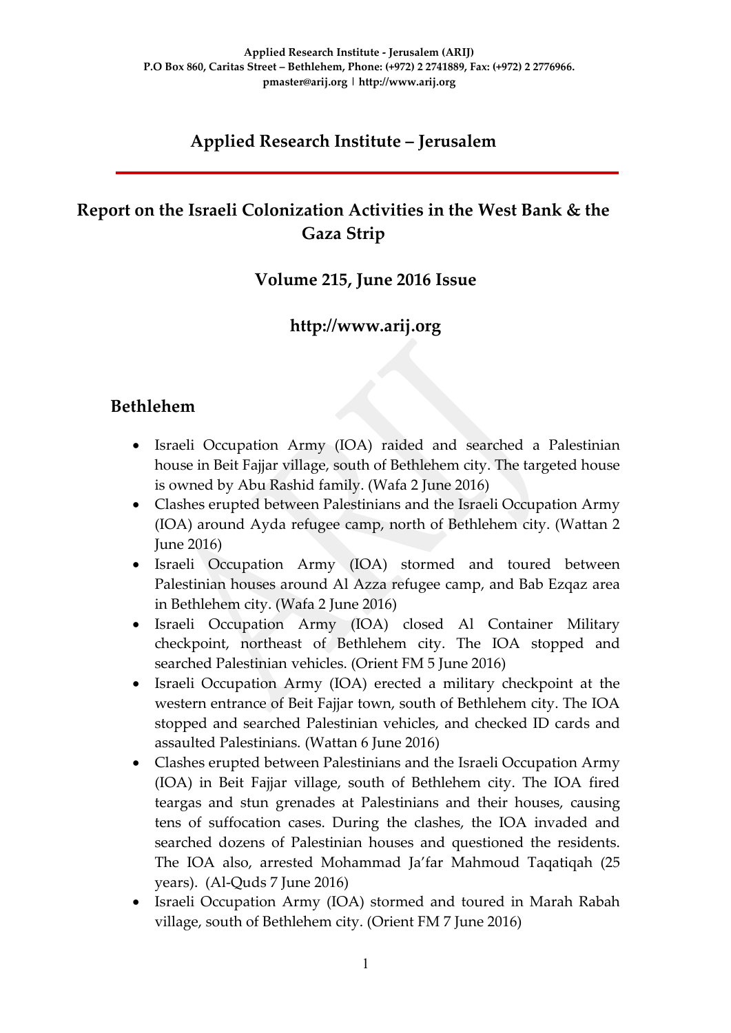**Applied Research Institute - Jerusalem (ARIJ)**
**P.O Box 860, Caritas Street – Bethlehem, Phone: (+972) 2 2741889, Fax: (+972) 2 2776966.**
**pmaster@arij.org | http://www.arij.org**

# Applied Research Institute – Jerusalem

# Report on the Israeli Colonization Activities in the West Bank & the Gaza Strip

## Volume 215, June 2016 Issue

## http://www.arij.org

## Bethlehem

- Israeli Occupation Army (IOA) raided and searched a Palestinian house in Beit Fajjar village, south of Bethlehem city. The targeted house is owned by Abu Rashid family. (Wafa 2 June 2016)
- Clashes erupted between Palestinians and the Israeli Occupation Army (IOA) around Ayda refugee camp, north of Bethlehem city. (Wattan 2 June 2016)
- Israeli Occupation Army (IOA) stormed and toured between Palestinian houses around Al Azza refugee camp, and Bab Ezqaz area in Bethlehem city. (Wafa 2 June 2016)
- Israeli Occupation Army (IOA) closed Al Container Military checkpoint, northeast of Bethlehem city. The IOA stopped and searched Palestinian vehicles. (Orient FM 5 June 2016)
- Israeli Occupation Army (IOA) erected a military checkpoint at the western entrance of Beit Fajjar town, south of Bethlehem city. The IOA stopped and searched Palestinian vehicles, and checked ID cards and assaulted Palestinians. (Wattan 6 June 2016)
- Clashes erupted between Palestinians and the Israeli Occupation Army (IOA) in Beit Fajjar village, south of Bethlehem city. The IOA fired teargas and stun grenades at Palestinians and their houses, causing tens of suffocation cases. During the clashes, the IOA invaded and searched dozens of Palestinian houses and questioned the residents. The IOA also, arrested Mohammad Ja'far Mahmoud Taqatiqah (25 years). (Al-Quds 7 June 2016)
- Israeli Occupation Army (IOA) stormed and toured in Marah Rabah village, south of Bethlehem city. (Orient FM 7 June 2016)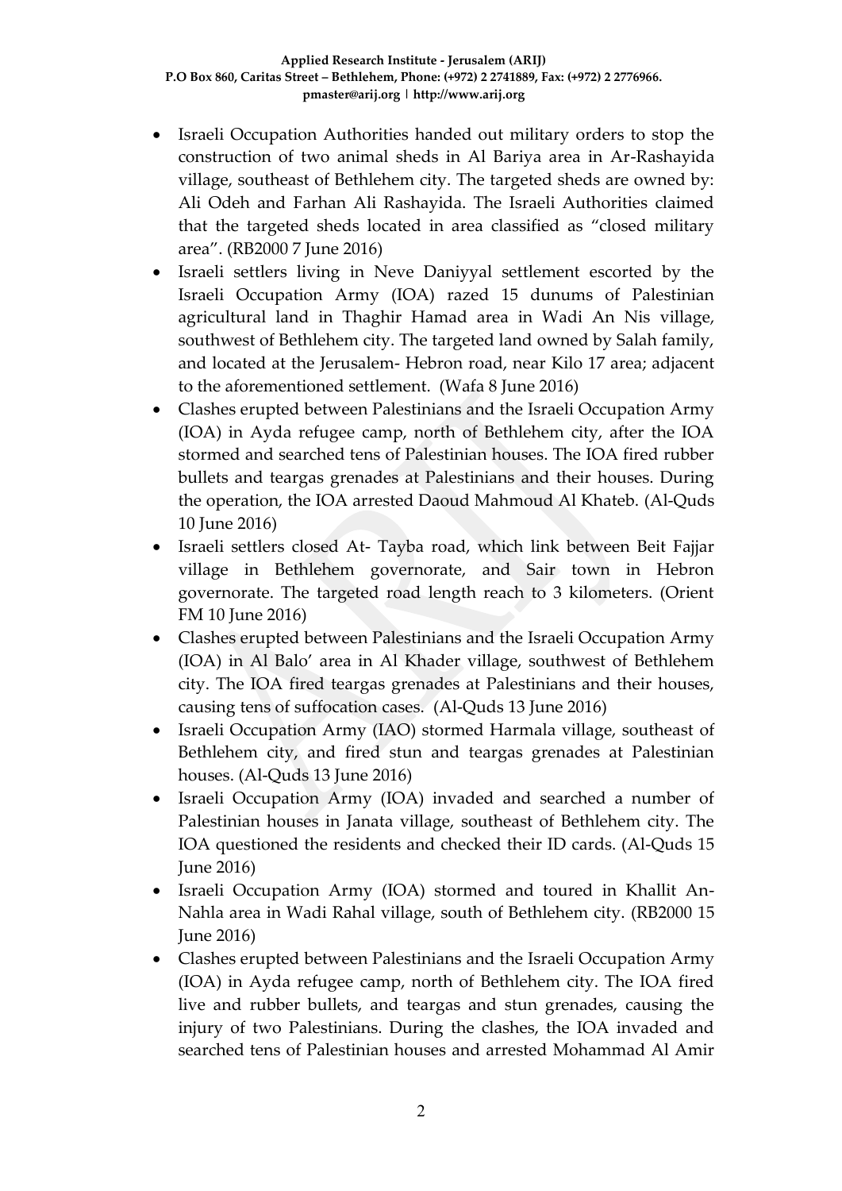- Israeli Occupation Authorities handed out military orders to stop the construction of two animal sheds in Al Bariya area in Ar-Rashayida village, southeast of Bethlehem city. The targeted sheds are owned by: Ali Odeh and Farhan Ali Rashayida. The Israeli Authorities claimed that the targeted sheds located in area classified as "closed military area". (RB2000 7 June 2016)
- Israeli settlers living in Neve Daniyyal settlement escorted by the Israeli Occupation Army (IOA) razed 15 dunums of Palestinian agricultural land in Thaghir Hamad area in Wadi An Nis village, southwest of Bethlehem city. The targeted land owned by Salah family, and located at the Jerusalem- Hebron road, near Kilo 17 area; adjacent to the aforementioned settlement. (Wafa 8 June 2016)
- Clashes erupted between Palestinians and the Israeli Occupation Army (IOA) in Ayda refugee camp, north of Bethlehem city, after the IOA stormed and searched tens of Palestinian houses. The IOA fired rubber bullets and teargas grenades at Palestinians and their houses. During the operation, the IOA arrested Daoud Mahmoud Al Khateb. (Al-Quds 10 June 2016)
- Israeli settlers closed At- Tayba road, which link between Beit Fajjar village in Bethlehem governorate, and Sair town in Hebron governorate. The targeted road length reach to 3 kilometers. (Orient FM 10 June 2016)
- Clashes erupted between Palestinians and the Israeli Occupation Army (IOA) in Al Balo' area in Al Khader village, southwest of Bethlehem city. The IOA fired teargas grenades at Palestinians and their houses, causing tens of suffocation cases. (Al-Quds 13 June 2016)
- Israeli Occupation Army (IAO) stormed Harmala village, southeast of Bethlehem city, and fired stun and teargas grenades at Palestinian houses. (Al-Quds 13 June 2016)
- Israeli Occupation Army (IOA) invaded and searched a number of Palestinian houses in Janata village, southeast of Bethlehem city. The IOA questioned the residents and checked their ID cards. (Al-Quds 15 June 2016)
- Israeli Occupation Army (IOA) stormed and toured in Khallit An-Nahla area in Wadi Rahal village, south of Bethlehem city. (RB2000 15 June 2016)
- Clashes erupted between Palestinians and the Israeli Occupation Army (IOA) in Ayda refugee camp, north of Bethlehem city. The IOA fired live and rubber bullets, and teargas and stun grenades, causing the injury of two Palestinians. During the clashes, the IOA invaded and searched tens of Palestinian houses and arrested Mohammad Al Amir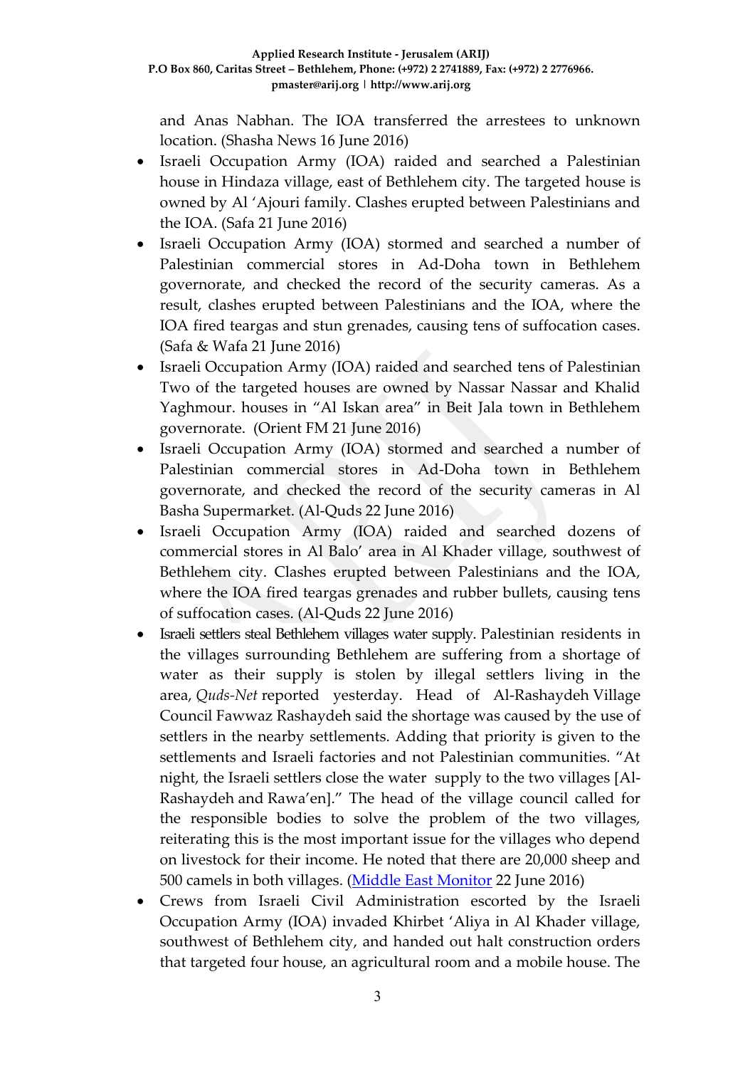and Anas Nabhan. The IOA transferred the arrestees to unknown location. (Shasha News 16 June 2016)

- Israeli Occupation Army (IOA) raided and searched a Palestinian house in Hindaza village, east of Bethlehem city. The targeted house is owned by Al 'Ajouri family. Clashes erupted between Palestinians and the IOA. (Safa 21 June 2016)
- Israeli Occupation Army (IOA) stormed and searched a number of Palestinian commercial stores in Ad-Doha town in Bethlehem governorate, and checked the record of the security cameras. As a result, clashes erupted between Palestinians and the IOA, where the IOA fired teargas and stun grenades, causing tens of suffocation cases. (Safa & Wafa 21 June 2016)
- Israeli Occupation Army (IOA) raided and searched tens of Palestinian Two of the targeted houses are owned by Nassar Nassar and Khalid Yaghmour. houses in "Al Iskan area" in Beit Jala town in Bethlehem governorate. (Orient FM 21 June 2016)
- Israeli Occupation Army (IOA) stormed and searched a number of Palestinian commercial stores in Ad-Doha town in Bethlehem governorate, and checked the record of the security cameras in Al Basha Supermarket. (Al-Quds 22 June 2016)
- Israeli Occupation Army (IOA) raided and searched dozens of commercial stores in Al Balo' area in Al Khader village, southwest of Bethlehem city. Clashes erupted between Palestinians and the IOA, where the IOA fired teargas grenades and rubber bullets, causing tens of suffocation cases. (Al-Quds 22 June 2016)
- Israeli settlers steal Bethlehem villages water supply. Palestinian residents in the villages surrounding Bethlehem are suffering from a shortage of water as their supply is stolen by illegal settlers living in the area, *Quds-Net* reported yesterday. Head of Al-Rashaydeh Village Council Fawwaz Rashaydeh said the shortage was caused by the use of settlers in the nearby settlements. Adding that priority is given to the settlements and Israeli factories and not Palestinian communities. "At night, the Israeli settlers close the water supply to the two villages [Al-Rashaydeh and Rawa'en]." The head of the village council called for the responsible bodies to solve the problem of the two villages, reiterating this is the most important issue for the villages who depend on livestock for their income. He noted that there are 20,000 sheep and 500 camels in both villages. (Middle East Monitor 22 June 2016)
- Crews from Israeli Civil Administration escorted by the Israeli Occupation Army (IOA) invaded Khirbet 'Aliya in Al Khader village, southwest of Bethlehem city, and handed out halt construction orders that targeted four house, an agricultural room and a mobile house. The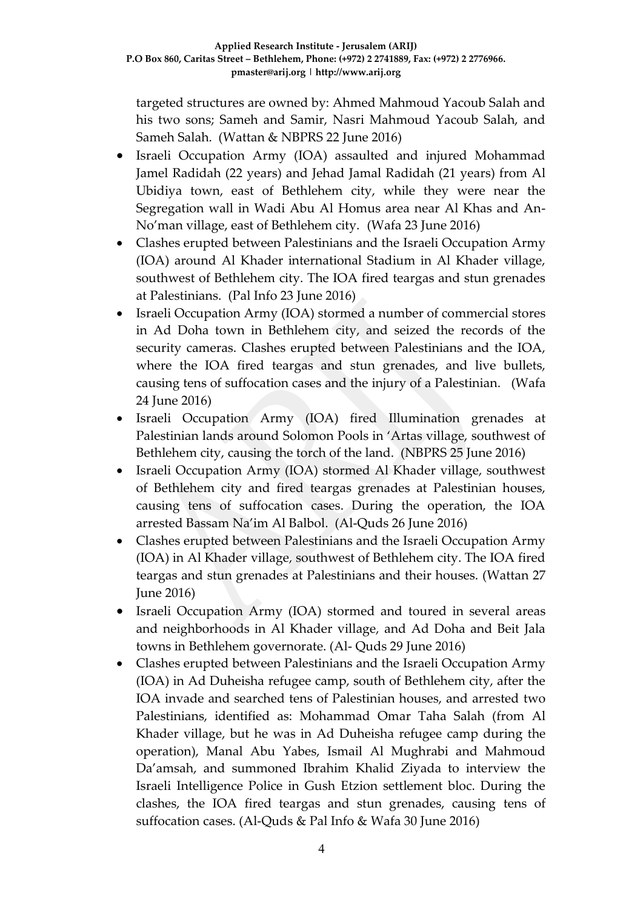targeted structures are owned by: Ahmed Mahmoud Yacoub Salah and his two sons; Sameh and Samir, Nasri Mahmoud Yacoub Salah, and Sameh Salah. (Wattan & NBPRS 22 June 2016)

- Israeli Occupation Army (IOA) assaulted and injured Mohammad Jamel Radidah (22 years) and Jehad Jamal Radidah (21 years) from Al Ubidiya town, east of Bethlehem city, while they were near the Segregation wall in Wadi Abu Al Homus area near Al Khas and An-No'man village, east of Bethlehem city. (Wafa 23 June 2016)
- Clashes erupted between Palestinians and the Israeli Occupation Army (IOA) around Al Khader international Stadium in Al Khader village, southwest of Bethlehem city. The IOA fired teargas and stun grenades at Palestinians. (Pal Info 23 June 2016)
- Israeli Occupation Army (IOA) stormed a number of commercial stores in Ad Doha town in Bethlehem city, and seized the records of the security cameras. Clashes erupted between Palestinians and the IOA, where the IOA fired teargas and stun grenades, and live bullets, causing tens of suffocation cases and the injury of a Palestinian. (Wafa 24 June 2016)
- Israeli Occupation Army (IOA) fired Illumination grenades at Palestinian lands around Solomon Pools in 'Artas village, southwest of Bethlehem city, causing the torch of the land. (NBPRS 25 June 2016)
- Israeli Occupation Army (IOA) stormed Al Khader village, southwest of Bethlehem city and fired teargas grenades at Palestinian houses, causing tens of suffocation cases. During the operation, the IOA arrested Bassam Na'im Al Balbol. (Al-Quds 26 June 2016)
- Clashes erupted between Palestinians and the Israeli Occupation Army (IOA) in Al Khader village, southwest of Bethlehem city. The IOA fired teargas and stun grenades at Palestinians and their houses. (Wattan 27 June 2016)
- Israeli Occupation Army (IOA) stormed and toured in several areas and neighborhoods in Al Khader village, and Ad Doha and Beit Jala towns in Bethlehem governorate. (Al- Quds 29 June 2016)
- Clashes erupted between Palestinians and the Israeli Occupation Army (IOA) in Ad Duheisha refugee camp, south of Bethlehem city, after the IOA invade and searched tens of Palestinian houses, and arrested two Palestinians, identified as: Mohammad Omar Taha Salah (from Al Khader village, but he was in Ad Duheisha refugee camp during the operation), Manal Abu Yabes, Ismail Al Mughrabi and Mahmoud Da'amsah, and summoned Ibrahim Khalid Ziyada to interview the Israeli Intelligence Police in Gush Etzion settlement bloc. During the clashes, the IOA fired teargas and stun grenades, causing tens of suffocation cases. (Al-Quds & Pal Info & Wafa 30 June 2016)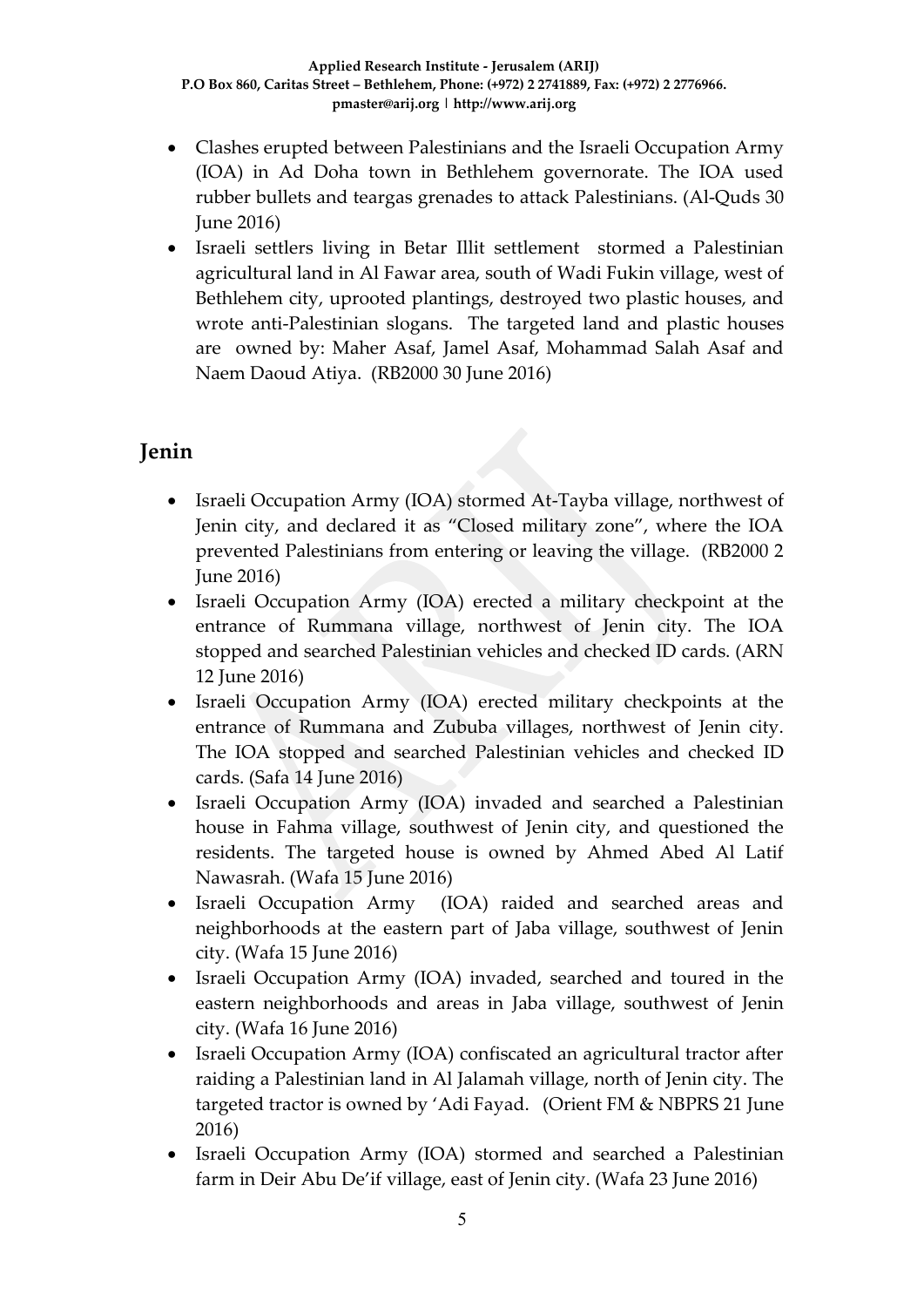- Clashes erupted between Palestinians and the Israeli Occupation Army (IOA) in Ad Doha town in Bethlehem governorate. The IOA used rubber bullets and teargas grenades to attack Palestinians. (Al-Quds 30 June 2016)
- Israeli settlers living in Betar Illit settlement stormed a Palestinian agricultural land in Al Fawar area, south of Wadi Fukin village, west of Bethlehem city, uprooted plantings, destroyed two plastic houses, and wrote anti-Palestinian slogans. The targeted land and plastic houses are owned by: Maher Asaf, Jamel Asaf, Mohammad Salah Asaf and Naem Daoud Atiya. (RB2000 30 June 2016)

## Jenin

- Israeli Occupation Army (IOA) stormed At-Tayba village, northwest of Jenin city, and declared it as "Closed military zone", where the IOA prevented Palestinians from entering or leaving the village. (RB2000 2 June 2016)
- Israeli Occupation Army (IOA) erected a military checkpoint at the entrance of Rummana village, northwest of Jenin city. The IOA stopped and searched Palestinian vehicles and checked ID cards. (ARN 12 June 2016)
- Israeli Occupation Army (IOA) erected military checkpoints at the entrance of Rummana and Zububa villages, northwest of Jenin city. The IOA stopped and searched Palestinian vehicles and checked ID cards. (Safa 14 June 2016)
- Israeli Occupation Army (IOA) invaded and searched a Palestinian house in Fahma village, southwest of Jenin city, and questioned the residents. The targeted house is owned by Ahmed Abed Al Latif Nawasrah. (Wafa 15 June 2016)
- Israeli Occupation Army (IOA) raided and searched areas and neighborhoods at the eastern part of Jaba village, southwest of Jenin city. (Wafa 15 June 2016)
- Israeli Occupation Army (IOA) invaded, searched and toured in the eastern neighborhoods and areas in Jaba village, southwest of Jenin city. (Wafa 16 June 2016)
- Israeli Occupation Army (IOA) confiscated an agricultural tractor after raiding a Palestinian land in Al Jalamah village, north of Jenin city. The targeted tractor is owned by 'Adi Fayad. (Orient FM & NBPRS 21 June 2016)
- Israeli Occupation Army (IOA) stormed and searched a Palestinian farm in Deir Abu De'if village, east of Jenin city. (Wafa 23 June 2016)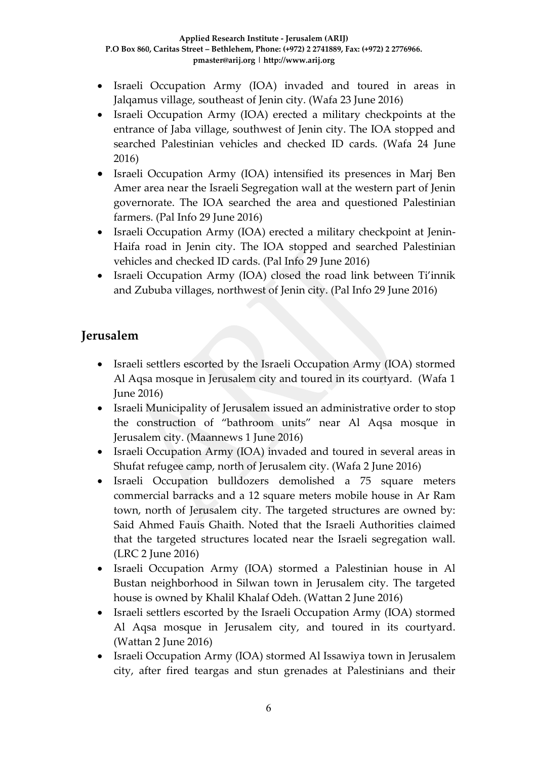- Israeli Occupation Army (IOA) invaded and toured in areas in Jalqamus village, southeast of Jenin city. (Wafa 23 June 2016)
- Israeli Occupation Army (IOA) erected a military checkpoints at the entrance of Jaba village, southwest of Jenin city. The IOA stopped and searched Palestinian vehicles and checked ID cards. (Wafa 24 June 2016)
- Israeli Occupation Army (IOA) intensified its presences in Marj Ben Amer area near the Israeli Segregation wall at the western part of Jenin governorate. The IOA searched the area and questioned Palestinian farmers. (Pal Info 29 June 2016)
- Israeli Occupation Army (IOA) erected a military checkpoint at Jenin-Haifa road in Jenin city. The IOA stopped and searched Palestinian vehicles and checked ID cards. (Pal Info 29 June 2016)
- Israeli Occupation Army (IOA) closed the road link between Ti'innik and Zububa villages, northwest of Jenin city. (Pal Info 29 June 2016)

## Jerusalem

- Israeli settlers escorted by the Israeli Occupation Army (IOA) stormed Al Aqsa mosque in Jerusalem city and toured in its courtyard. (Wafa 1 June 2016)
- Israeli Municipality of Jerusalem issued an administrative order to stop the construction of "bathroom units" near Al Aqsa mosque in Jerusalem city. (Maannews 1 June 2016)
- Israeli Occupation Army (IOA) invaded and toured in several areas in Shufat refugee camp, north of Jerusalem city. (Wafa 2 June 2016)
- Israeli Occupation bulldozers demolished a 75 square meters commercial barracks and a 12 square meters mobile house in Ar Ram town, north of Jerusalem city. The targeted structures are owned by: Said Ahmed Fauis Ghaith. Noted that the Israeli Authorities claimed that the targeted structures located near the Israeli segregation wall. (LRC 2 June 2016)
- Israeli Occupation Army (IOA) stormed a Palestinian house in Al Bustan neighborhood in Silwan town in Jerusalem city. The targeted house is owned by Khalil Khalaf Odeh. (Wattan 2 June 2016)
- Israeli settlers escorted by the Israeli Occupation Army (IOA) stormed Al Aqsa mosque in Jerusalem city, and toured in its courtyard. (Wattan 2 June 2016)
- Israeli Occupation Army (IOA) stormed Al Issawiya town in Jerusalem city, after fired teargas and stun grenades at Palestinians and their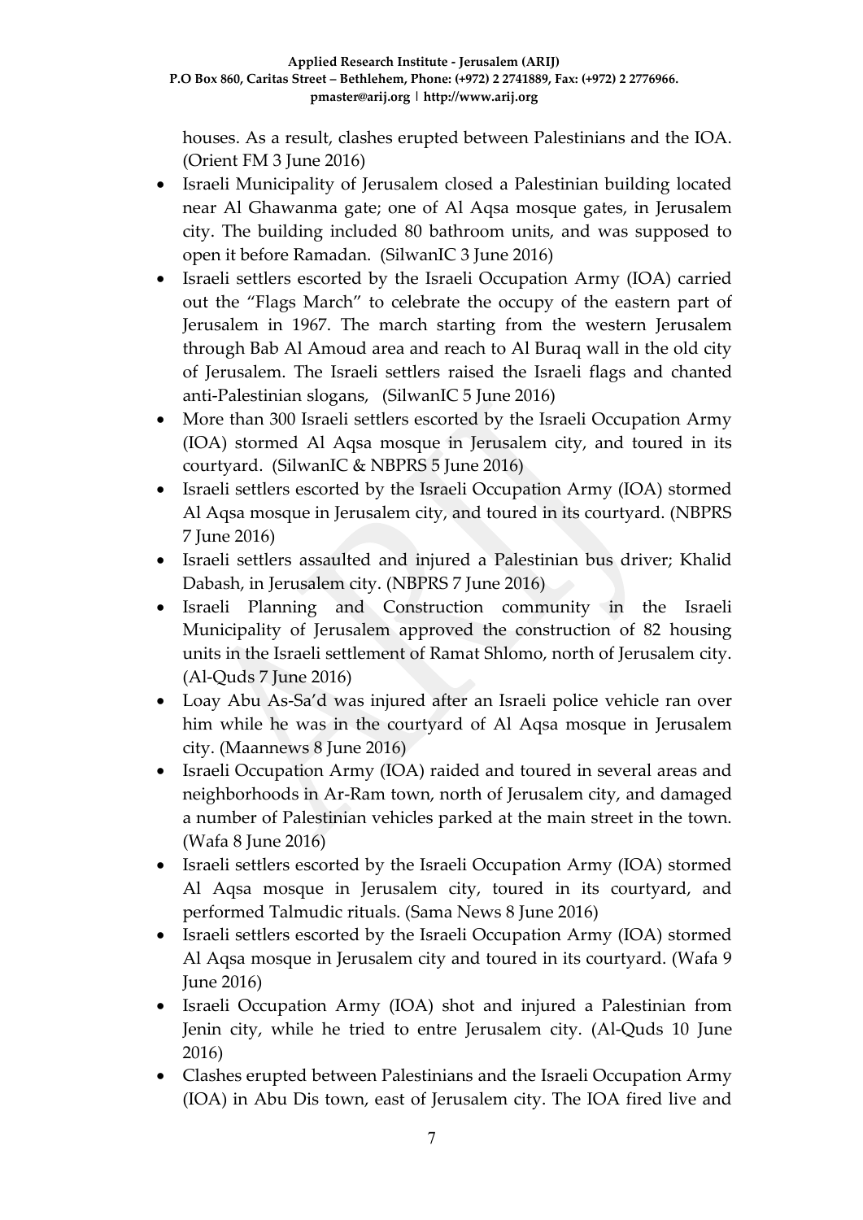houses. As a result, clashes erupted between Palestinians and the IOA. (Orient FM 3 June 2016)

- Israeli Municipality of Jerusalem closed a Palestinian building located near Al Ghawanma gate; one of Al Aqsa mosque gates, in Jerusalem city. The building included 80 bathroom units, and was supposed to open it before Ramadan. (SilwanIC 3 June 2016)
- Israeli settlers escorted by the Israeli Occupation Army (IOA) carried out the "Flags March" to celebrate the occupy of the eastern part of Jerusalem in 1967. The march starting from the western Jerusalem through Bab Al Amoud area and reach to Al Buraq wall in the old city of Jerusalem. The Israeli settlers raised the Israeli flags and chanted anti-Palestinian slogans, (SilwanIC 5 June 2016)
- More than 300 Israeli settlers escorted by the Israeli Occupation Army (IOA) stormed Al Aqsa mosque in Jerusalem city, and toured in its courtyard. (SilwanIC & NBPRS 5 June 2016)
- Israeli settlers escorted by the Israeli Occupation Army (IOA) stormed Al Aqsa mosque in Jerusalem city, and toured in its courtyard. (NBPRS 7 June 2016)
- Israeli settlers assaulted and injured a Palestinian bus driver; Khalid Dabash, in Jerusalem city. (NBPRS 7 June 2016)
- Israeli Planning and Construction community in the Israeli Municipality of Jerusalem approved the construction of 82 housing units in the Israeli settlement of Ramat Shlomo, north of Jerusalem city. (Al-Quds 7 June 2016)
- Loay Abu As-Sa'd was injured after an Israeli police vehicle ran over him while he was in the courtyard of Al Aqsa mosque in Jerusalem city. (Maannews 8 June 2016)
- Israeli Occupation Army (IOA) raided and toured in several areas and neighborhoods in Ar-Ram town, north of Jerusalem city, and damaged a number of Palestinian vehicles parked at the main street in the town. (Wafa 8 June 2016)
- Israeli settlers escorted by the Israeli Occupation Army (IOA) stormed Al Aqsa mosque in Jerusalem city, toured in its courtyard, and performed Talmudic rituals. (Sama News 8 June 2016)
- Israeli settlers escorted by the Israeli Occupation Army (IOA) stormed Al Aqsa mosque in Jerusalem city and toured in its courtyard. (Wafa 9 June 2016)
- Israeli Occupation Army (IOA) shot and injured a Palestinian from Jenin city, while he tried to entre Jerusalem city. (Al-Quds 10 June 2016)
- Clashes erupted between Palestinians and the Israeli Occupation Army (IOA) in Abu Dis town, east of Jerusalem city. The IOA fired live and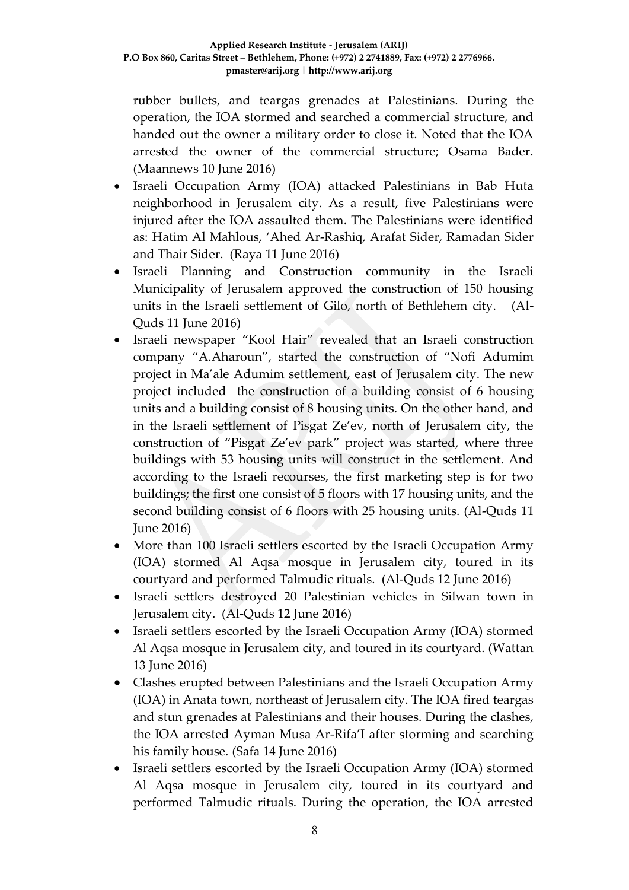rubber bullets, and teargas grenades at Palestinians. During the operation, the IOA stormed and searched a commercial structure, and handed out the owner a military order to close it. Noted that the IOA arrested the owner of the commercial structure; Osama Bader. (Maannews 10 June 2016)

- Israeli Occupation Army (IOA) attacked Palestinians in Bab Huta neighborhood in Jerusalem city. As a result, five Palestinians were injured after the IOA assaulted them. The Palestinians were identified as: Hatim Al Mahlous, 'Ahed Ar-Rashiq, Arafat Sider, Ramadan Sider and Thair Sider. (Raya 11 June 2016)
- Israeli Planning and Construction community in the Israeli Municipality of Jerusalem approved the construction of 150 housing units in the Israeli settlement of Gilo, north of Bethlehem city. (Al-Quds 11 June 2016)
- Israeli newspaper "Kool Hair" revealed that an Israeli construction company "A.Aharoun", started the construction of "Nofi Adumim project in Ma'ale Adumim settlement, east of Jerusalem city. The new project included the construction of a building consist of 6 housing units and a building consist of 8 housing units. On the other hand, and in the Israeli settlement of Pisgat Ze'ev, north of Jerusalem city, the construction of "Pisgat Ze'ev park" project was started, where three buildings with 53 housing units will construct in the settlement. And according to the Israeli recourses, the first marketing step is for two buildings; the first one consist of 5 floors with 17 housing units, and the second building consist of 6 floors with 25 housing units. (Al-Quds 11 June 2016)
- More than 100 Israeli settlers escorted by the Israeli Occupation Army (IOA) stormed Al Aqsa mosque in Jerusalem city, toured in its courtyard and performed Talmudic rituals. (Al-Quds 12 June 2016)
- Israeli settlers destroyed 20 Palestinian vehicles in Silwan town in Jerusalem city. (Al-Quds 12 June 2016)
- Israeli settlers escorted by the Israeli Occupation Army (IOA) stormed Al Aqsa mosque in Jerusalem city, and toured in its courtyard. (Wattan 13 June 2016)
- Clashes erupted between Palestinians and the Israeli Occupation Army (IOA) in Anata town, northeast of Jerusalem city. The IOA fired teargas and stun grenades at Palestinians and their houses. During the clashes, the IOA arrested Ayman Musa Ar-Rifa'I after storming and searching his family house. (Safa 14 June 2016)
- Israeli settlers escorted by the Israeli Occupation Army (IOA) stormed Al Aqsa mosque in Jerusalem city, toured in its courtyard and performed Talmudic rituals. During the operation, the IOA arrested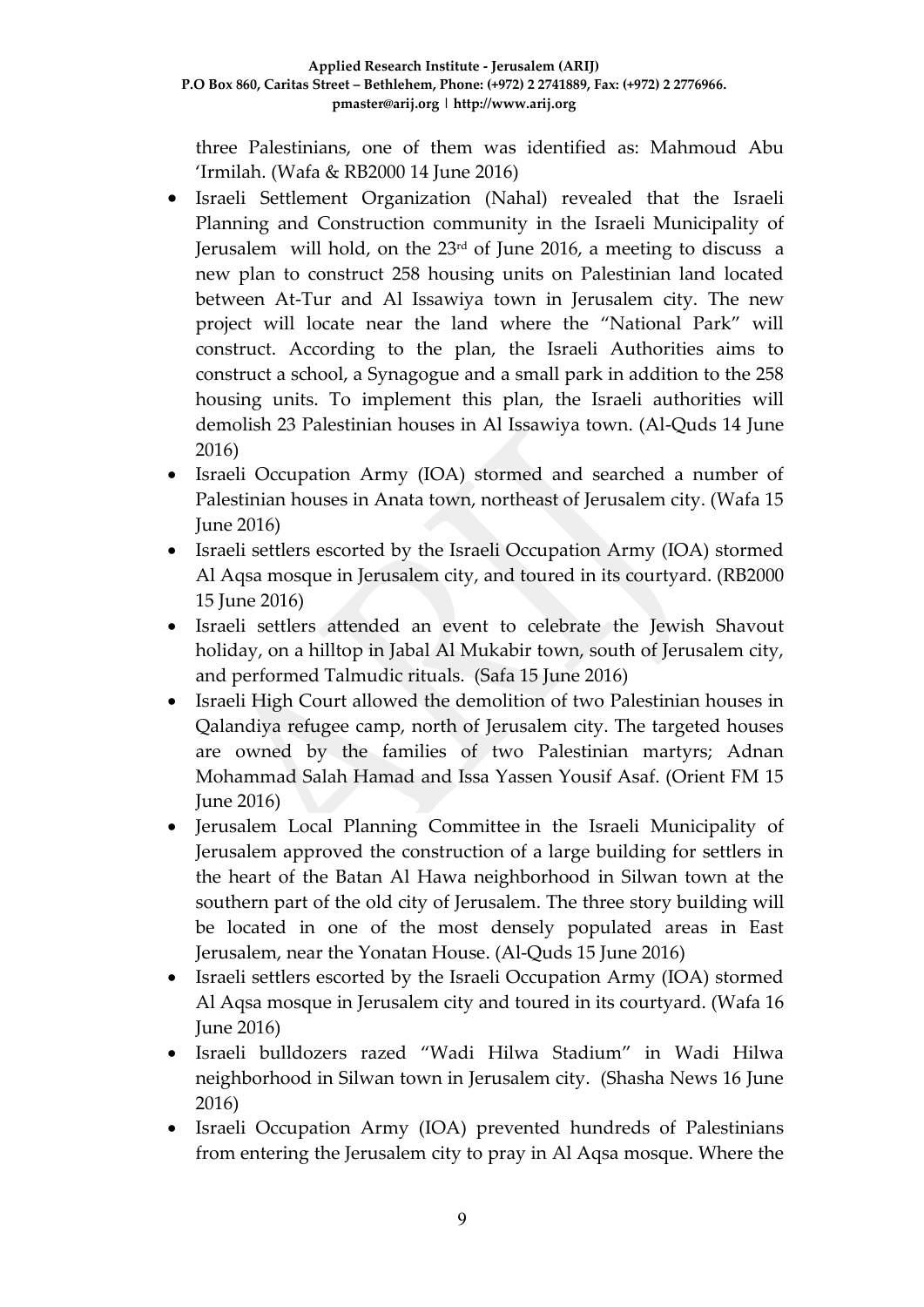three Palestinians, one of them was identified as: Mahmoud Abu 'Irmilah. (Wafa & RB2000 14 June 2016)

- Israeli Settlement Organization (Nahal) revealed that the Israeli Planning and Construction community in the Israeli Municipality of Jerusalem will hold, on the 23rd of June 2016, a meeting to discuss a new plan to construct 258 housing units on Palestinian land located between At-Tur and Al Issawiya town in Jerusalem city. The new project will locate near the land where the "National Park" will construct. According to the plan, the Israeli Authorities aims to construct a school, a Synagogue and a small park in addition to the 258 housing units. To implement this plan, the Israeli authorities will demolish 23 Palestinian houses in Al Issawiya town. (Al-Quds 14 June 2016)
- Israeli Occupation Army (IOA) stormed and searched a number of Palestinian houses in Anata town, northeast of Jerusalem city. (Wafa 15 June 2016)
- Israeli settlers escorted by the Israeli Occupation Army (IOA) stormed Al Aqsa mosque in Jerusalem city, and toured in its courtyard. (RB2000 15 June 2016)
- Israeli settlers attended an event to celebrate the Jewish Shavout holiday, on a hilltop in Jabal Al Mukabir town, south of Jerusalem city, and performed Talmudic rituals. (Safa 15 June 2016)
- Israeli High Court allowed the demolition of two Palestinian houses in Qalandiya refugee camp, north of Jerusalem city. The targeted houses are owned by the families of two Palestinian martyrs; Adnan Mohammad Salah Hamad and Issa Yassen Yousif Asaf. (Orient FM 15 June 2016)
- Jerusalem Local Planning Committee in the Israeli Municipality of Jerusalem approved the construction of a large building for settlers in the heart of the Batan Al Hawa neighborhood in Silwan town at the southern part of the old city of Jerusalem. The three story building will be located in one of the most densely populated areas in East Jerusalem, near the Yonatan House. (Al-Quds 15 June 2016)
- Israeli settlers escorted by the Israeli Occupation Army (IOA) stormed Al Aqsa mosque in Jerusalem city and toured in its courtyard. (Wafa 16 June 2016)
- Israeli bulldozers razed "Wadi Hilwa Stadium" in Wadi Hilwa neighborhood in Silwan town in Jerusalem city. (Shasha News 16 June 2016)
- Israeli Occupation Army (IOA) prevented hundreds of Palestinians from entering the Jerusalem city to pray in Al Aqsa mosque. Where the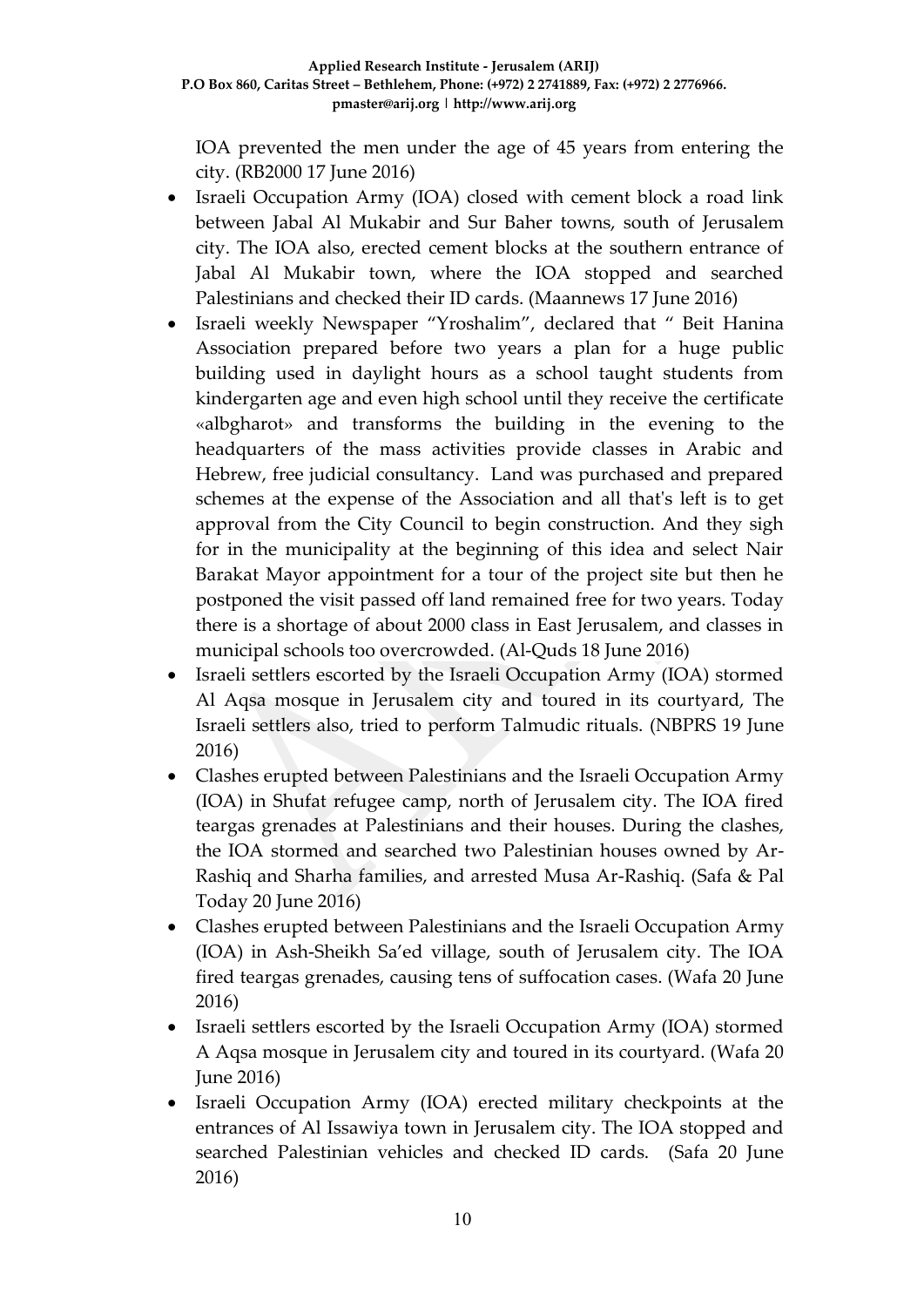IOA prevented the men under the age of 45 years from entering the city. (RB2000 17 June 2016)

- Israeli Occupation Army (IOA) closed with cement block a road link between Jabal Al Mukabir and Sur Baher towns, south of Jerusalem city. The IOA also, erected cement blocks at the southern entrance of Jabal Al Mukabir town, where the IOA stopped and searched Palestinians and checked their ID cards. (Maannews 17 June 2016)
- Israeli weekly Newspaper "Yroshalim", declared that " Beit Hanina Association prepared before two years a plan for a huge public building used in daylight hours as a school taught students from kindergarten age and even high school until they receive the certificate «albgharot» and transforms the building in the evening to the headquarters of the mass activities provide classes in Arabic and Hebrew, free judicial consultancy. Land was purchased and prepared schemes at the expense of the Association and all that's left is to get approval from the City Council to begin construction. And they sigh for in the municipality at the beginning of this idea and select Nair Barakat Mayor appointment for a tour of the project site but then he postponed the visit passed off land remained free for two years. Today there is a shortage of about 2000 class in East Jerusalem, and classes in municipal schools too overcrowded. (Al-Quds 18 June 2016)
- Israeli settlers escorted by the Israeli Occupation Army (IOA) stormed Al Aqsa mosque in Jerusalem city and toured in its courtyard, The Israeli settlers also, tried to perform Talmudic rituals. (NBPRS 19 June 2016)
- Clashes erupted between Palestinians and the Israeli Occupation Army (IOA) in Shufat refugee camp, north of Jerusalem city. The IOA fired teargas grenades at Palestinians and their houses. During the clashes, the IOA stormed and searched two Palestinian houses owned by Ar-Rashiq and Sharha families, and arrested Musa Ar-Rashiq. (Safa & Pal Today 20 June 2016)
- Clashes erupted between Palestinians and the Israeli Occupation Army (IOA) in Ash-Sheikh Sa'ed village, south of Jerusalem city. The IOA fired teargas grenades, causing tens of suffocation cases. (Wafa 20 June 2016)
- Israeli settlers escorted by the Israeli Occupation Army (IOA) stormed A Aqsa mosque in Jerusalem city and toured in its courtyard. (Wafa 20 June 2016)
- Israeli Occupation Army (IOA) erected military checkpoints at the entrances of Al Issawiya town in Jerusalem city. The IOA stopped and searched Palestinian vehicles and checked ID cards. (Safa 20 June 2016)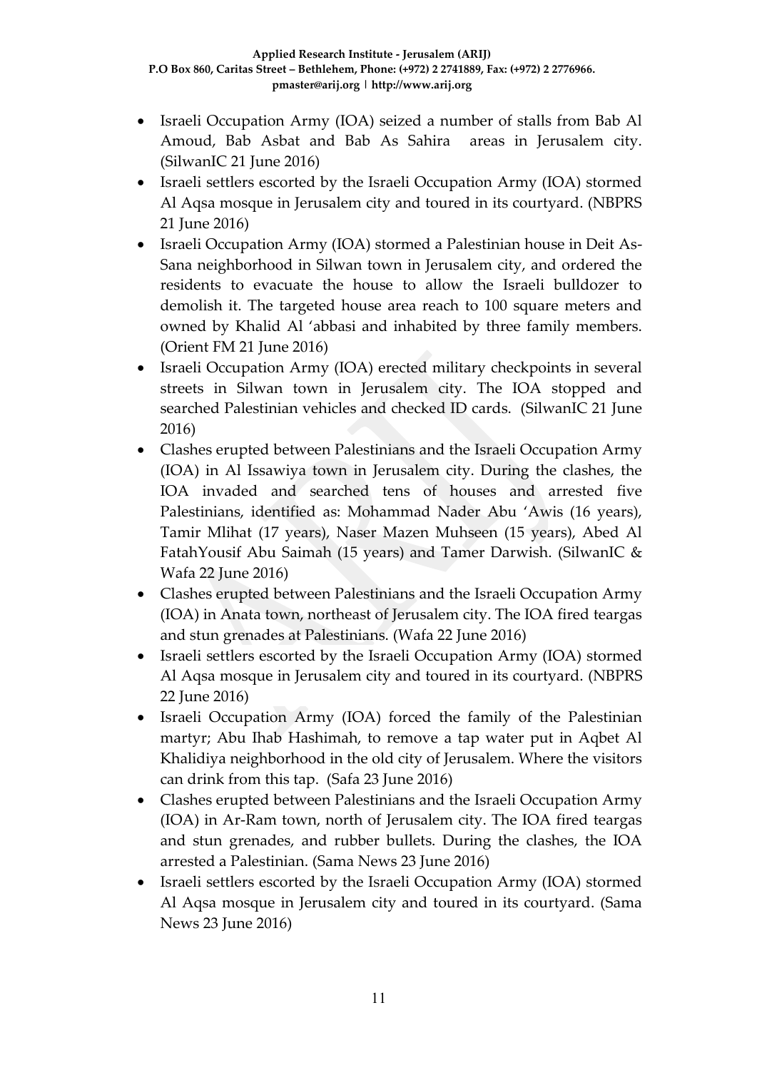- Israeli Occupation Army (IOA) seized a number of stalls from Bab Al Amoud, Bab Asbat and Bab As Sahira areas in Jerusalem city. (SilwanIC 21 June 2016)
- Israeli settlers escorted by the Israeli Occupation Army (IOA) stormed Al Aqsa mosque in Jerusalem city and toured in its courtyard. (NBPRS 21 June 2016)
- Israeli Occupation Army (IOA) stormed a Palestinian house in Deit As-Sana neighborhood in Silwan town in Jerusalem city, and ordered the residents to evacuate the house to allow the Israeli bulldozer to demolish it. The targeted house area reach to 100 square meters and owned by Khalid Al 'abbasi and inhabited by three family members. (Orient FM 21 June 2016)
- Israeli Occupation Army (IOA) erected military checkpoints in several streets in Silwan town in Jerusalem city. The IOA stopped and searched Palestinian vehicles and checked ID cards. (SilwanIC 21 June 2016)
- Clashes erupted between Palestinians and the Israeli Occupation Army (IOA) in Al Issawiya town in Jerusalem city. During the clashes, the IOA invaded and searched tens of houses and arrested five Palestinians, identified as: Mohammad Nader Abu 'Awis (16 years), Tamir Mlihat (17 years), Naser Mazen Muhseen (15 years), Abed Al FatahYousif Abu Saimah (15 years) and Tamer Darwish. (SilwanIC & Wafa 22 June 2016)
- Clashes erupted between Palestinians and the Israeli Occupation Army (IOA) in Anata town, northeast of Jerusalem city. The IOA fired teargas and stun grenades at Palestinians. (Wafa 22 June 2016)
- Israeli settlers escorted by the Israeli Occupation Army (IOA) stormed Al Aqsa mosque in Jerusalem city and toured in its courtyard. (NBPRS 22 June 2016)
- Israeli Occupation Army (IOA) forced the family of the Palestinian martyr; Abu Ihab Hashimah, to remove a tap water put in Aqbet Al Khalidiya neighborhood in the old city of Jerusalem. Where the visitors can drink from this tap. (Safa 23 June 2016)
- Clashes erupted between Palestinians and the Israeli Occupation Army (IOA) in Ar-Ram town, north of Jerusalem city. The IOA fired teargas and stun grenades, and rubber bullets. During the clashes, the IOA arrested a Palestinian. (Sama News 23 June 2016)
- Israeli settlers escorted by the Israeli Occupation Army (IOA) stormed Al Aqsa mosque in Jerusalem city and toured in its courtyard. (Sama News 23 June 2016)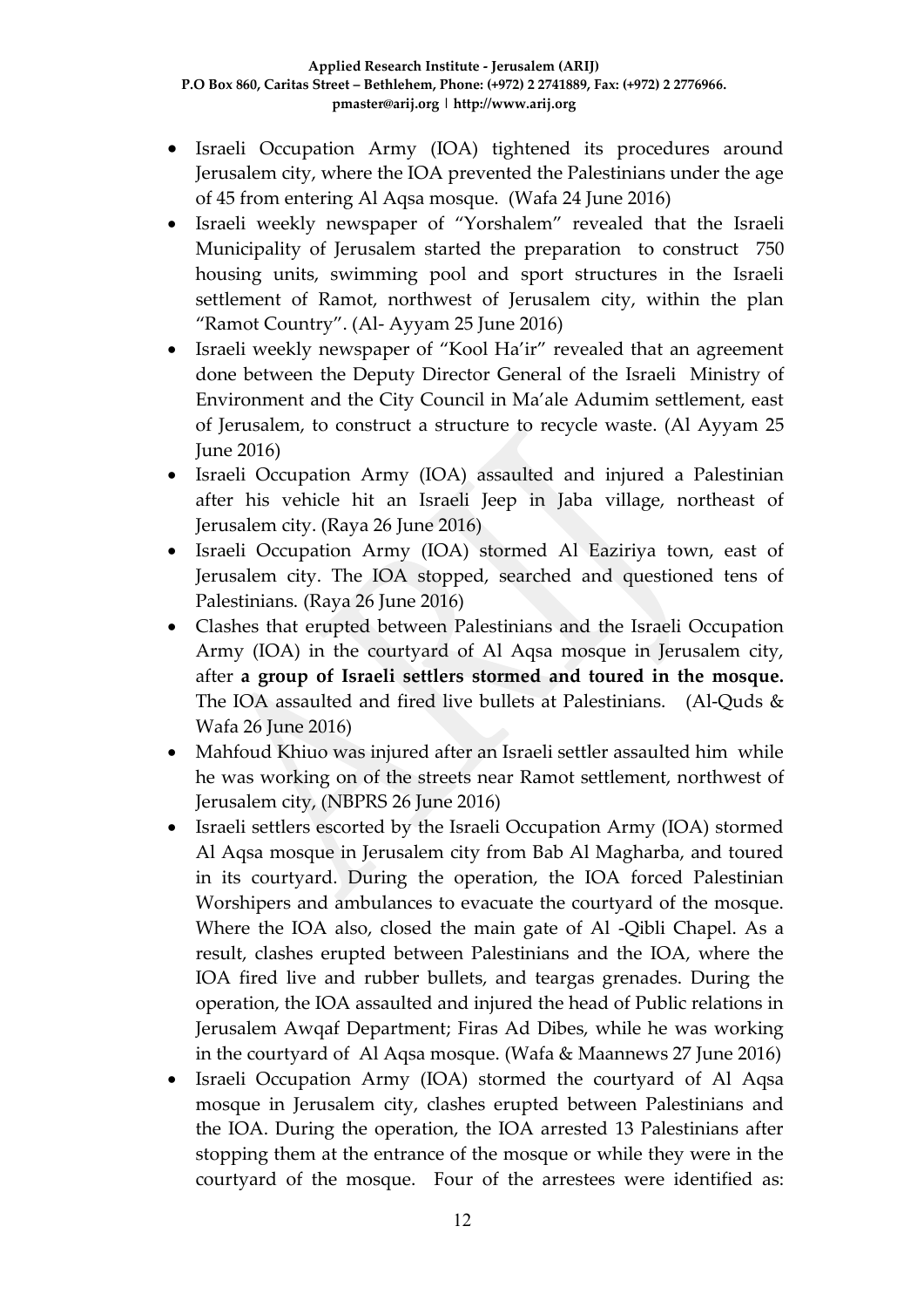- Israeli Occupation Army (IOA) tightened its procedures around Jerusalem city, where the IOA prevented the Palestinians under the age of 45 from entering Al Aqsa mosque. (Wafa 24 June 2016)
- Israeli weekly newspaper of "Yorshalem" revealed that the Israeli Municipality of Jerusalem started the preparation to construct 750 housing units, swimming pool and sport structures in the Israeli settlement of Ramot, northwest of Jerusalem city, within the plan "Ramot Country". (Al- Ayyam 25 June 2016)
- Israeli weekly newspaper of "Kool Ha'ir" revealed that an agreement done between the Deputy Director General of the Israeli Ministry of Environment and the City Council in Ma'ale Adumim settlement, east of Jerusalem, to construct a structure to recycle waste. (Al Ayyam 25 June 2016)
- Israeli Occupation Army (IOA) assaulted and injured a Palestinian after his vehicle hit an Israeli Jeep in Jaba village, northeast of Jerusalem city. (Raya 26 June 2016)
- Israeli Occupation Army (IOA) stormed Al Eaziriya town, east of Jerusalem city. The IOA stopped, searched and questioned tens of Palestinians. (Raya 26 June 2016)
- Clashes that erupted between Palestinians and the Israeli Occupation Army (IOA) in the courtyard of Al Aqsa mosque in Jerusalem city, after **a group of Israeli settlers stormed and toured in the mosque.** The IOA assaulted and fired live bullets at Palestinians. (Al-Quds & Wafa 26 June 2016)
- Mahfoud Khiuo was injured after an Israeli settler assaulted him while he was working on of the streets near Ramot settlement, northwest of Jerusalem city, (NBPRS 26 June 2016)
- Israeli settlers escorted by the Israeli Occupation Army (IOA) stormed Al Aqsa mosque in Jerusalem city from Bab Al Magharba, and toured in its courtyard. During the operation, the IOA forced Palestinian Worshipers and ambulances to evacuate the courtyard of the mosque. Where the IOA also, closed the main gate of Al -Qibli Chapel. As a result, clashes erupted between Palestinians and the IOA, where the IOA fired live and rubber bullets, and teargas grenades. During the operation, the IOA assaulted and injured the head of Public relations in Jerusalem Awqaf Department; Firas Ad Dibes, while he was working in the courtyard of Al Aqsa mosque. (Wafa & Maannews 27 June 2016)
- Israeli Occupation Army (IOA) stormed the courtyard of Al Aqsa mosque in Jerusalem city, clashes erupted between Palestinians and the IOA. During the operation, the IOA arrested 13 Palestinians after stopping them at the entrance of the mosque or while they were in the courtyard of the mosque. Four of the arrestees were identified as: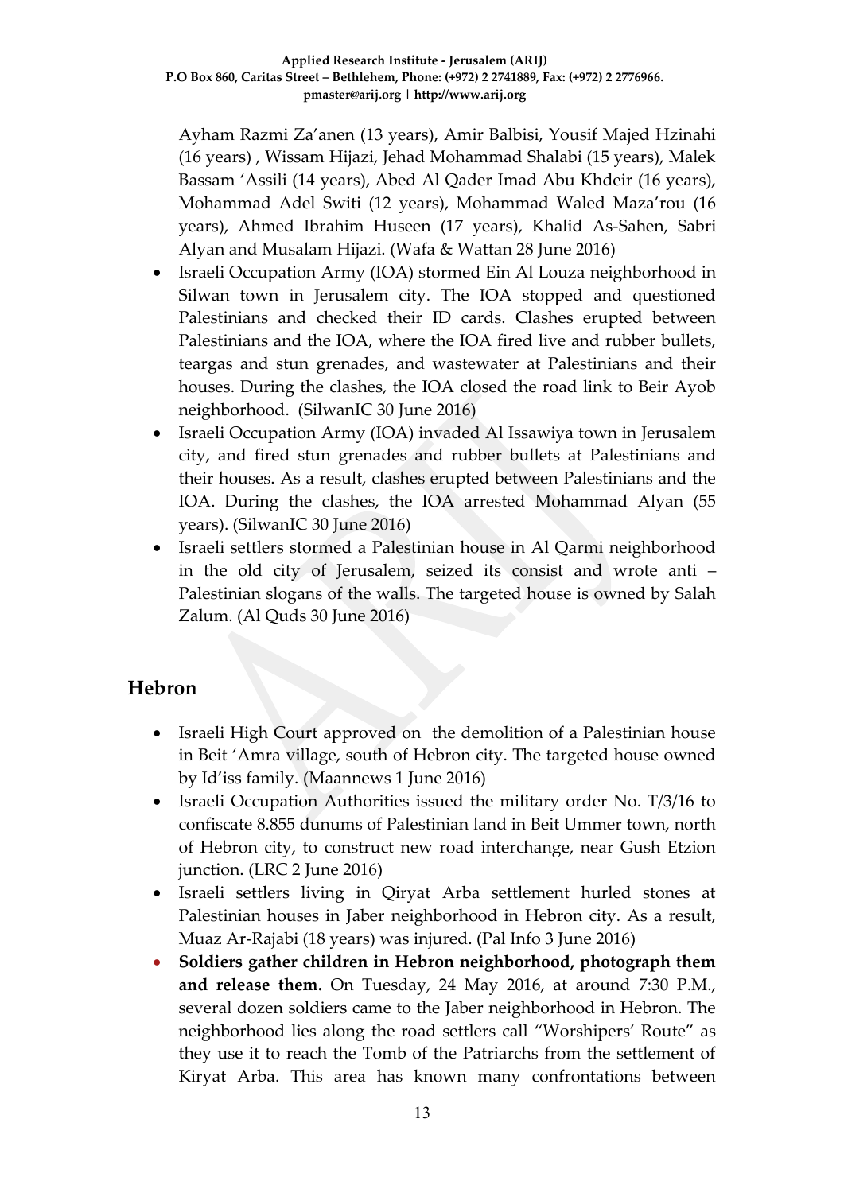Ayham Razmi Za'anen (13 years), Amir Balbisi, Yousif Majed Hzinahi (16 years) , Wissam Hijazi, Jehad Mohammad Shalabi (15 years), Malek Bassam 'Assili (14 years), Abed Al Qader Imad Abu Khdeir (16 years), Mohammad Adel Switi (12 years), Mohammad Waled Maza'rou (16 years), Ahmed Ibrahim Huseen (17 years), Khalid As-Sahen, Sabri Alyan and Musalam Hijazi. (Wafa & Wattan 28 June 2016)

- Israeli Occupation Army (IOA) stormed Ein Al Louza neighborhood in Silwan town in Jerusalem city. The IOA stopped and questioned Palestinians and checked their ID cards. Clashes erupted between Palestinians and the IOA, where the IOA fired live and rubber bullets, teargas and stun grenades, and wastewater at Palestinians and their houses. During the clashes, the IOA closed the road link to Beir Ayob neighborhood. (SilwanIC 30 June 2016)
- Israeli Occupation Army (IOA) invaded Al Issawiya town in Jerusalem city, and fired stun grenades and rubber bullets at Palestinians and their houses. As a result, clashes erupted between Palestinians and the IOA. During the clashes, the IOA arrested Mohammad Alyan (55 years). (SilwanIC 30 June 2016)
- Israeli settlers stormed a Palestinian house in Al Qarmi neighborhood in the old city of Jerusalem, seized its consist and wrote anti – Palestinian slogans of the walls. The targeted house is owned by Salah Zalum. (Al Quds 30 June 2016)

## Hebron

- Israeli High Court approved on the demolition of a Palestinian house in Beit 'Amra village, south of Hebron city. The targeted house owned by Id'iss family. (Maannews 1 June 2016)
- Israeli Occupation Authorities issued the military order No. T/3/16 to confiscate 8.855 dunums of Palestinian land in Beit Ummer town, north of Hebron city, to construct new road interchange, near Gush Etzion junction. (LRC 2 June 2016)
- Israeli settlers living in Qiryat Arba settlement hurled stones at Palestinian houses in Jaber neighborhood in Hebron city. As a result, Muaz Ar-Rajabi (18 years) was injured. (Pal Info 3 June 2016)
- **Soldiers gather children in Hebron neighborhood, photograph them and release them.** On Tuesday, 24 May 2016, at around 7:30 P.M., several dozen soldiers came to the Jaber neighborhood in Hebron. The neighborhood lies along the road settlers call "Worshipers' Route" as they use it to reach the Tomb of the Patriarchs from the settlement of Kiryat Arba. This area has known many confrontations between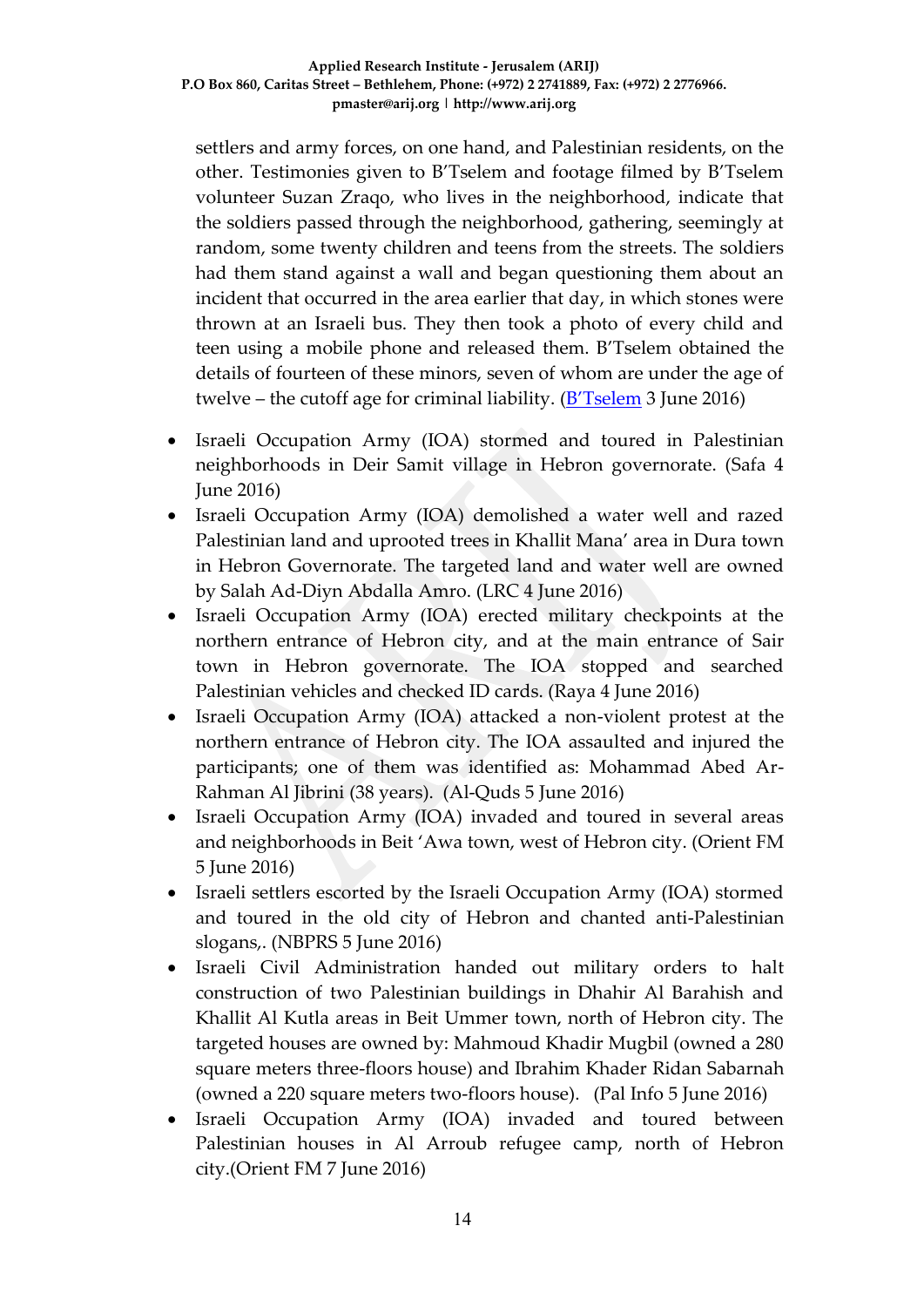settlers and army forces, on one hand, and Palestinian residents, on the other. Testimonies given to B'Tselem and footage filmed by B'Tselem volunteer Suzan Zraqo, who lives in the neighborhood, indicate that the soldiers passed through the neighborhood, gathering, seemingly at random, some twenty children and teens from the streets. The soldiers had them stand against a wall and began questioning them about an incident that occurred in the area earlier that day, in which stones were thrown at an Israeli bus. They then took a photo of every child and teen using a mobile phone and released them. B'Tselem obtained the details of fourteen of these minors, seven of whom are under the age of twelve – the cutoff age for criminal liability. (B'Tselem 3 June 2016)

- Israeli Occupation Army (IOA) stormed and toured in Palestinian neighborhoods in Deir Samit village in Hebron governorate. (Safa 4 June 2016)
- Israeli Occupation Army (IOA) demolished a water well and razed Palestinian land and uprooted trees in Khallit Mana' area in Dura town in Hebron Governorate. The targeted land and water well are owned by Salah Ad-Diyn Abdalla Amro. (LRC 4 June 2016)
- Israeli Occupation Army (IOA) erected military checkpoints at the northern entrance of Hebron city, and at the main entrance of Sair town in Hebron governorate. The IOA stopped and searched Palestinian vehicles and checked ID cards. (Raya 4 June 2016)
- Israeli Occupation Army (IOA) attacked a non-violent protest at the northern entrance of Hebron city. The IOA assaulted and injured the participants; one of them was identified as: Mohammad Abed Ar-Rahman Al Jibrini (38 years). (Al-Quds 5 June 2016)
- Israeli Occupation Army (IOA) invaded and toured in several areas and neighborhoods in Beit 'Awa town, west of Hebron city. (Orient FM 5 June 2016)
- Israeli settlers escorted by the Israeli Occupation Army (IOA) stormed and toured in the old city of Hebron and chanted anti-Palestinian slogans,. (NBPRS 5 June 2016)
- Israeli Civil Administration handed out military orders to halt construction of two Palestinian buildings in Dhahir Al Barahish and Khallit Al Kutla areas in Beit Ummer town, north of Hebron city. The targeted houses are owned by: Mahmoud Khadir Mugbil (owned a 280 square meters three-floors house) and Ibrahim Khader Ridan Sabarnah (owned a 220 square meters two-floors house). (Pal Info 5 June 2016)
- Israeli Occupation Army (IOA) invaded and toured between Palestinian houses in Al Arroub refugee camp, north of Hebron city.(Orient FM 7 June 2016)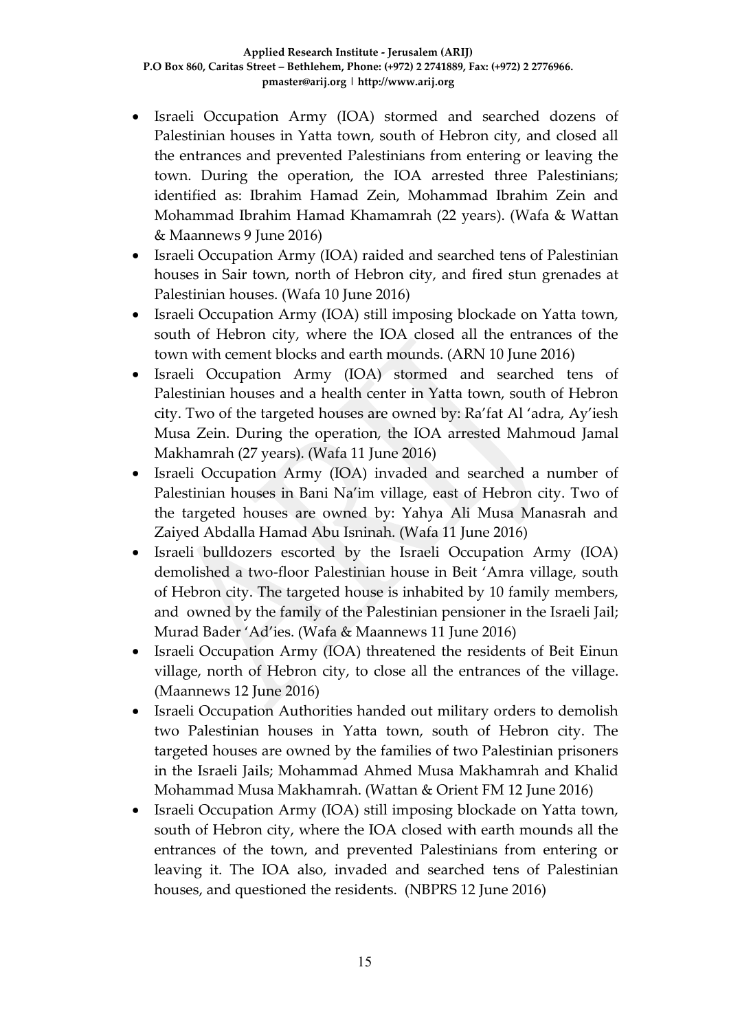- Israeli Occupation Army (IOA) stormed and searched dozens of Palestinian houses in Yatta town, south of Hebron city, and closed all the entrances and prevented Palestinians from entering or leaving the town. During the operation, the IOA arrested three Palestinians; identified as: Ibrahim Hamad Zein, Mohammad Ibrahim Zein and Mohammad Ibrahim Hamad Khamamrah (22 years). (Wafa & Wattan & Maannews 9 June 2016)
- Israeli Occupation Army (IOA) raided and searched tens of Palestinian houses in Sair town, north of Hebron city, and fired stun grenades at Palestinian houses. (Wafa 10 June 2016)
- Israeli Occupation Army (IOA) still imposing blockade on Yatta town, south of Hebron city, where the IOA closed all the entrances of the town with cement blocks and earth mounds. (ARN 10 June 2016)
- Israeli Occupation Army (IOA) stormed and searched tens of Palestinian houses and a health center in Yatta town, south of Hebron city. Two of the targeted houses are owned by: Ra'fat Al 'adra, Ay'iesh Musa Zein. During the operation, the IOA arrested Mahmoud Jamal Makhamrah (27 years). (Wafa 11 June 2016)
- Israeli Occupation Army (IOA) invaded and searched a number of Palestinian houses in Bani Na'im village, east of Hebron city. Two of the targeted houses are owned by: Yahya Ali Musa Manasrah and Zaiyed Abdalla Hamad Abu Isninah. (Wafa 11 June 2016)
- Israeli bulldozers escorted by the Israeli Occupation Army (IOA) demolished a two-floor Palestinian house in Beit 'Amra village, south of Hebron city. The targeted house is inhabited by 10 family members, and owned by the family of the Palestinian pensioner in the Israeli Jail; Murad Bader 'Ad'ies. (Wafa & Maannews 11 June 2016)
- Israeli Occupation Army (IOA) threatened the residents of Beit Einun village, north of Hebron city, to close all the entrances of the village. (Maannews 12 June 2016)
- Israeli Occupation Authorities handed out military orders to demolish two Palestinian houses in Yatta town, south of Hebron city. The targeted houses are owned by the families of two Palestinian prisoners in the Israeli Jails; Mohammad Ahmed Musa Makhamrah and Khalid Mohammad Musa Makhamrah. (Wattan & Orient FM 12 June 2016)
- Israeli Occupation Army (IOA) still imposing blockade on Yatta town, south of Hebron city, where the IOA closed with earth mounds all the entrances of the town, and prevented Palestinians from entering or leaving it. The IOA also, invaded and searched tens of Palestinian houses, and questioned the residents. (NBPRS 12 June 2016)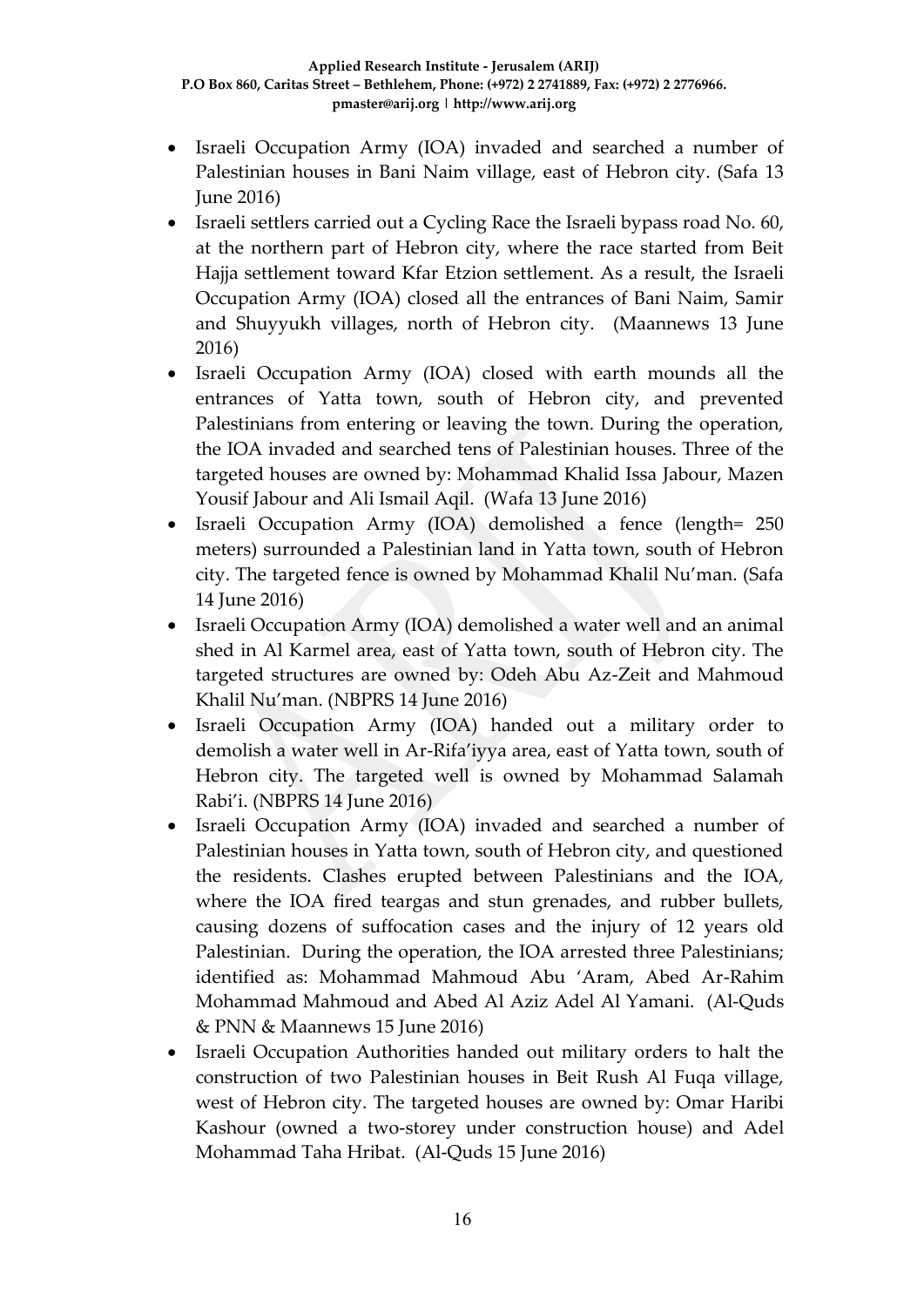- Israeli Occupation Army (IOA) invaded and searched a number of Palestinian houses in Bani Naim village, east of Hebron city. (Safa 13 June 2016)
- Israeli settlers carried out a Cycling Race the Israeli bypass road No. 60, at the northern part of Hebron city, where the race started from Beit Hajja settlement toward Kfar Etzion settlement. As a result, the Israeli Occupation Army (IOA) closed all the entrances of Bani Naim, Samir and Shuyyukh villages, north of Hebron city. (Maannews 13 June 2016)
- Israeli Occupation Army (IOA) closed with earth mounds all the entrances of Yatta town, south of Hebron city, and prevented Palestinians from entering or leaving the town. During the operation, the IOA invaded and searched tens of Palestinian houses. Three of the targeted houses are owned by: Mohammad Khalid Issa Jabour, Mazen Yousif Jabour and Ali Ismail Aqil. (Wafa 13 June 2016)
- Israeli Occupation Army (IOA) demolished a fence (length= 250 meters) surrounded a Palestinian land in Yatta town, south of Hebron city. The targeted fence is owned by Mohammad Khalil Nu'man. (Safa 14 June 2016)
- Israeli Occupation Army (IOA) demolished a water well and an animal shed in Al Karmel area, east of Yatta town, south of Hebron city. The targeted structures are owned by: Odeh Abu Az-Zeit and Mahmoud Khalil Nu'man. (NBPRS 14 June 2016)
- Israeli Occupation Army (IOA) handed out a military order to demolish a water well in Ar-Rifa'iyya area, east of Yatta town, south of Hebron city. The targeted well is owned by Mohammad Salamah Rabi'i. (NBPRS 14 June 2016)
- Israeli Occupation Army (IOA) invaded and searched a number of Palestinian houses in Yatta town, south of Hebron city, and questioned the residents. Clashes erupted between Palestinians and the IOA, where the IOA fired teargas and stun grenades, and rubber bullets, causing dozens of suffocation cases and the injury of 12 years old Palestinian. During the operation, the IOA arrested three Palestinians; identified as: Mohammad Mahmoud Abu 'Aram, Abed Ar-Rahim Mohammad Mahmoud and Abed Al Aziz Adel Al Yamani. (Al-Quds & PNN & Maannews 15 June 2016)
- Israeli Occupation Authorities handed out military orders to halt the construction of two Palestinian houses in Beit Rush Al Fuqa village, west of Hebron city. The targeted houses are owned by: Omar Haribi Kashour (owned a two-storey under construction house) and Adel Mohammad Taha Hribat. (Al-Quds 15 June 2016)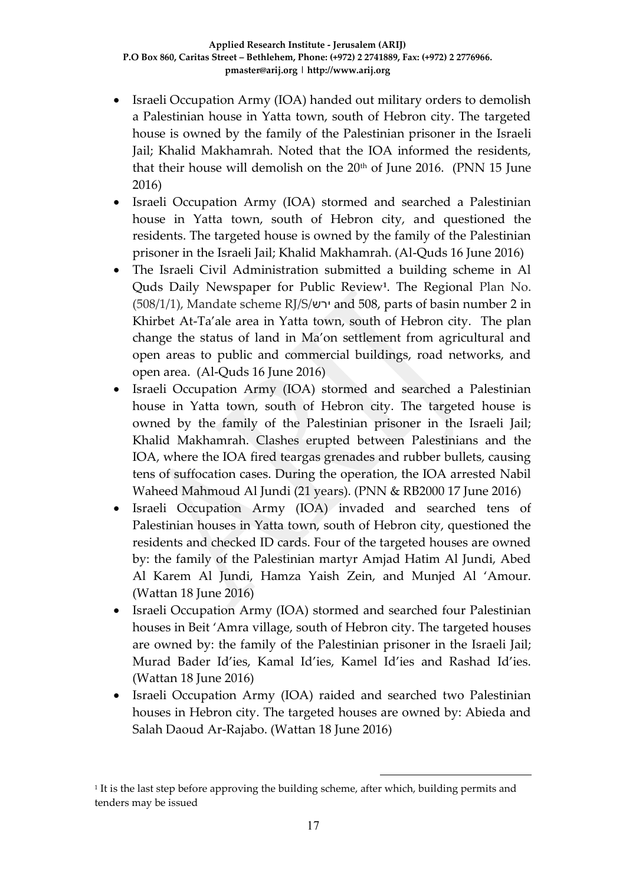- Israeli Occupation Army (IOA) handed out military orders to demolish a Palestinian house in Yatta town, south of Hebron city. The targeted house is owned by the family of the Palestinian prisoner in the Israeli Jail; Khalid Makhamrah. Noted that the IOA informed the residents, that their house will demolish on the 20th of June 2016. (PNN 15 June 2016)
- Israeli Occupation Army (IOA) stormed and searched a Palestinian house in Yatta town, south of Hebron city, and questioned the residents. The targeted house is owned by the family of the Palestinian prisoner in the Israeli Jail; Khalid Makhamrah. (Al-Quds 16 June 2016)
- The Israeli Civil Administration submitted a building scheme in Al Quds Daily Newspaper for Public Review[1]. The Regional Plan No. (508/1/1), Mandate scheme RJ/S/ירש and 508, parts of basin number 2 in Khirbet At-Ta'ale area in Yatta town, south of Hebron city. The plan change the status of land in Ma'on settlement from agricultural and open areas to public and commercial buildings, road networks, and open area. (Al-Quds 16 June 2016)
- Israeli Occupation Army (IOA) stormed and searched a Palestinian house in Yatta town, south of Hebron city. The targeted house is owned by the family of the Palestinian prisoner in the Israeli Jail; Khalid Makhamrah. Clashes erupted between Palestinians and the IOA, where the IOA fired teargas grenades and rubber bullets, causing tens of suffocation cases. During the operation, the IOA arrested Nabil Waheed Mahmoud Al Jundi (21 years). (PNN & RB2000 17 June 2016)
- Israeli Occupation Army (IOA) invaded and searched tens of Palestinian houses in Yatta town, south of Hebron city, questioned the residents and checked ID cards. Four of the targeted houses are owned by: the family of the Palestinian martyr Amjad Hatim Al Jundi, Abed Al Karem Al Jundi, Hamza Yaish Zein, and Munjed Al 'Amour. (Wattan 18 June 2016)
- Israeli Occupation Army (IOA) stormed and searched four Palestinian houses in Beit 'Amra village, south of Hebron city. The targeted houses are owned by: the family of the Palestinian prisoner in the Israeli Jail; Murad Bader Id'ies, Kamal Id'ies, Kamel Id'ies and Rashad Id'ies. (Wattan 18 June 2016)
- Israeli Occupation Army (IOA) raided and searched two Palestinian houses in Hebron city. The targeted houses are owned by: Abieda and Salah Daoud Ar-Rajabo. (Wattan 18 June 2016)

[1] It is the last step before approving the building scheme, after which, building permits and tenders may be issued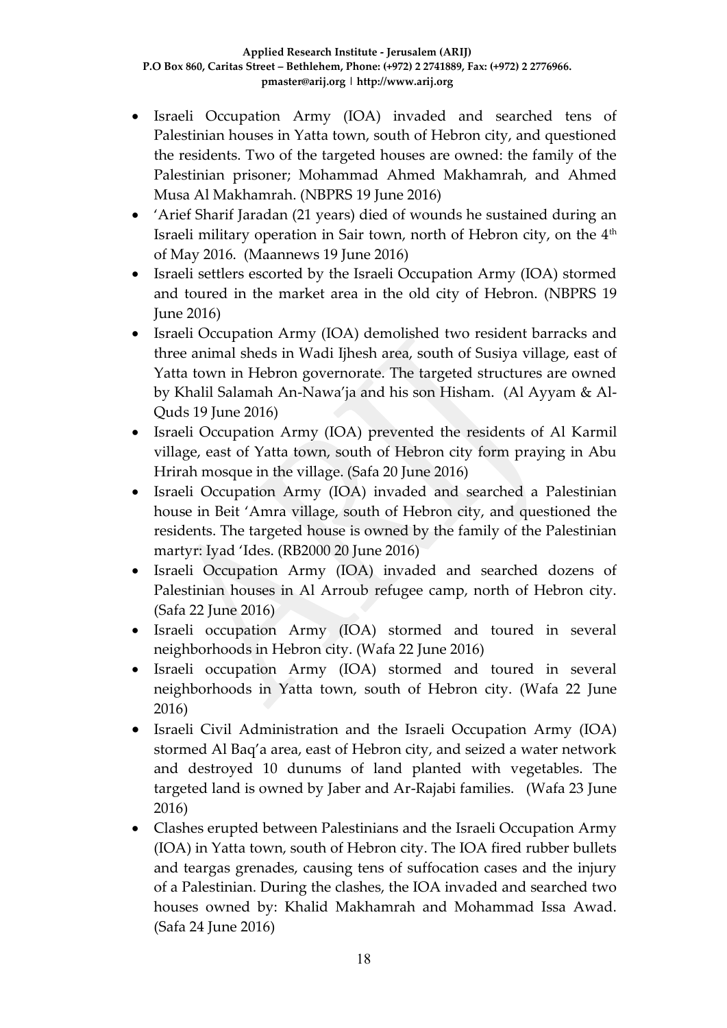- Israeli Occupation Army (IOA) invaded and searched tens of Palestinian houses in Yatta town, south of Hebron city, and questioned the residents. Two of the targeted houses are owned: the family of the Palestinian prisoner; Mohammad Ahmed Makhamrah, and Ahmed Musa Al Makhamrah. (NBPRS 19 June 2016)
- 'Arief Sharif Jaradan (21 years) died of wounds he sustained during an Israeli military operation in Sair town, north of Hebron city, on the 4th of May 2016. (Maannews 19 June 2016)
- Israeli settlers escorted by the Israeli Occupation Army (IOA) stormed and toured in the market area in the old city of Hebron. (NBPRS 19 June 2016)
- Israeli Occupation Army (IOA) demolished two resident barracks and three animal sheds in Wadi Ijhesh area, south of Susiya village, east of Yatta town in Hebron governorate. The targeted structures are owned by Khalil Salamah An-Nawa'ja and his son Hisham. (Al Ayyam & Al-Quds 19 June 2016)
- Israeli Occupation Army (IOA) prevented the residents of Al Karmil village, east of Yatta town, south of Hebron city form praying in Abu Hrirah mosque in the village. (Safa 20 June 2016)
- Israeli Occupation Army (IOA) invaded and searched a Palestinian house in Beit 'Amra village, south of Hebron city, and questioned the residents. The targeted house is owned by the family of the Palestinian martyr: Iyad 'Ides. (RB2000 20 June 2016)
- Israeli Occupation Army (IOA) invaded and searched dozens of Palestinian houses in Al Arroub refugee camp, north of Hebron city. (Safa 22 June 2016)
- Israeli occupation Army (IOA) stormed and toured in several neighborhoods in Hebron city. (Wafa 22 June 2016)
- Israeli occupation Army (IOA) stormed and toured in several neighborhoods in Yatta town, south of Hebron city. (Wafa 22 June 2016)
- Israeli Civil Administration and the Israeli Occupation Army (IOA) stormed Al Baq'a area, east of Hebron city, and seized a water network and destroyed 10 dunums of land planted with vegetables. The targeted land is owned by Jaber and Ar-Rajabi families. (Wafa 23 June 2016)
- Clashes erupted between Palestinians and the Israeli Occupation Army (IOA) in Yatta town, south of Hebron city. The IOA fired rubber bullets and teargas grenades, causing tens of suffocation cases and the injury of a Palestinian. During the clashes, the IOA invaded and searched two houses owned by: Khalid Makhamrah and Mohammad Issa Awad. (Safa 24 June 2016)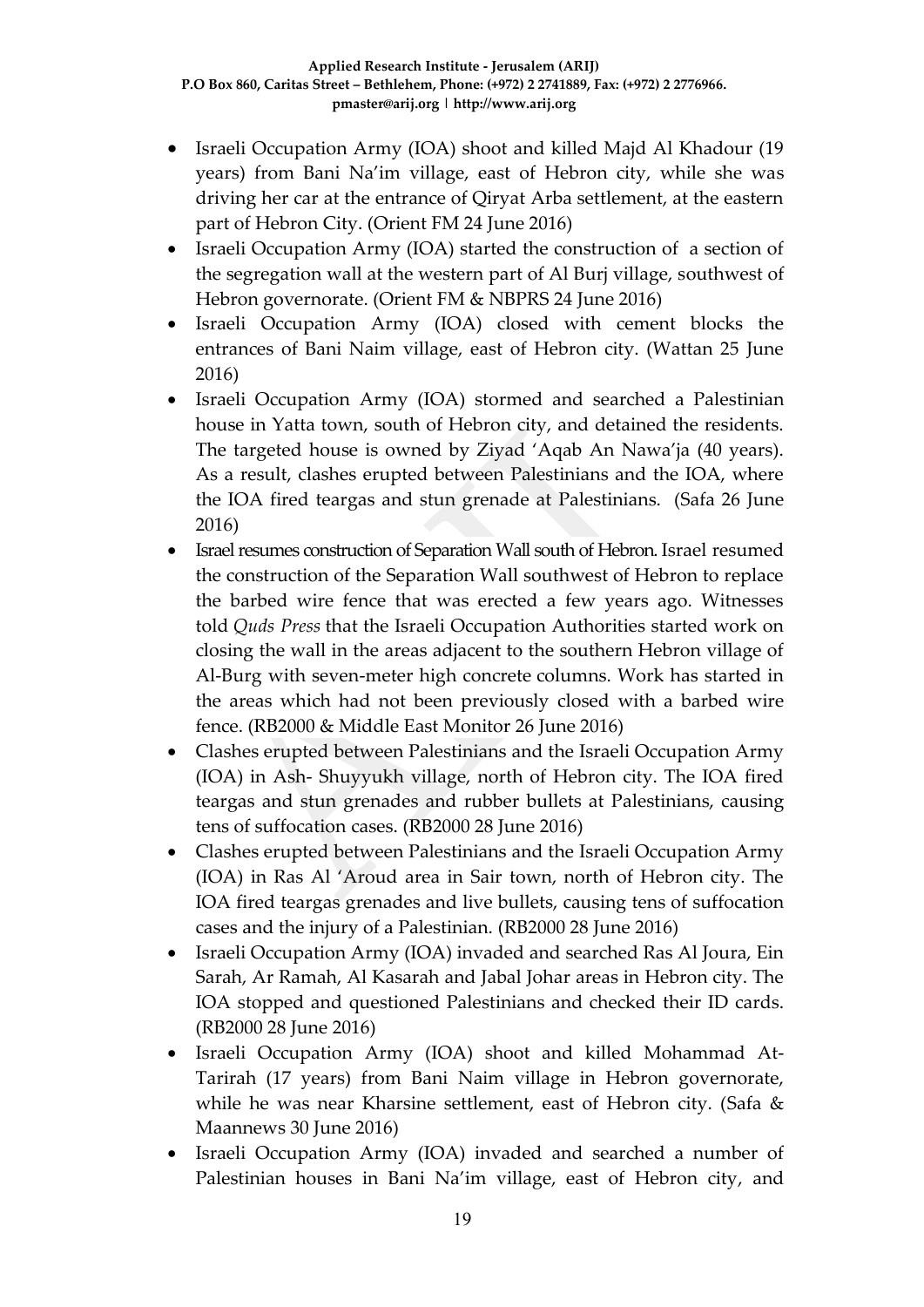- Israeli Occupation Army (IOA) shoot and killed Majd Al Khadour (19 years) from Bani Na'im village, east of Hebron city, while she was driving her car at the entrance of Qiryat Arba settlement, at the eastern part of Hebron City. (Orient FM 24 June 2016)
- Israeli Occupation Army (IOA) started the construction of a section of the segregation wall at the western part of Al Burj village, southwest of Hebron governorate. (Orient FM & NBPRS 24 June 2016)
- Israeli Occupation Army (IOA) closed with cement blocks the entrances of Bani Naim village, east of Hebron city. (Wattan 25 June 2016)
- Israeli Occupation Army (IOA) stormed and searched a Palestinian house in Yatta town, south of Hebron city, and detained the residents. The targeted house is owned by Ziyad 'Aqab An Nawa'ja (40 years). As a result, clashes erupted between Palestinians and the IOA, where the IOA fired teargas and stun grenade at Palestinians. (Safa 26 June 2016)
- Israel resumes construction of Separation Wall south of Hebron. Israel resumed the construction of the Separation Wall southwest of Hebron to replace the barbed wire fence that was erected a few years ago. Witnesses told *Quds Press* that the Israeli Occupation Authorities started work on closing the wall in the areas adjacent to the southern Hebron village of Al-Burg with seven-meter high concrete columns. Work has started in the areas which had not been previously closed with a barbed wire fence. (RB2000 & Middle East Monitor 26 June 2016)
- Clashes erupted between Palestinians and the Israeli Occupation Army (IOA) in Ash- Shuyyukh village, north of Hebron city. The IOA fired teargas and stun grenades and rubber bullets at Palestinians, causing tens of suffocation cases. (RB2000 28 June 2016)
- Clashes erupted between Palestinians and the Israeli Occupation Army (IOA) in Ras Al 'Aroud area in Sair town, north of Hebron city. The IOA fired teargas grenades and live bullets, causing tens of suffocation cases and the injury of a Palestinian. (RB2000 28 June 2016)
- Israeli Occupation Army (IOA) invaded and searched Ras Al Joura, Ein Sarah, Ar Ramah, Al Kasarah and Jabal Johar areas in Hebron city. The IOA stopped and questioned Palestinians and checked their ID cards. (RB2000 28 June 2016)
- Israeli Occupation Army (IOA) shoot and killed Mohammad At-Tarirah (17 years) from Bani Naim village in Hebron governorate, while he was near Kharsine settlement, east of Hebron city. (Safa & Maannews 30 June 2016)
- Israeli Occupation Army (IOA) invaded and searched a number of Palestinian houses in Bani Na'im village, east of Hebron city, and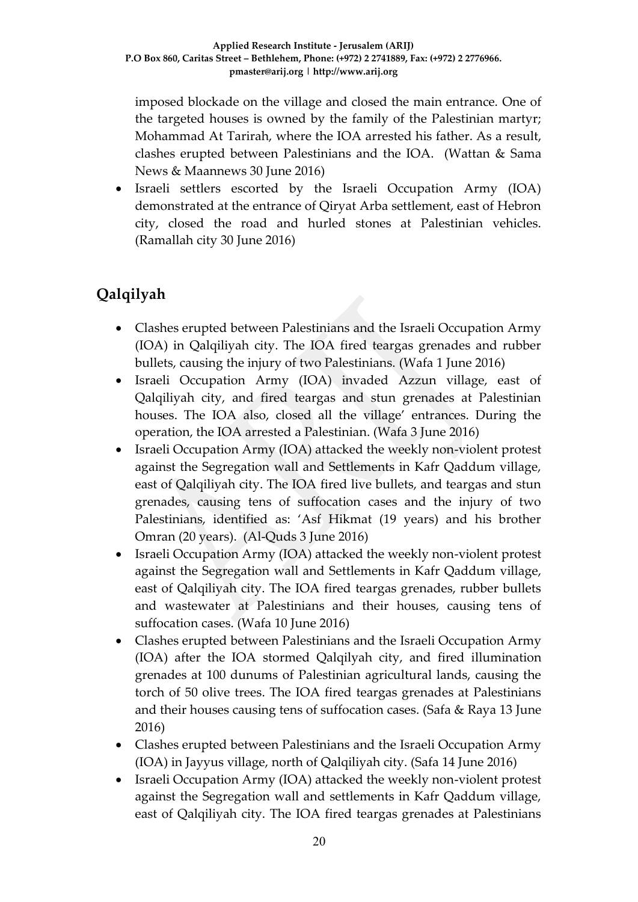imposed blockade on the village and closed the main entrance. One of the targeted houses is owned by the family of the Palestinian martyr; Mohammad At Tarirah, where the IOA arrested his father. As a result, clashes erupted between Palestinians and the IOA. (Wattan & Sama News & Maannews 30 June 2016)

- Israeli settlers escorted by the Israeli Occupation Army (IOA) demonstrated at the entrance of Qiryat Arba settlement, east of Hebron city, closed the road and hurled stones at Palestinian vehicles. (Ramallah city 30 June 2016)

## Qalqilyah

- Clashes erupted between Palestinians and the Israeli Occupation Army (IOA) in Qalqiliyah city. The IOA fired teargas grenades and rubber bullets, causing the injury of two Palestinians. (Wafa 1 June 2016)
- Israeli Occupation Army (IOA) invaded Azzun village, east of Qalqiliyah city, and fired teargas and stun grenades at Palestinian houses. The IOA also, closed all the village' entrances. During the operation, the IOA arrested a Palestinian. (Wafa 3 June 2016)
- Israeli Occupation Army (IOA) attacked the weekly non-violent protest against the Segregation wall and Settlements in Kafr Qaddum village, east of Qalqiliyah city. The IOA fired live bullets, and teargas and stun grenades, causing tens of suffocation cases and the injury of two Palestinians, identified as: 'Asf Hikmat (19 years) and his brother Omran (20 years). (Al-Quds 3 June 2016)
- Israeli Occupation Army (IOA) attacked the weekly non-violent protest against the Segregation wall and Settlements in Kafr Qaddum village, east of Qalqiliyah city. The IOA fired teargas grenades, rubber bullets and wastewater at Palestinians and their houses, causing tens of suffocation cases. (Wafa 10 June 2016)
- Clashes erupted between Palestinians and the Israeli Occupation Army (IOA) after the IOA stormed Qalqilyah city, and fired illumination grenades at 100 dunums of Palestinian agricultural lands, causing the torch of 50 olive trees. The IOA fired teargas grenades at Palestinians and their houses causing tens of suffocation cases. (Safa & Raya 13 June 2016)
- Clashes erupted between Palestinians and the Israeli Occupation Army (IOA) in Jayyus village, north of Qalqiliyah city. (Safa 14 June 2016)
- Israeli Occupation Army (IOA) attacked the weekly non-violent protest against the Segregation wall and settlements in Kafr Qaddum village, east of Qalqiliyah city. The IOA fired teargas grenades at Palestinians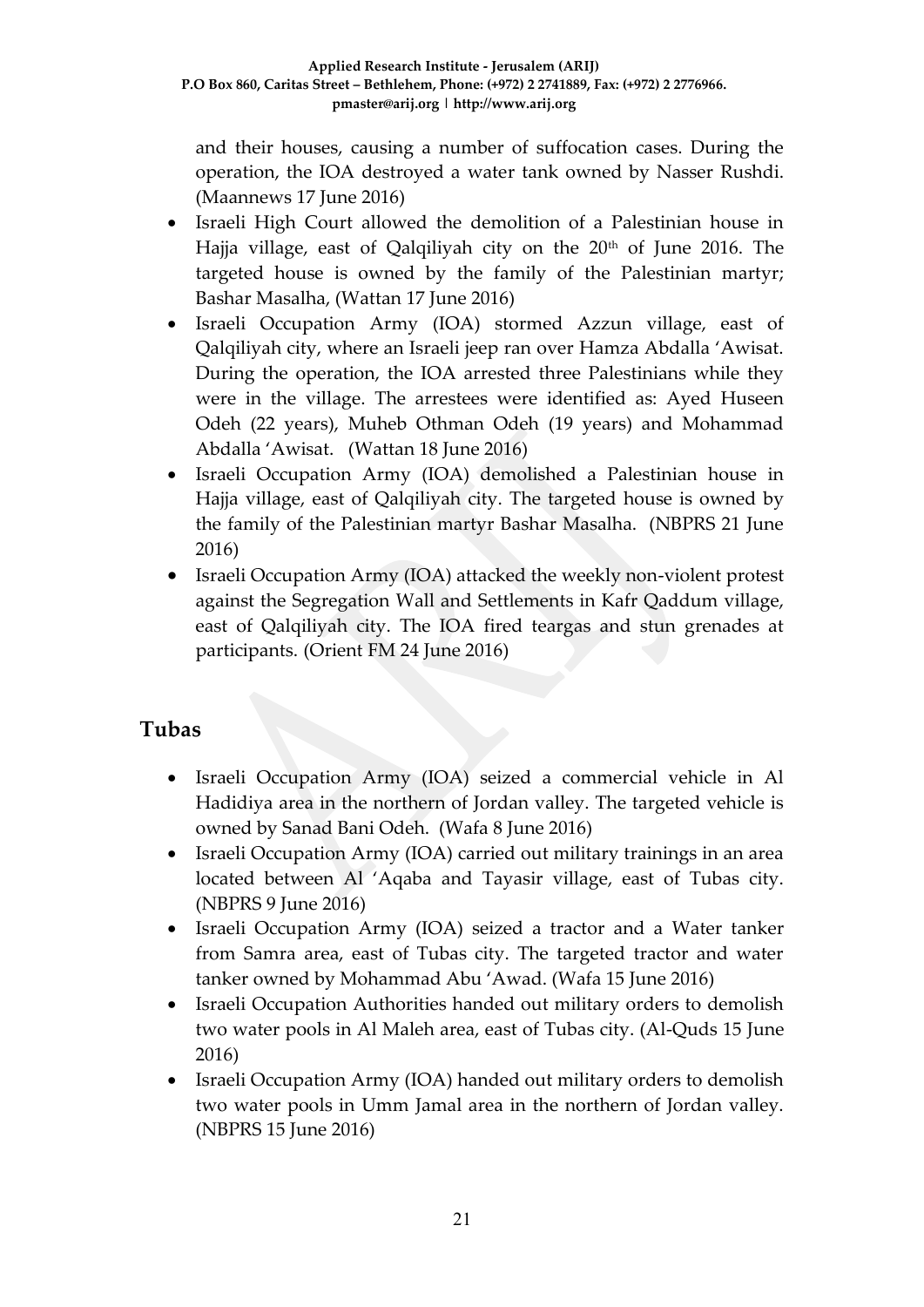and their houses, causing a number of suffocation cases. During the operation, the IOA destroyed a water tank owned by Nasser Rushdi. (Maannews 17 June 2016)

- Israeli High Court allowed the demolition of a Palestinian house in Hajja village, east of Qalqiliyah city on the 20th of June 2016. The targeted house is owned by the family of the Palestinian martyr; Bashar Masalha, (Wattan 17 June 2016)
- Israeli Occupation Army (IOA) stormed Azzun village, east of Qalqiliyah city, where an Israeli jeep ran over Hamza Abdalla 'Awisat. During the operation, the IOA arrested three Palestinians while they were in the village. The arrestees were identified as: Ayed Huseen Odeh (22 years), Muheb Othman Odeh (19 years) and Mohammad Abdalla 'Awisat. (Wattan 18 June 2016)
- Israeli Occupation Army (IOA) demolished a Palestinian house in Hajja village, east of Qalqiliyah city. The targeted house is owned by the family of the Palestinian martyr Bashar Masalha. (NBPRS 21 June 2016)
- Israeli Occupation Army (IOA) attacked the weekly non-violent protest against the Segregation Wall and Settlements in Kafr Qaddum village, east of Qalqiliyah city. The IOA fired teargas and stun grenades at participants. (Orient FM 24 June 2016)

## Tubas

- Israeli Occupation Army (IOA) seized a commercial vehicle in Al Hadidiya area in the northern of Jordan valley. The targeted vehicle is owned by Sanad Bani Odeh. (Wafa 8 June 2016)
- Israeli Occupation Army (IOA) carried out military trainings in an area located between Al 'Aqaba and Tayasir village, east of Tubas city. (NBPRS 9 June 2016)
- Israeli Occupation Army (IOA) seized a tractor and a Water tanker from Samra area, east of Tubas city. The targeted tractor and water tanker owned by Mohammad Abu 'Awad. (Wafa 15 June 2016)
- Israeli Occupation Authorities handed out military orders to demolish two water pools in Al Maleh area, east of Tubas city. (Al-Quds 15 June 2016)
- Israeli Occupation Army (IOA) handed out military orders to demolish two water pools in Umm Jamal area in the northern of Jordan valley. (NBPRS 15 June 2016)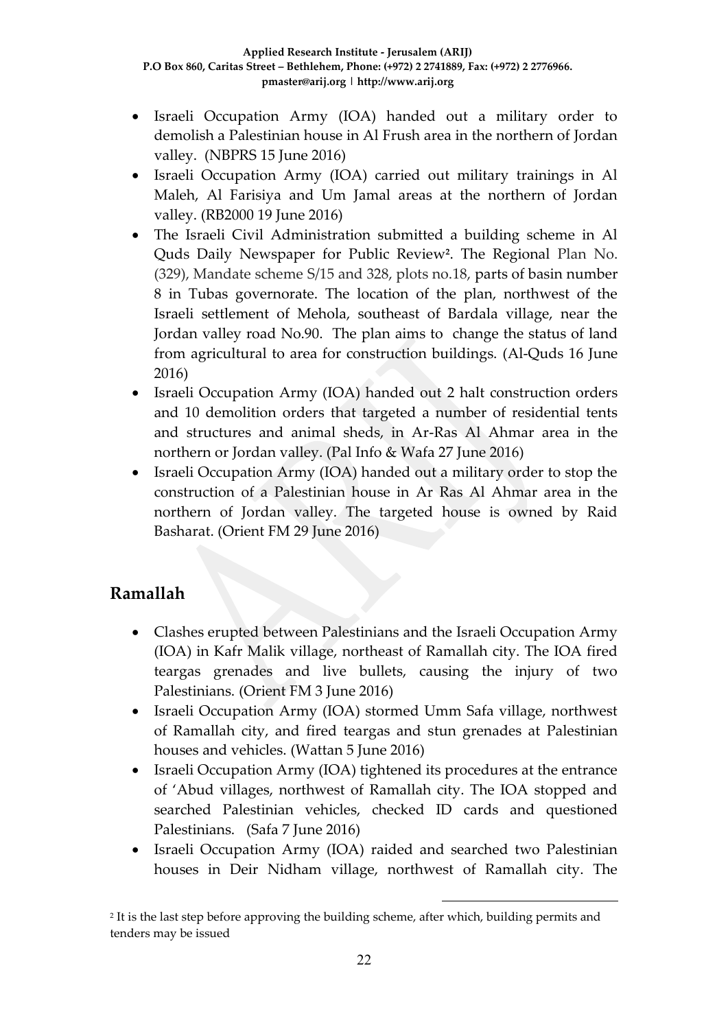- Israeli Occupation Army (IOA) handed out a military order to demolish a Palestinian house in Al Frush area in the northern of Jordan valley. (NBPRS 15 June 2016)
- Israeli Occupation Army (IOA) carried out military trainings in Al Maleh, Al Farisiya and Um Jamal areas at the northern of Jordan valley. (RB2000 19 June 2016)
- The Israeli Civil Administration submitted a building scheme in Al Quds Daily Newspaper for Public Review[2]. The Regional Plan No. (329), Mandate scheme S/15 and 328, plots no.18, parts of basin number 8 in Tubas governorate. The location of the plan, northwest of the Israeli settlement of Mehola, southeast of Bardala village, near the Jordan valley road No.90. The plan aims to change the status of land from agricultural to area for construction buildings. (Al-Quds 16 June 2016)
- Israeli Occupation Army (IOA) handed out 2 halt construction orders and 10 demolition orders that targeted a number of residential tents and structures and animal sheds, in Ar-Ras Al Ahmar area in the northern or Jordan valley. (Pal Info & Wafa 27 June 2016)
- Israeli Occupation Army (IOA) handed out a military order to stop the construction of a Palestinian house in Ar Ras Al Ahmar area in the northern of Jordan valley. The targeted house is owned by Raid Basharat. (Orient FM 29 June 2016)

## Ramallah

- Clashes erupted between Palestinians and the Israeli Occupation Army (IOA) in Kafr Malik village, northeast of Ramallah city. The IOA fired teargas grenades and live bullets, causing the injury of two Palestinians. (Orient FM 3 June 2016)
- Israeli Occupation Army (IOA) stormed Umm Safa village, northwest of Ramallah city, and fired teargas and stun grenades at Palestinian houses and vehicles. (Wattan 5 June 2016)
- Israeli Occupation Army (IOA) tightened its procedures at the entrance of 'Abud villages, northwest of Ramallah city. The IOA stopped and searched Palestinian vehicles, checked ID cards and questioned Palestinians. (Safa 7 June 2016)
- Israeli Occupation Army (IOA) raided and searched two Palestinian houses in Deir Nidham village, northwest of Ramallah city. The

[2] It is the last step before approving the building scheme, after which, building permits and tenders may be issued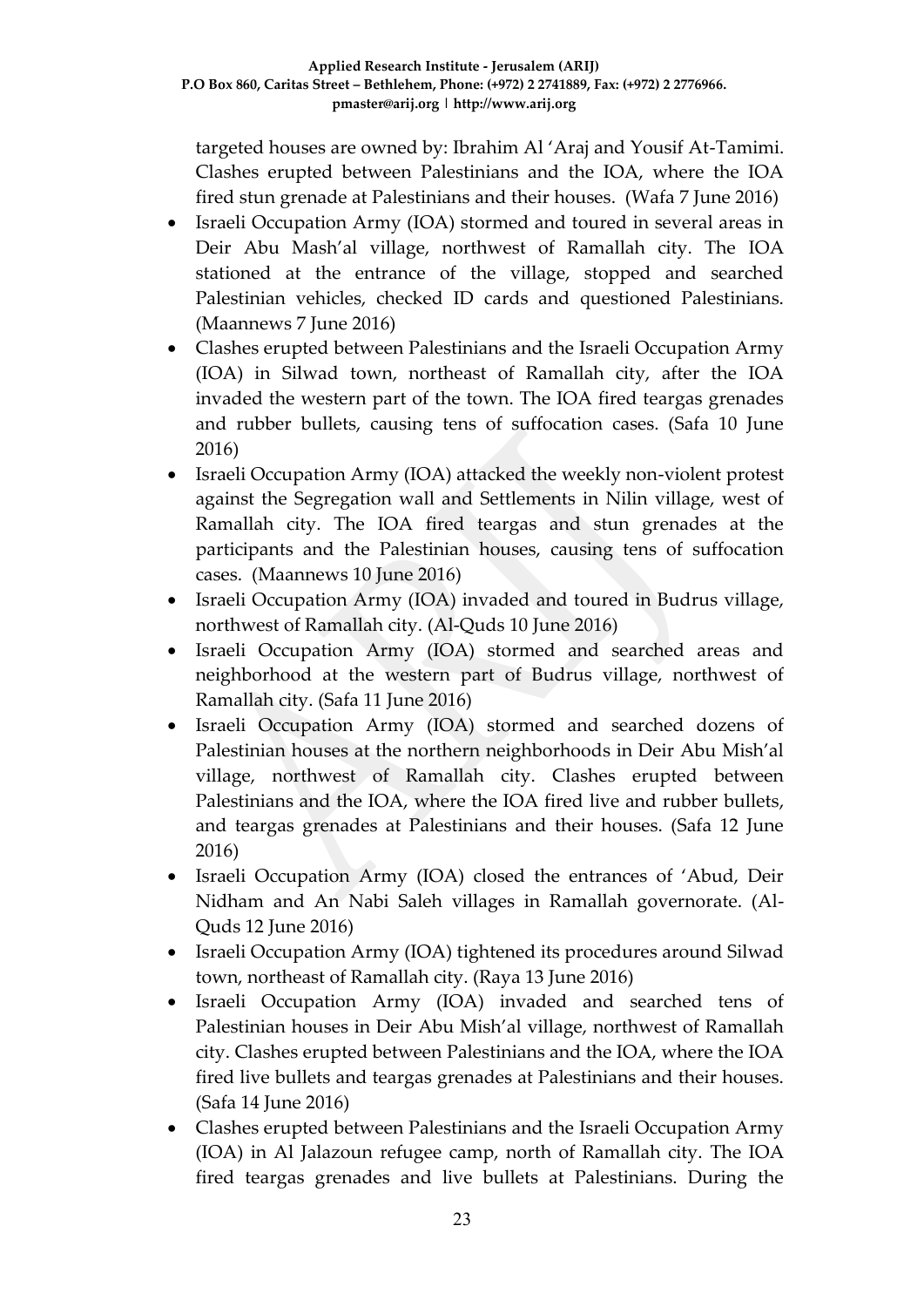targeted houses are owned by: Ibrahim Al 'Araj and Yousif At-Tamimi. Clashes erupted between Palestinians and the IOA, where the IOA fired stun grenade at Palestinians and their houses. (Wafa 7 June 2016)

- Israeli Occupation Army (IOA) stormed and toured in several areas in Deir Abu Mash'al village, northwest of Ramallah city. The IOA stationed at the entrance of the village, stopped and searched Palestinian vehicles, checked ID cards and questioned Palestinians. (Maannews 7 June 2016)
- Clashes erupted between Palestinians and the Israeli Occupation Army (IOA) in Silwad town, northeast of Ramallah city, after the IOA invaded the western part of the town. The IOA fired teargas grenades and rubber bullets, causing tens of suffocation cases. (Safa 10 June 2016)
- Israeli Occupation Army (IOA) attacked the weekly non-violent protest against the Segregation wall and Settlements in Nilin village, west of Ramallah city. The IOA fired teargas and stun grenades at the participants and the Palestinian houses, causing tens of suffocation cases. (Maannews 10 June 2016)
- Israeli Occupation Army (IOA) invaded and toured in Budrus village, northwest of Ramallah city. (Al-Quds 10 June 2016)
- Israeli Occupation Army (IOA) stormed and searched areas and neighborhood at the western part of Budrus village, northwest of Ramallah city. (Safa 11 June 2016)
- Israeli Occupation Army (IOA) stormed and searched dozens of Palestinian houses at the northern neighborhoods in Deir Abu Mish'al village, northwest of Ramallah city. Clashes erupted between Palestinians and the IOA, where the IOA fired live and rubber bullets, and teargas grenades at Palestinians and their houses. (Safa 12 June 2016)
- Israeli Occupation Army (IOA) closed the entrances of 'Abud, Deir Nidham and An Nabi Saleh villages in Ramallah governorate. (Al-Quds 12 June 2016)
- Israeli Occupation Army (IOA) tightened its procedures around Silwad town, northeast of Ramallah city. (Raya 13 June 2016)
- Israeli Occupation Army (IOA) invaded and searched tens of Palestinian houses in Deir Abu Mish'al village, northwest of Ramallah city. Clashes erupted between Palestinians and the IOA, where the IOA fired live bullets and teargas grenades at Palestinians and their houses. (Safa 14 June 2016)
- Clashes erupted between Palestinians and the Israeli Occupation Army (IOA) in Al Jalazoun refugee camp, north of Ramallah city. The IOA fired teargas grenades and live bullets at Palestinians. During the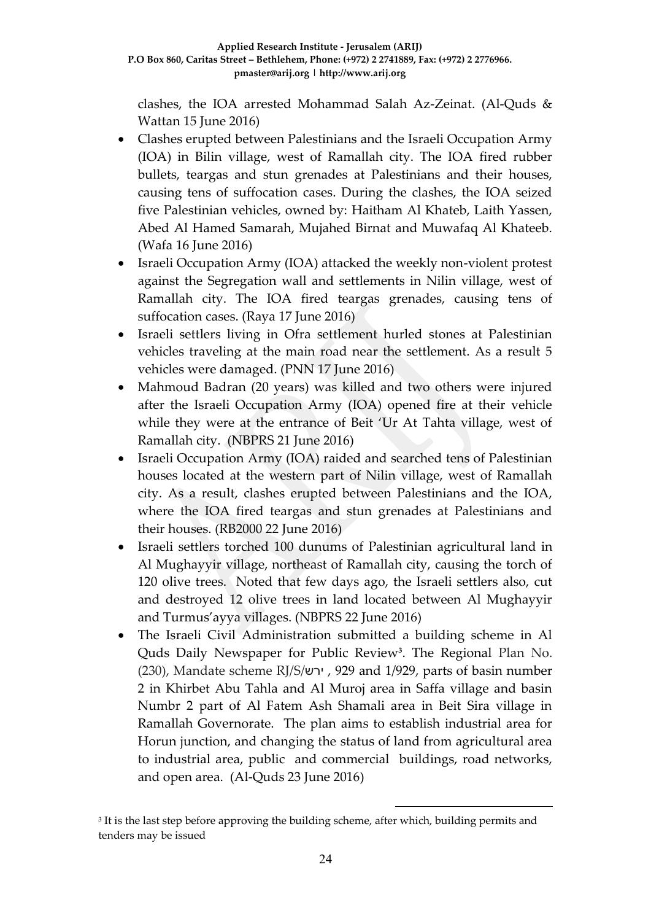clashes, the IOA arrested Mohammad Salah Az-Zeinat. (Al-Quds & Wattan 15 June 2016)

- Clashes erupted between Palestinians and the Israeli Occupation Army (IOA) in Bilin village, west of Ramallah city. The IOA fired rubber bullets, teargas and stun grenades at Palestinians and their houses, causing tens of suffocation cases. During the clashes, the IOA seized five Palestinian vehicles, owned by: Haitham Al Khateb, Laith Yassen, Abed Al Hamed Samarah, Mujahed Birnat and Muwafaq Al Khateeb. (Wafa 16 June 2016)
- Israeli Occupation Army (IOA) attacked the weekly non-violent protest against the Segregation wall and settlements in Nilin village, west of Ramallah city. The IOA fired teargas grenades, causing tens of suffocation cases. (Raya 17 June 2016)
- Israeli settlers living in Ofra settlement hurled stones at Palestinian vehicles traveling at the main road near the settlement. As a result 5 vehicles were damaged. (PNN 17 June 2016)
- Mahmoud Badran (20 years) was killed and two others were injured after the Israeli Occupation Army (IOA) opened fire at their vehicle while they were at the entrance of Beit 'Ur At Tahta village, west of Ramallah city. (NBPRS 21 June 2016)
- Israeli Occupation Army (IOA) raided and searched tens of Palestinian houses located at the western part of Nilin village, west of Ramallah city. As a result, clashes erupted between Palestinians and the IOA, where the IOA fired teargas and stun grenades at Palestinians and their houses. (RB2000 22 June 2016)
- Israeli settlers torched 100 dunums of Palestinian agricultural land in Al Mughayyir village, northeast of Ramallah city, causing the torch of 120 olive trees. Noted that few days ago, the Israeli settlers also, cut and destroyed 12 olive trees in land located between Al Mughayyir and Turmus'ayya villages. (NBPRS 22 June 2016)
- The Israeli Civil Administration submitted a building scheme in Al Quds Daily Newspaper for Public Review[3]. The Regional Plan No. (230), Mandate scheme RJ/S/ירש , 929 and 1/929, parts of basin number 2 in Khirbet Abu Tahla and Al Muroj area in Saffa village and basin Numbr 2 part of Al Fatem Ash Shamali area in Beit Sira village in Ramallah Governorate. The plan aims to establish industrial area for Horun junction, and changing the status of land from agricultural area to industrial area, public and commercial buildings, road networks, and open area. (Al-Quds 23 June 2016)

[3] It is the last step before approving the building scheme, after which, building permits and tenders may be issued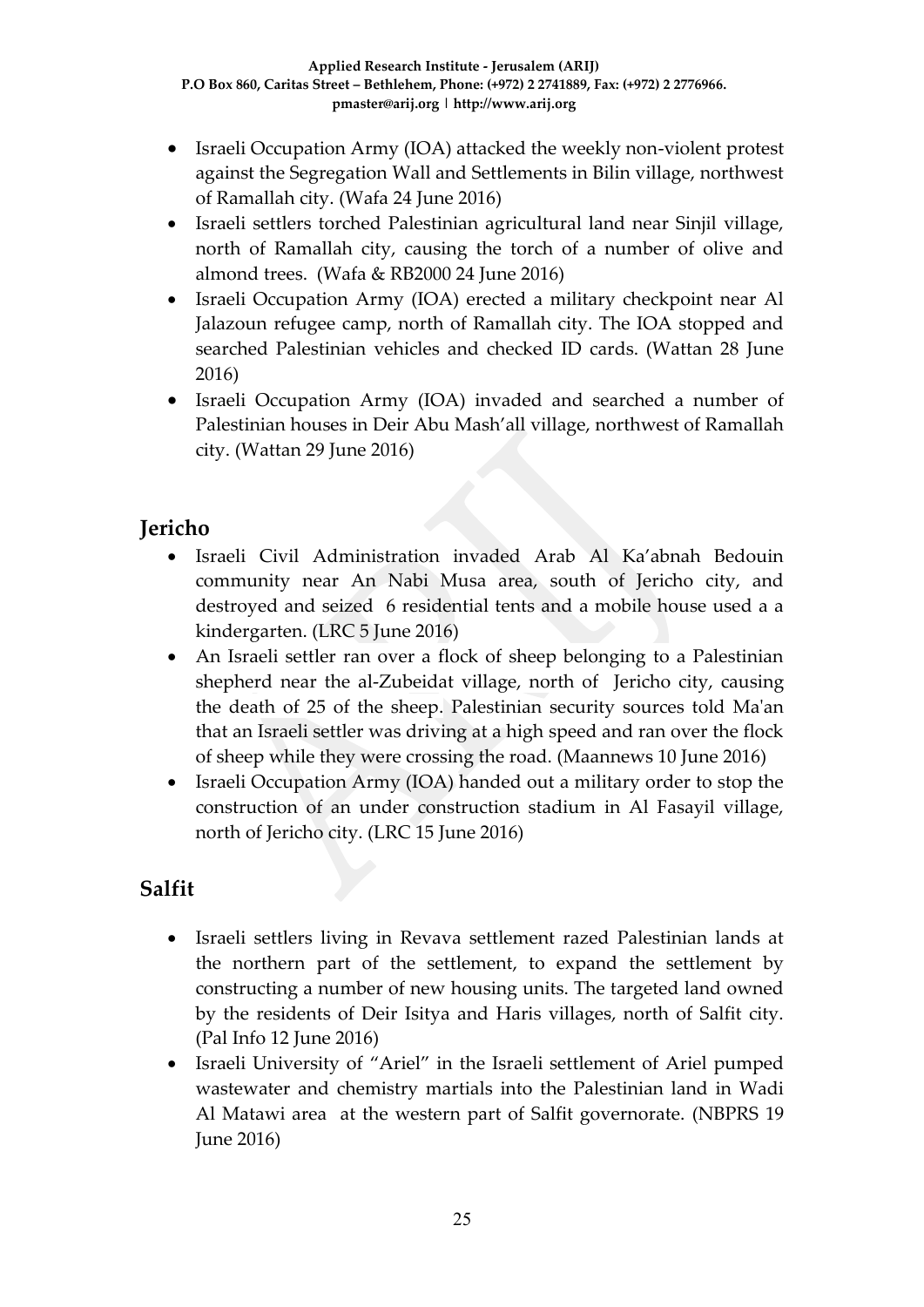- Israeli Occupation Army (IOA) attacked the weekly non-violent protest against the Segregation Wall and Settlements in Bilin village, northwest of Ramallah city. (Wafa 24 June 2016)
- Israeli settlers torched Palestinian agricultural land near Sinjil village, north of Ramallah city, causing the torch of a number of olive and almond trees. (Wafa & RB2000 24 June 2016)
- Israeli Occupation Army (IOA) erected a military checkpoint near Al Jalazoun refugee camp, north of Ramallah city. The IOA stopped and searched Palestinian vehicles and checked ID cards. (Wattan 28 June 2016)
- Israeli Occupation Army (IOA) invaded and searched a number of Palestinian houses in Deir Abu Mash'all village, northwest of Ramallah city. (Wattan 29 June 2016)

## Jericho

- Israeli Civil Administration invaded Arab Al Ka'abnah Bedouin community near An Nabi Musa area, south of Jericho city, and destroyed and seized 6 residential tents and a mobile house used a a kindergarten. (LRC 5 June 2016)
- An Israeli settler ran over a flock of sheep belonging to a Palestinian shepherd near the al-Zubeidat village, north of Jericho city, causing the death of 25 of the sheep. Palestinian security sources told Ma'an that an Israeli settler was driving at a high speed and ran over the flock of sheep while they were crossing the road. (Maannews 10 June 2016)
- Israeli Occupation Army (IOA) handed out a military order to stop the construction of an under construction stadium in Al Fasayil village, north of Jericho city. (LRC 15 June 2016)

## Salfit

- Israeli settlers living in Revava settlement razed Palestinian lands at the northern part of the settlement, to expand the settlement by constructing a number of new housing units. The targeted land owned by the residents of Deir Isitya and Haris villages, north of Salfit city. (Pal Info 12 June 2016)
- Israeli University of "Ariel" in the Israeli settlement of Ariel pumped wastewater and chemistry martials into the Palestinian land in Wadi Al Matawi area at the western part of Salfit governorate. (NBPRS 19 June 2016)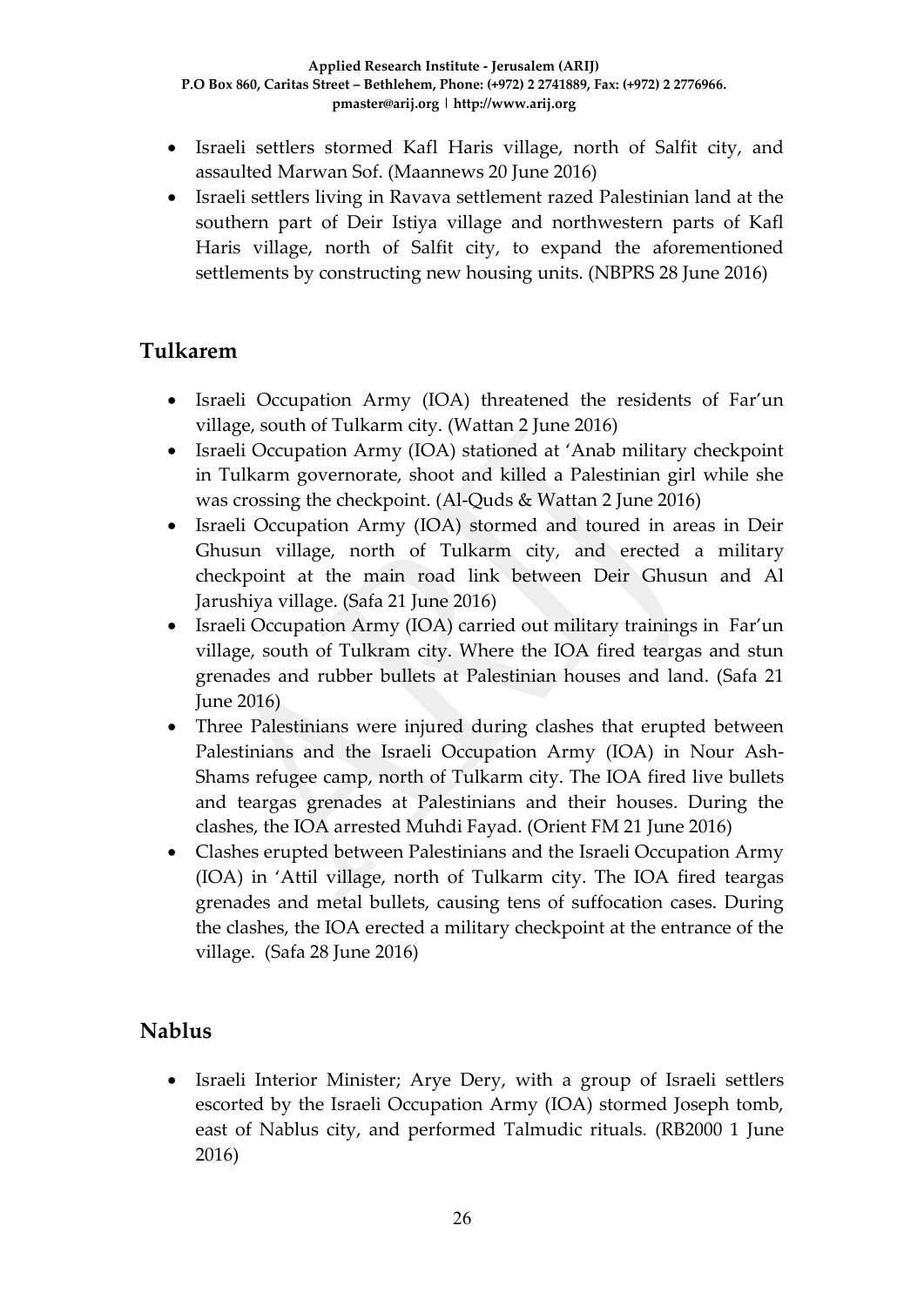- Israeli settlers stormed Kafl Haris village, north of Salfit city, and assaulted Marwan Sof. (Maannews 20 June 2016)
- Israeli settlers living in Ravava settlement razed Palestinian land at the southern part of Deir Istiya village and northwestern parts of Kafl Haris village, north of Salfit city, to expand the aforementioned settlements by constructing new housing units. (NBPRS 28 June 2016)

## Tulkarem

- Israeli Occupation Army (IOA) threatened the residents of Far'un village, south of Tulkarm city. (Wattan 2 June 2016)
- Israeli Occupation Army (IOA) stationed at 'Anab military checkpoint in Tulkarm governorate, shoot and killed a Palestinian girl while she was crossing the checkpoint. (Al-Quds & Wattan 2 June 2016)
- Israeli Occupation Army (IOA) stormed and toured in areas in Deir Ghusun village, north of Tulkarm city, and erected a military checkpoint at the main road link between Deir Ghusun and Al Jarushiya village. (Safa 21 June 2016)
- Israeli Occupation Army (IOA) carried out military trainings in Far'un village, south of Tulkram city. Where the IOA fired teargas and stun grenades and rubber bullets at Palestinian houses and land. (Safa 21 June 2016)
- Three Palestinians were injured during clashes that erupted between Palestinians and the Israeli Occupation Army (IOA) in Nour Ash-Shams refugee camp, north of Tulkarm city. The IOA fired live bullets and teargas grenades at Palestinians and their houses. During the clashes, the IOA arrested Muhdi Fayad. (Orient FM 21 June 2016)
- Clashes erupted between Palestinians and the Israeli Occupation Army (IOA) in 'Attil village, north of Tulkarm city. The IOA fired teargas grenades and metal bullets, causing tens of suffocation cases. During the clashes, the IOA erected a military checkpoint at the entrance of the village. (Safa 28 June 2016)

## Nablus

- Israeli Interior Minister; Arye Dery, with a group of Israeli settlers escorted by the Israeli Occupation Army (IOA) stormed Joseph tomb, east of Nablus city, and performed Talmudic rituals. (RB2000 1 June 2016)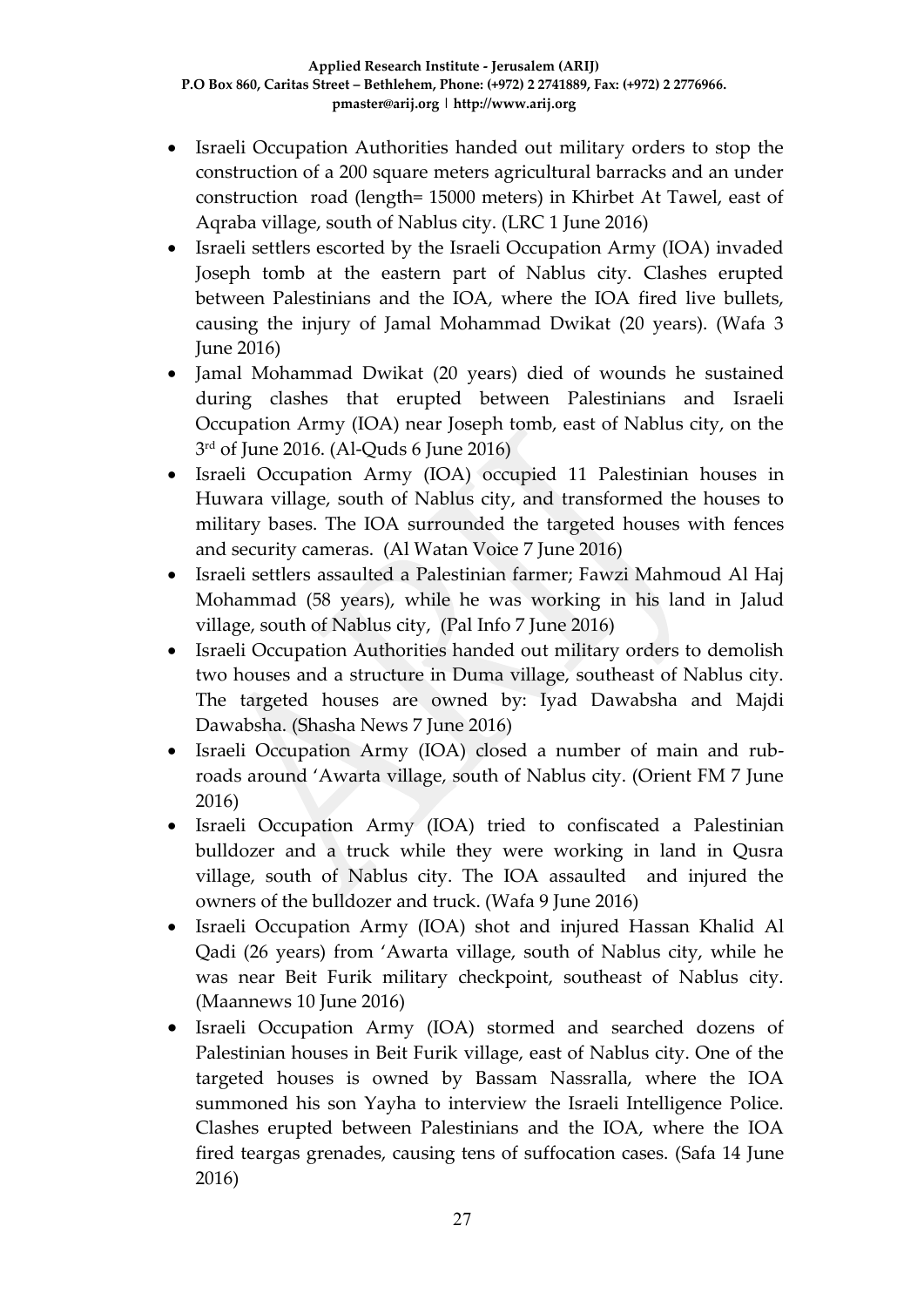- Israeli Occupation Authorities handed out military orders to stop the construction of a 200 square meters agricultural barracks and an under construction road (length= 15000 meters) in Khirbet At Tawel, east of Aqraba village, south of Nablus city. (LRC 1 June 2016)
- Israeli settlers escorted by the Israeli Occupation Army (IOA) invaded Joseph tomb at the eastern part of Nablus city. Clashes erupted between Palestinians and the IOA, where the IOA fired live bullets, causing the injury of Jamal Mohammad Dwikat (20 years). (Wafa 3 June 2016)
- Jamal Mohammad Dwikat (20 years) died of wounds he sustained during clashes that erupted between Palestinians and Israeli Occupation Army (IOA) near Joseph tomb, east of Nablus city, on the 3rd of June 2016. (Al-Quds 6 June 2016)
- Israeli Occupation Army (IOA) occupied 11 Palestinian houses in Huwara village, south of Nablus city, and transformed the houses to military bases. The IOA surrounded the targeted houses with fences and security cameras. (Al Watan Voice 7 June 2016)
- Israeli settlers assaulted a Palestinian farmer; Fawzi Mahmoud Al Haj Mohammad (58 years), while he was working in his land in Jalud village, south of Nablus city, (Pal Info 7 June 2016)
- Israeli Occupation Authorities handed out military orders to demolish two houses and a structure in Duma village, southeast of Nablus city. The targeted houses are owned by: Iyad Dawabsha and Majdi Dawabsha. (Shasha News 7 June 2016)
- Israeli Occupation Army (IOA) closed a number of main and rub-roads around 'Awarta village, south of Nablus city. (Orient FM 7 June 2016)
- Israeli Occupation Army (IOA) tried to confiscated a Palestinian bulldozer and a truck while they were working in land in Qusra village, south of Nablus city. The IOA assaulted and injured the owners of the bulldozer and truck. (Wafa 9 June 2016)
- Israeli Occupation Army (IOA) shot and injured Hassan Khalid Al Qadi (26 years) from 'Awarta village, south of Nablus city, while he was near Beit Furik military checkpoint, southeast of Nablus city. (Maannews 10 June 2016)
- Israeli Occupation Army (IOA) stormed and searched dozens of Palestinian houses in Beit Furik village, east of Nablus city. One of the targeted houses is owned by Bassam Nassralla, where the IOA summoned his son Yayha to interview the Israeli Intelligence Police. Clashes erupted between Palestinians and the IOA, where the IOA fired teargas grenades, causing tens of suffocation cases. (Safa 14 June 2016)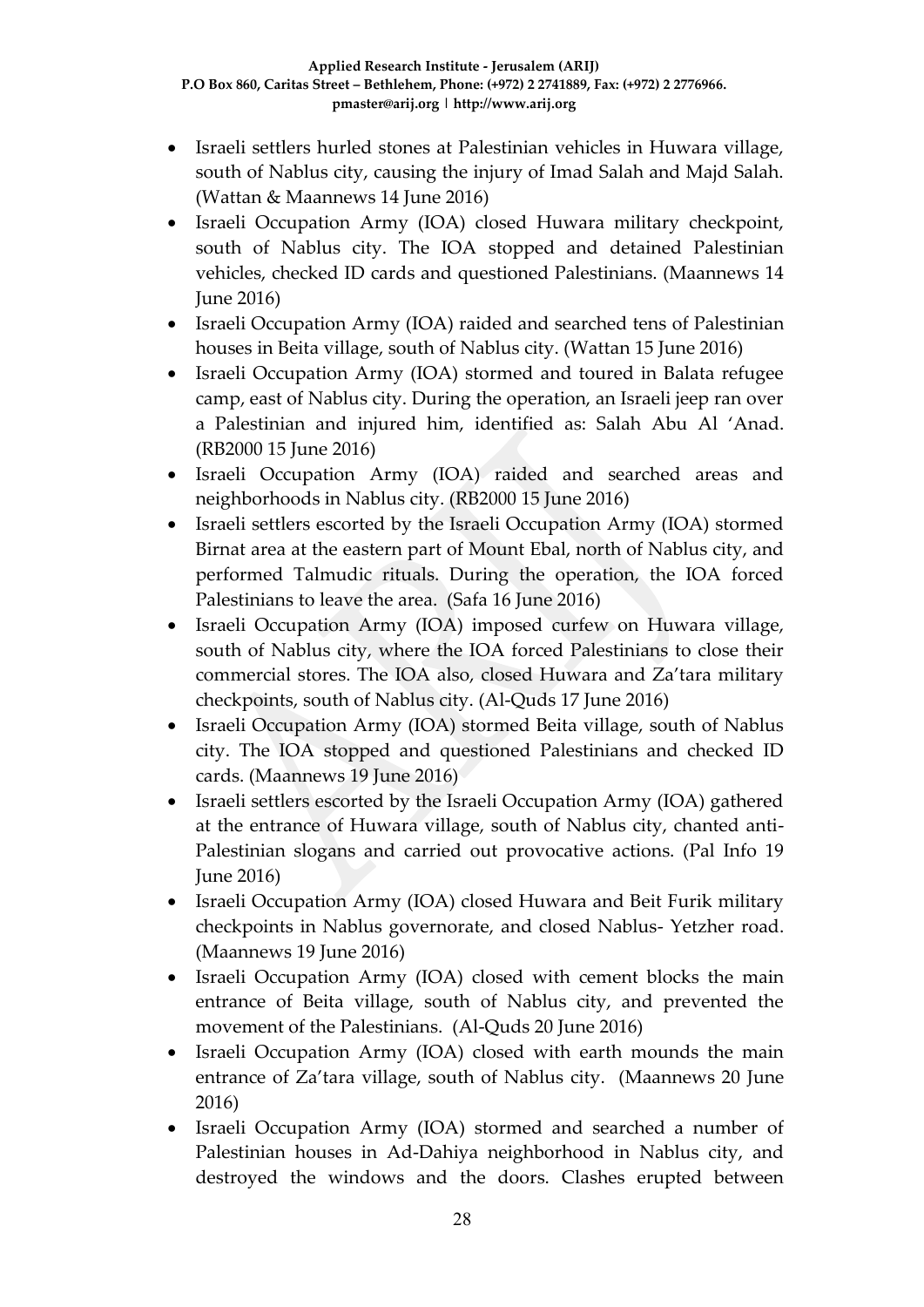- Israeli settlers hurled stones at Palestinian vehicles in Huwara village, south of Nablus city, causing the injury of Imad Salah and Majd Salah. (Wattan & Maannews 14 June 2016)
- Israeli Occupation Army (IOA) closed Huwara military checkpoint, south of Nablus city. The IOA stopped and detained Palestinian vehicles, checked ID cards and questioned Palestinians. (Maannews 14 June 2016)
- Israeli Occupation Army (IOA) raided and searched tens of Palestinian houses in Beita village, south of Nablus city. (Wattan 15 June 2016)
- Israeli Occupation Army (IOA) stormed and toured in Balata refugee camp, east of Nablus city. During the operation, an Israeli jeep ran over a Palestinian and injured him, identified as: Salah Abu Al 'Anad. (RB2000 15 June 2016)
- Israeli Occupation Army (IOA) raided and searched areas and neighborhoods in Nablus city. (RB2000 15 June 2016)
- Israeli settlers escorted by the Israeli Occupation Army (IOA) stormed Birnat area at the eastern part of Mount Ebal, north of Nablus city, and performed Talmudic rituals. During the operation, the IOA forced Palestinians to leave the area. (Safa 16 June 2016)
- Israeli Occupation Army (IOA) imposed curfew on Huwara village, south of Nablus city, where the IOA forced Palestinians to close their commercial stores. The IOA also, closed Huwara and Za'tara military checkpoints, south of Nablus city. (Al-Quds 17 June 2016)
- Israeli Occupation Army (IOA) stormed Beita village, south of Nablus city. The IOA stopped and questioned Palestinians and checked ID cards. (Maannews 19 June 2016)
- Israeli settlers escorted by the Israeli Occupation Army (IOA) gathered at the entrance of Huwara village, south of Nablus city, chanted anti-Palestinian slogans and carried out provocative actions. (Pal Info 19 June 2016)
- Israeli Occupation Army (IOA) closed Huwara and Beit Furik military checkpoints in Nablus governorate, and closed Nablus- Yetzher road. (Maannews 19 June 2016)
- Israeli Occupation Army (IOA) closed with cement blocks the main entrance of Beita village, south of Nablus city, and prevented the movement of the Palestinians. (Al-Quds 20 June 2016)
- Israeli Occupation Army (IOA) closed with earth mounds the main entrance of Za'tara village, south of Nablus city. (Maannews 20 June 2016)
- Israeli Occupation Army (IOA) stormed and searched a number of Palestinian houses in Ad-Dahiya neighborhood in Nablus city, and destroyed the windows and the doors. Clashes erupted between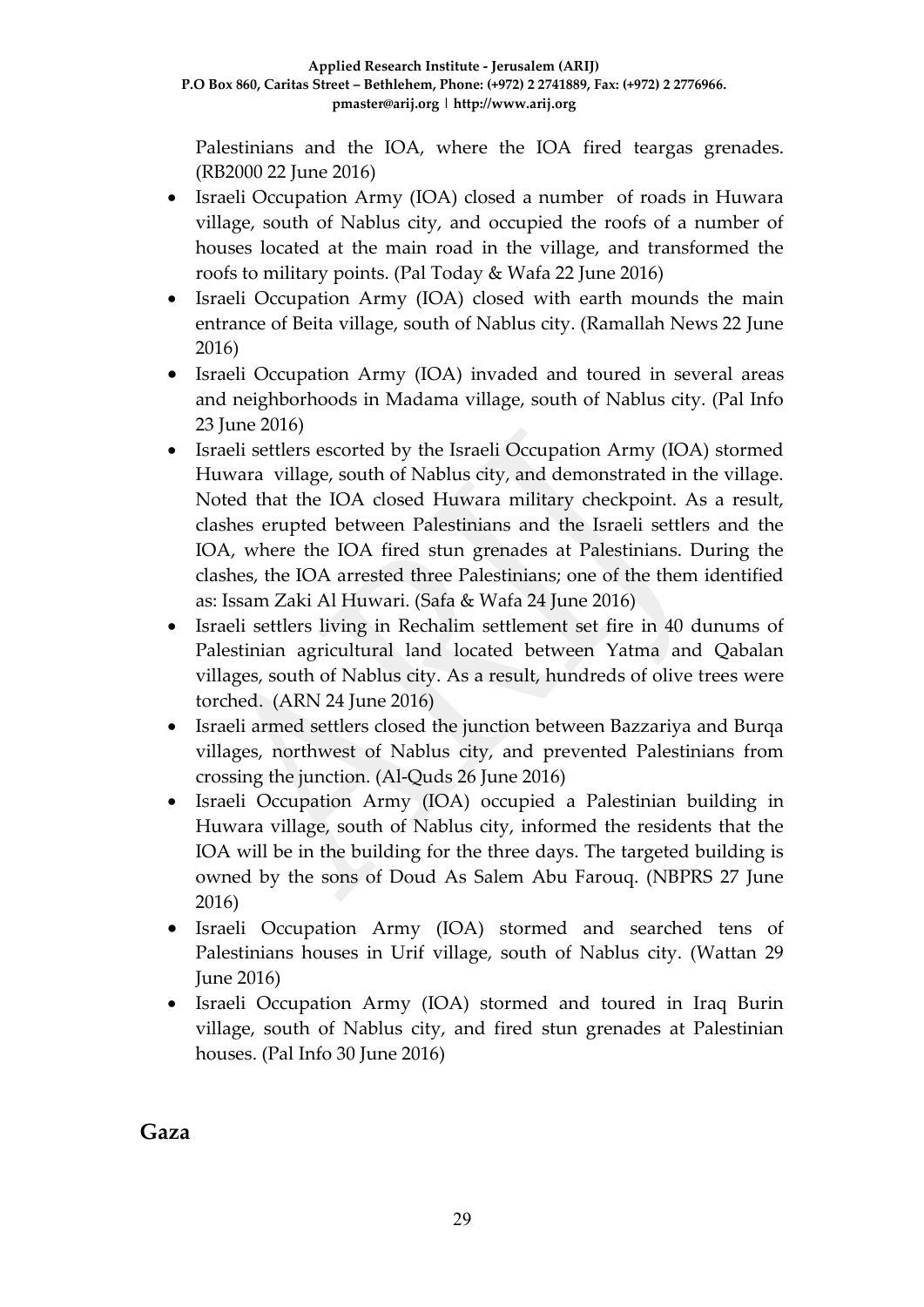Palestinians and the IOA, where the IOA fired teargas grenades. (RB2000 22 June 2016)

- Israeli Occupation Army (IOA) closed a number of roads in Huwara village, south of Nablus city, and occupied the roofs of a number of houses located at the main road in the village, and transformed the roofs to military points. (Pal Today & Wafa 22 June 2016)
- Israeli Occupation Army (IOA) closed with earth mounds the main entrance of Beita village, south of Nablus city. (Ramallah News 22 June 2016)
- Israeli Occupation Army (IOA) invaded and toured in several areas and neighborhoods in Madama village, south of Nablus city. (Pal Info 23 June 2016)
- Israeli settlers escorted by the Israeli Occupation Army (IOA) stormed Huwara village, south of Nablus city, and demonstrated in the village. Noted that the IOA closed Huwara military checkpoint. As a result, clashes erupted between Palestinians and the Israeli settlers and the IOA, where the IOA fired stun grenades at Palestinians. During the clashes, the IOA arrested three Palestinians; one of the them identified as: Issam Zaki Al Huwari. (Safa & Wafa 24 June 2016)
- Israeli settlers living in Rechalim settlement set fire in 40 dunums of Palestinian agricultural land located between Yatma and Qabalan villages, south of Nablus city. As a result, hundreds of olive trees were torched. (ARN 24 June 2016)
- Israeli armed settlers closed the junction between Bazzariya and Burqa villages, northwest of Nablus city, and prevented Palestinians from crossing the junction. (Al-Quds 26 June 2016)
- Israeli Occupation Army (IOA) occupied a Palestinian building in Huwara village, south of Nablus city, informed the residents that the IOA will be in the building for the three days. The targeted building is owned by the sons of Doud As Salem Abu Farouq. (NBPRS 27 June 2016)
- Israeli Occupation Army (IOA) stormed and searched tens of Palestinians houses in Urif village, south of Nablus city. (Wattan 29 June 2016)
- Israeli Occupation Army (IOA) stormed and toured in Iraq Burin village, south of Nablus city, and fired stun grenades at Palestinian houses. (Pal Info 30 June 2016)

## Gaza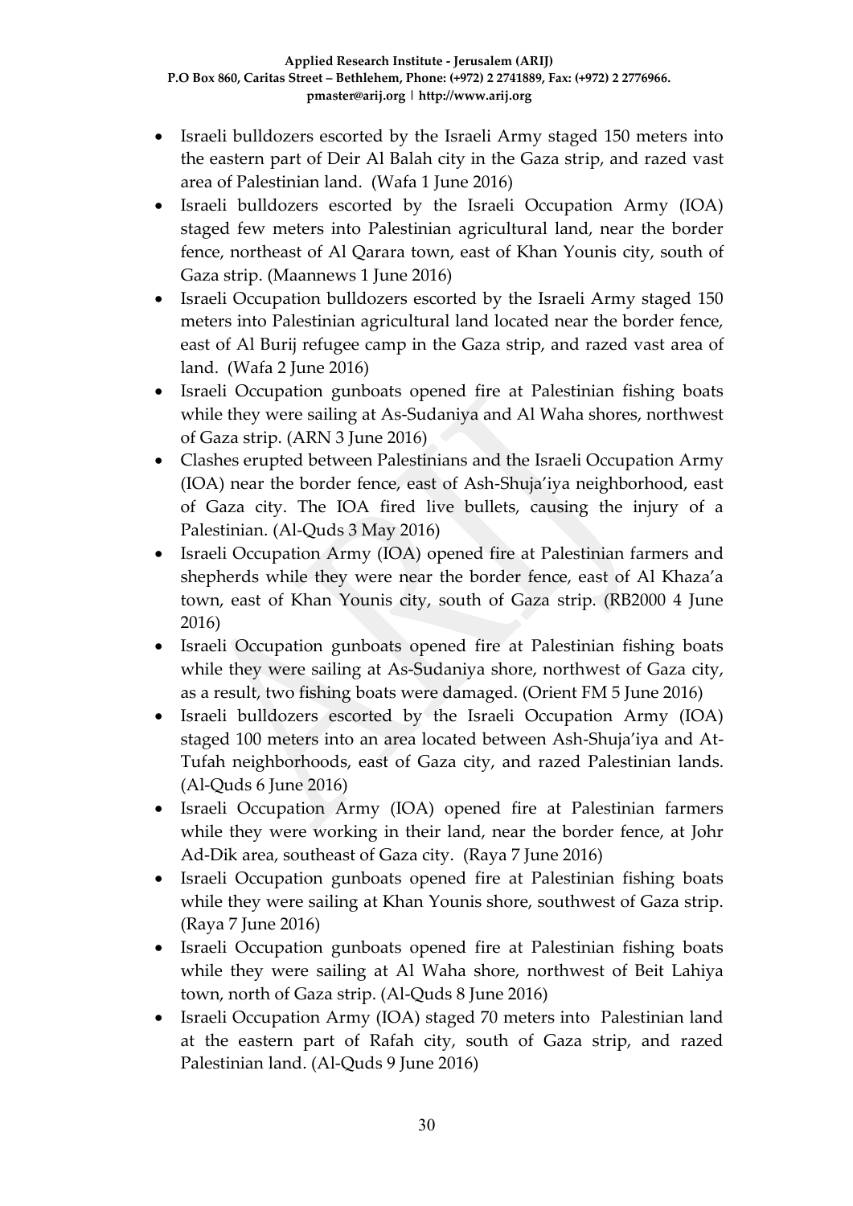- Israeli bulldozers escorted by the Israeli Army staged 150 meters into the eastern part of Deir Al Balah city in the Gaza strip, and razed vast area of Palestinian land. (Wafa 1 June 2016)
- Israeli bulldozers escorted by the Israeli Occupation Army (IOA) staged few meters into Palestinian agricultural land, near the border fence, northeast of Al Qarara town, east of Khan Younis city, south of Gaza strip. (Maannews 1 June 2016)
- Israeli Occupation bulldozers escorted by the Israeli Army staged 150 meters into Palestinian agricultural land located near the border fence, east of Al Burij refugee camp in the Gaza strip, and razed vast area of land. (Wafa 2 June 2016)
- Israeli Occupation gunboats opened fire at Palestinian fishing boats while they were sailing at As-Sudaniya and Al Waha shores, northwest of Gaza strip. (ARN 3 June 2016)
- Clashes erupted between Palestinians and the Israeli Occupation Army (IOA) near the border fence, east of Ash-Shuja'iya neighborhood, east of Gaza city. The IOA fired live bullets, causing the injury of a Palestinian. (Al-Quds 3 May 2016)
- Israeli Occupation Army (IOA) opened fire at Palestinian farmers and shepherds while they were near the border fence, east of Al Khaza'a town, east of Khan Younis city, south of Gaza strip. (RB2000 4 June 2016)
- Israeli Occupation gunboats opened fire at Palestinian fishing boats while they were sailing at As-Sudaniya shore, northwest of Gaza city, as a result, two fishing boats were damaged. (Orient FM 5 June 2016)
- Israeli bulldozers escorted by the Israeli Occupation Army (IOA) staged 100 meters into an area located between Ash-Shuja'iya and At-Tufah neighborhoods, east of Gaza city, and razed Palestinian lands. (Al-Quds 6 June 2016)
- Israeli Occupation Army (IOA) opened fire at Palestinian farmers while they were working in their land, near the border fence, at Johr Ad-Dik area, southeast of Gaza city. (Raya 7 June 2016)
- Israeli Occupation gunboats opened fire at Palestinian fishing boats while they were sailing at Khan Younis shore, southwest of Gaza strip. (Raya 7 June 2016)
- Israeli Occupation gunboats opened fire at Palestinian fishing boats while they were sailing at Al Waha shore, northwest of Beit Lahiya town, north of Gaza strip. (Al-Quds 8 June 2016)
- Israeli Occupation Army (IOA) staged 70 meters into Palestinian land at the eastern part of Rafah city, south of Gaza strip, and razed Palestinian land. (Al-Quds 9 June 2016)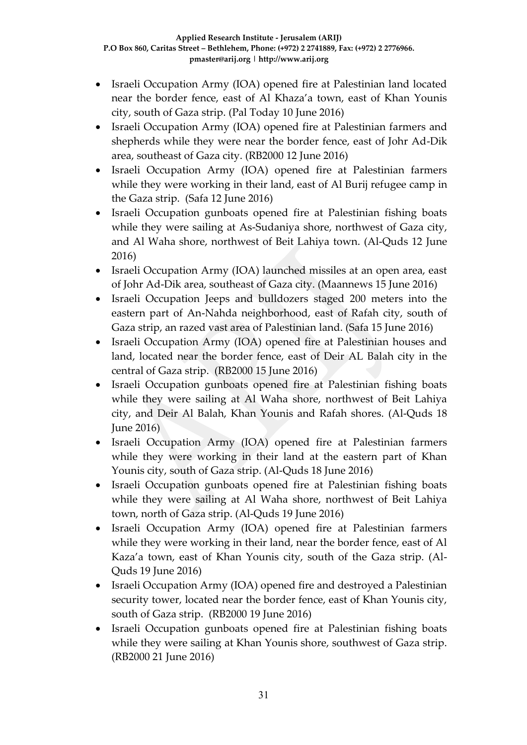- Israeli Occupation Army (IOA) opened fire at Palestinian land located near the border fence, east of Al Khaza'a town, east of Khan Younis city, south of Gaza strip. (Pal Today 10 June 2016)
- Israeli Occupation Army (IOA) opened fire at Palestinian farmers and shepherds while they were near the border fence, east of Johr Ad-Dik area, southeast of Gaza city. (RB2000 12 June 2016)
- Israeli Occupation Army (IOA) opened fire at Palestinian farmers while they were working in their land, east of Al Burij refugee camp in the Gaza strip. (Safa 12 June 2016)
- Israeli Occupation gunboats opened fire at Palestinian fishing boats while they were sailing at As-Sudaniya shore, northwest of Gaza city, and Al Waha shore, northwest of Beit Lahiya town. (Al-Quds 12 June 2016)
- Israeli Occupation Army (IOA) launched missiles at an open area, east of Johr Ad-Dik area, southeast of Gaza city. (Maannews 15 June 2016)
- Israeli Occupation Jeeps and bulldozers staged 200 meters into the eastern part of An-Nahda neighborhood, east of Rafah city, south of Gaza strip, an razed vast area of Palestinian land. (Safa 15 June 2016)
- Israeli Occupation Army (IOA) opened fire at Palestinian houses and land, located near the border fence, east of Deir AL Balah city in the central of Gaza strip. (RB2000 15 June 2016)
- Israeli Occupation gunboats opened fire at Palestinian fishing boats while they were sailing at Al Waha shore, northwest of Beit Lahiya city, and Deir Al Balah, Khan Younis and Rafah shores. (Al-Quds 18 June 2016)
- Israeli Occupation Army (IOA) opened fire at Palestinian farmers while they were working in their land at the eastern part of Khan Younis city, south of Gaza strip. (Al-Quds 18 June 2016)
- Israeli Occupation gunboats opened fire at Palestinian fishing boats while they were sailing at Al Waha shore, northwest of Beit Lahiya town, north of Gaza strip. (Al-Quds 19 June 2016)
- Israeli Occupation Army (IOA) opened fire at Palestinian farmers while they were working in their land, near the border fence, east of Al Kaza'a town, east of Khan Younis city, south of the Gaza strip. (Al-Quds 19 June 2016)
- Israeli Occupation Army (IOA) opened fire and destroyed a Palestinian security tower, located near the border fence, east of Khan Younis city, south of Gaza strip. (RB2000 19 June 2016)
- Israeli Occupation gunboats opened fire at Palestinian fishing boats while they were sailing at Khan Younis shore, southwest of Gaza strip. (RB2000 21 June 2016)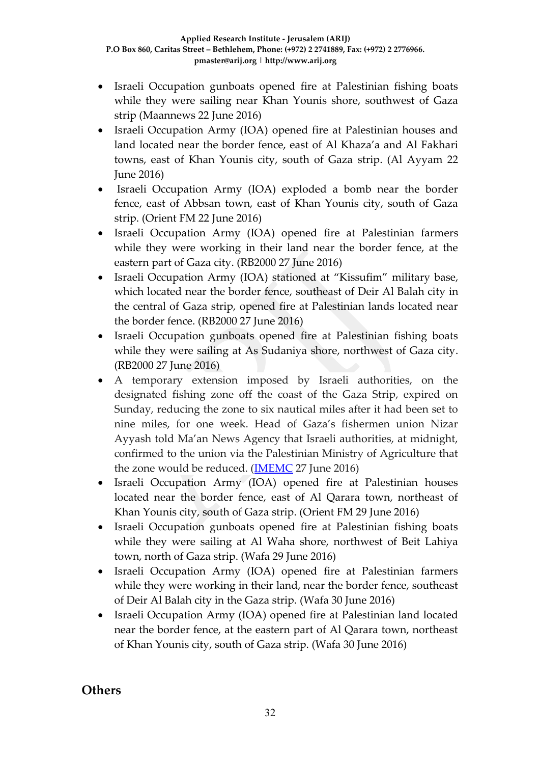- Israeli Occupation gunboats opened fire at Palestinian fishing boats while they were sailing near Khan Younis shore, southwest of Gaza strip (Maannews 22 June 2016)
- Israeli Occupation Army (IOA) opened fire at Palestinian houses and land located near the border fence, east of Al Khaza'a and Al Fakhari towns, east of Khan Younis city, south of Gaza strip. (Al Ayyam 22 June 2016)
- Israeli Occupation Army (IOA) exploded a bomb near the border fence, east of Abbsan town, east of Khan Younis city, south of Gaza strip. (Orient FM 22 June 2016)
- Israeli Occupation Army (IOA) opened fire at Palestinian farmers while they were working in their land near the border fence, at the eastern part of Gaza city. (RB2000 27 June 2016)
- Israeli Occupation Army (IOA) stationed at "Kissufim" military base, which located near the border fence, southeast of Deir Al Balah city in the central of Gaza strip, opened fire at Palestinian lands located near the border fence. (RB2000 27 June 2016)
- Israeli Occupation gunboats opened fire at Palestinian fishing boats while they were sailing at As Sudaniya shore, northwest of Gaza city. (RB2000 27 June 2016)
- A temporary extension imposed by Israeli authorities, on the designated fishing zone off the coast of the Gaza Strip, expired on Sunday, reducing the zone to six nautical miles after it had been set to nine miles, for one week. Head of Gaza's fishermen union Nizar Ayyash told Ma'an News Agency that Israeli authorities, at midnight, confirmed to the union via the Palestinian Ministry of Agriculture that the zone would be reduced. (IMEMC 27 June 2016)
- Israeli Occupation Army (IOA) opened fire at Palestinian houses located near the border fence, east of Al Qarara town, northeast of Khan Younis city, south of Gaza strip. (Orient FM 29 June 2016)
- Israeli Occupation gunboats opened fire at Palestinian fishing boats while they were sailing at Al Waha shore, northwest of Beit Lahiya town, north of Gaza strip. (Wafa 29 June 2016)
- Israeli Occupation Army (IOA) opened fire at Palestinian farmers while they were working in their land, near the border fence, southeast of Deir Al Balah city in the Gaza strip. (Wafa 30 June 2016)
- Israeli Occupation Army (IOA) opened fire at Palestinian land located near the border fence, at the eastern part of Al Qarara town, northeast of Khan Younis city, south of Gaza strip. (Wafa 30 June 2016)

## Others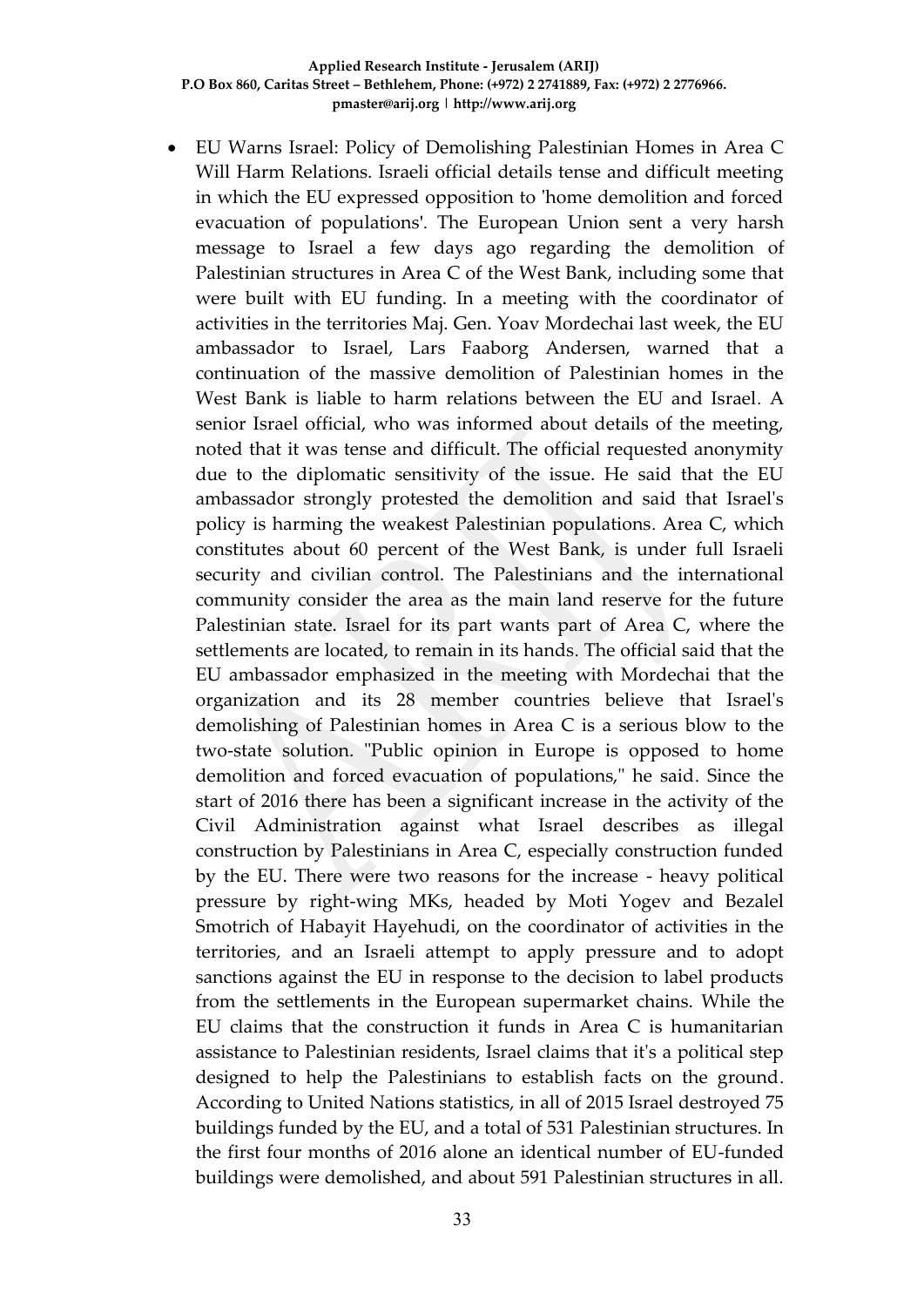- EU Warns Israel: Policy of Demolishing Palestinian Homes in Area C Will Harm Relations. Israeli official details tense and difficult meeting in which the EU expressed opposition to 'home demolition and forced evacuation of populations'. The European Union sent a very harsh message to Israel a few days ago regarding the demolition of Palestinian structures in Area C of the West Bank, including some that were built with EU funding. In a meeting with the coordinator of activities in the territories Maj. Gen. Yoav Mordechai last week, the EU ambassador to Israel, Lars Faaborg Andersen, warned that a continuation of the massive demolition of Palestinian homes in the West Bank is liable to harm relations between the EU and Israel. A senior Israel official, who was informed about details of the meeting, noted that it was tense and difficult. The official requested anonymity due to the diplomatic sensitivity of the issue. He said that the EU ambassador strongly protested the demolition and said that Israel's policy is harming the weakest Palestinian populations. Area C, which constitutes about 60 percent of the West Bank, is under full Israeli security and civilian control. The Palestinians and the international community consider the area as the main land reserve for the future Palestinian state. Israel for its part wants part of Area C, where the settlements are located, to remain in its hands. The official said that the EU ambassador emphasized in the meeting with Mordechai that the organization and its 28 member countries believe that Israel's demolishing of Palestinian homes in Area C is a serious blow to the two-state solution. "Public opinion in Europe is opposed to home demolition and forced evacuation of populations," he said. Since the start of 2016 there has been a significant increase in the activity of the Civil Administration against what Israel describes as illegal construction by Palestinians in Area C, especially construction funded by the EU. There were two reasons for the increase - heavy political pressure by right-wing MKs, headed by Moti Yogev and Bezalel Smotrich of Habayit Hayehudi, on the coordinator of activities in the territories, and an Israeli attempt to apply pressure and to adopt sanctions against the EU in response to the decision to label products from the settlements in the European supermarket chains. While the EU claims that the construction it funds in Area C is humanitarian assistance to Palestinian residents, Israel claims that it's a political step designed to help the Palestinians to establish facts on the ground. According to United Nations statistics, in all of 2015 Israel destroyed 75 buildings funded by the EU, and a total of 531 Palestinian structures. In the first four months of 2016 alone an identical number of EU-funded buildings were demolished, and about 591 Palestinian structures in all.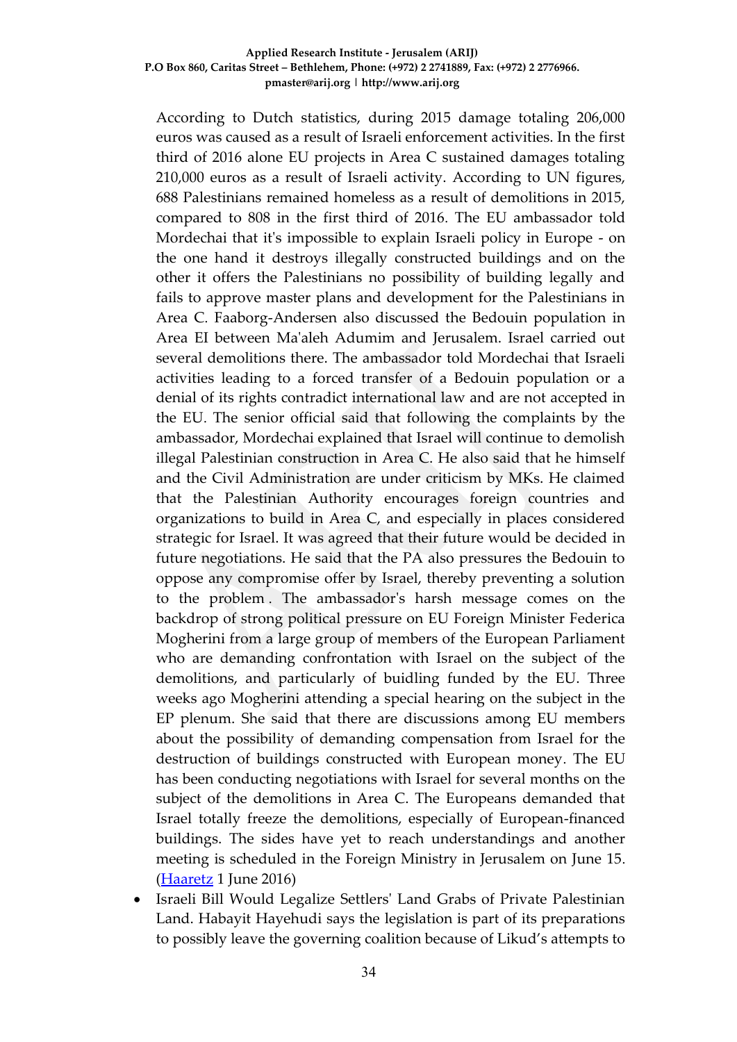According to Dutch statistics, during 2015 damage totaling 206,000 euros was caused as a result of Israeli enforcement activities. In the first third of 2016 alone EU projects in Area C sustained damages totaling 210,000 euros as a result of Israeli activity. According to UN figures, 688 Palestinians remained homeless as a result of demolitions in 2015, compared to 808 in the first third of 2016. The EU ambassador told Mordechai that it's impossible to explain Israeli policy in Europe - on the one hand it destroys illegally constructed buildings and on the other it offers the Palestinians no possibility of building legally and fails to approve master plans and development for the Palestinians in Area C. Faaborg-Andersen also discussed the Bedouin population in Area EI between Ma'aleh Adumim and Jerusalem. Israel carried out several demolitions there. The ambassador told Mordechai that Israeli activities leading to a forced transfer of a Bedouin population or a denial of its rights contradict international law and are not accepted in the EU. The senior official said that following the complaints by the ambassador, Mordechai explained that Israel will continue to demolish illegal Palestinian construction in Area C. He also said that he himself and the Civil Administration are under criticism by MKs. He claimed that the Palestinian Authority encourages foreign countries and organizations to build in Area C, and especially in places considered strategic for Israel. It was agreed that their future would be decided in future negotiations. He said that the PA also pressures the Bedouin to oppose any compromise offer by Israel, thereby preventing a solution to the problem . The ambassador's harsh message comes on the backdrop of strong political pressure on EU Foreign Minister Federica Mogherini from a large group of members of the European Parliament who are demanding confrontation with Israel on the subject of the demolitions, and particularly of buidling funded by the EU. Three weeks ago Mogherini attending a special hearing on the subject in the EP plenum. She said that there are discussions among EU members about the possibility of demanding compensation from Israel for the destruction of buildings constructed with European money. The EU has been conducting negotiations with Israel for several months on the subject of the demolitions in Area C. The Europeans demanded that Israel totally freeze the demolitions, especially of European-financed buildings. The sides have yet to reach understandings and another meeting is scheduled in the Foreign Ministry in Jerusalem on June 15. (Haaretz 1 June 2016)

- Israeli Bill Would Legalize Settlers' Land Grabs of Private Palestinian Land. Habayit Hayehudi says the legislation is part of its preparations to possibly leave the governing coalition because of Likud's attempts to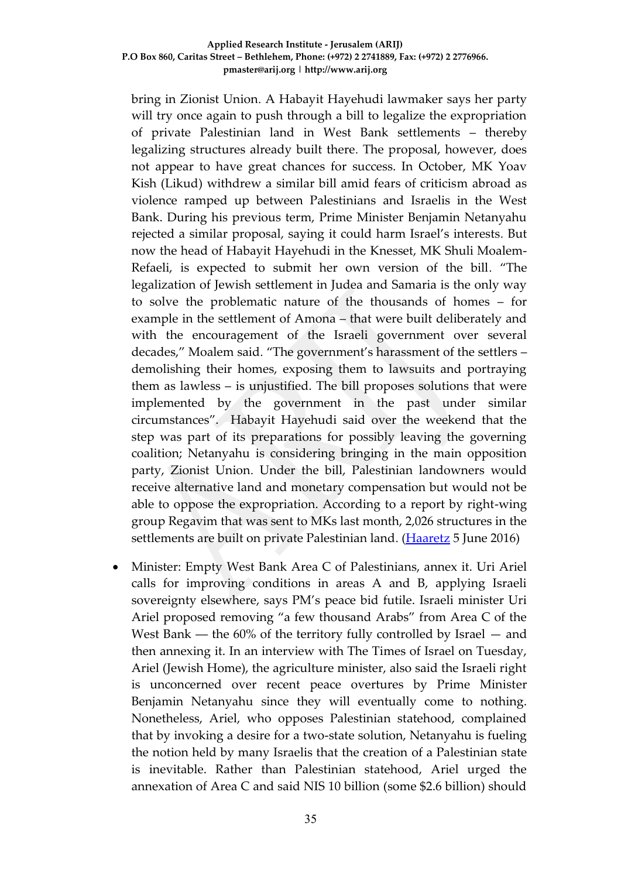bring in Zionist Union. A Habayit Hayehudi lawmaker says her party will try once again to push through a bill to legalize the expropriation of private Palestinian land in West Bank settlements – thereby legalizing structures already built there. The proposal, however, does not appear to have great chances for success. In October, MK Yoav Kish (Likud) withdrew a similar bill amid fears of criticism abroad as violence ramped up between Palestinians and Israelis in the West Bank. During his previous term, Prime Minister Benjamin Netanyahu rejected a similar proposal, saying it could harm Israel's interests. But now the head of Habayit Hayehudi in the Knesset, MK Shuli Moalem-Refaeli, is expected to submit her own version of the bill. "The legalization of Jewish settlement in Judea and Samaria is the only way to solve the problematic nature of the thousands of homes – for example in the settlement of Amona – that were built deliberately and with the encouragement of the Israeli government over several decades," Moalem said. "The government's harassment of the settlers – demolishing their homes, exposing them to lawsuits and portraying them as lawless – is unjustified. The bill proposes solutions that were implemented by the government in the past under similar circumstances". Habayit Hayehudi said over the weekend that the step was part of its preparations for possibly leaving the governing coalition; Netanyahu is considering bringing in the main opposition party, Zionist Union. Under the bill, Palestinian landowners would receive alternative land and monetary compensation but would not be able to oppose the expropriation. According to a report by right-wing group Regavim that was sent to MKs last month, 2,026 structures in the settlements are built on private Palestinian land. (Haaretz 5 June 2016)

- Minister: Empty West Bank Area C of Palestinians, annex it. Uri Ariel calls for improving conditions in areas A and B, applying Israeli sovereignty elsewhere, says PM's peace bid futile. Israeli minister Uri Ariel proposed removing "a few thousand Arabs" from Area C of the West Bank — the 60% of the territory fully controlled by Israel — and then annexing it. In an interview with The Times of Israel on Tuesday, Ariel (Jewish Home), the agriculture minister, also said the Israeli right is unconcerned over recent peace overtures by Prime Minister Benjamin Netanyahu since they will eventually come to nothing. Nonetheless, Ariel, who opposes Palestinian statehood, complained that by invoking a desire for a two-state solution, Netanyahu is fueling the notion held by many Israelis that the creation of a Palestinian state is inevitable. Rather than Palestinian statehood, Ariel urged the annexation of Area C and said NIS 10 billion (some $2.6 billion) should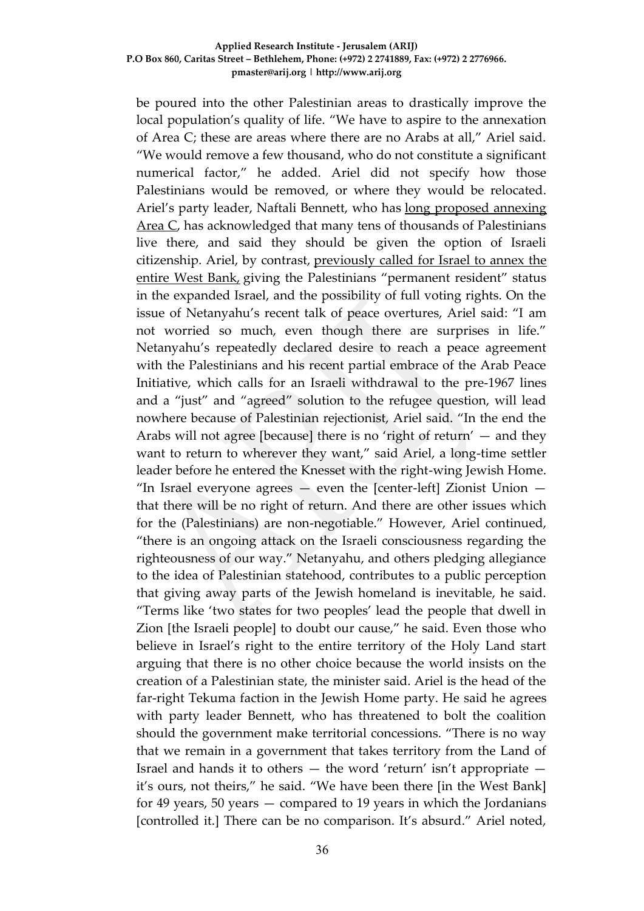be poured into the other Palestinian areas to drastically improve the local population's quality of life. "We have to aspire to the annexation of Area C; these are areas where there are no Arabs at all," Ariel said. "We would remove a few thousand, who do not constitute a significant numerical factor," he added. Ariel did not specify how those Palestinians would be removed, or where they would be relocated. Ariel's party leader, Naftali Bennett, who has long proposed annexing Area C, has acknowledged that many tens of thousands of Palestinians live there, and said they should be given the option of Israeli citizenship. Ariel, by contrast, previously called for Israel to annex the entire West Bank, giving the Palestinians "permanent resident" status in the expanded Israel, and the possibility of full voting rights. On the issue of Netanyahu's recent talk of peace overtures, Ariel said: "I am not worried so much, even though there are surprises in life." Netanyahu's repeatedly declared desire to reach a peace agreement with the Palestinians and his recent partial embrace of the Arab Peace Initiative, which calls for an Israeli withdrawal to the pre-1967 lines and a "just" and "agreed" solution to the refugee question, will lead nowhere because of Palestinian rejectionist, Ariel said. "In the end the Arabs will not agree [because] there is no 'right of return' — and they want to return to wherever they want," said Ariel, a long-time settler leader before he entered the Knesset with the right-wing Jewish Home. "In Israel everyone agrees — even the [center-left] Zionist Union — that there will be no right of return. And there are other issues which for the (Palestinians) are non-negotiable." However, Ariel continued, "there is an ongoing attack on the Israeli consciousness regarding the righteousness of our way." Netanyahu, and others pledging allegiance to the idea of Palestinian statehood, contributes to a public perception that giving away parts of the Jewish homeland is inevitable, he said. "Terms like 'two states for two peoples' lead the people that dwell in Zion [the Israeli people] to doubt our cause," he said. Even those who believe in Israel's right to the entire territory of the Holy Land start arguing that there is no other choice because the world insists on the creation of a Palestinian state, the minister said. Ariel is the head of the far-right Tekuma faction in the Jewish Home party. He said he agrees with party leader Bennett, who has threatened to bolt the coalition should the government make territorial concessions. "There is no way that we remain in a government that takes territory from the Land of Israel and hands it to others — the word 'return' isn't appropriate — it's ours, not theirs," he said. "We have been there [in the West Bank] for 49 years, 50 years — compared to 19 years in which the Jordanians [controlled it.] There can be no comparison. It's absurd." Ariel noted,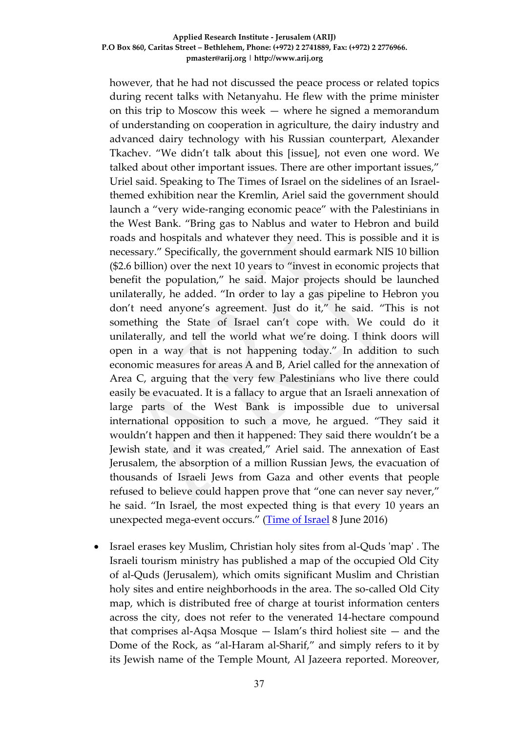however, that he had not discussed the peace process or related topics during recent talks with Netanyahu. He flew with the prime minister on this trip to Moscow this week — where he signed a memorandum of understanding on cooperation in agriculture, the dairy industry and advanced dairy technology with his Russian counterpart, Alexander Tkachev. "We didn't talk about this [issue], not even one word. We talked about other important issues. There are other important issues," Uriel said. Speaking to The Times of Israel on the sidelines of an Israel-themed exhibition near the Kremlin, Ariel said the government should launch a "very wide-ranging economic peace" with the Palestinians in the West Bank. "Bring gas to Nablus and water to Hebron and build roads and hospitals and whatever they need. This is possible and it is necessary." Specifically, the government should earmark NIS 10 billion ($2.6 billion) over the next 10 years to "invest in economic projects that benefit the population," he said. Major projects should be launched unilaterally, he added. "In order to lay a gas pipeline to Hebron you don't need anyone's agreement. Just do it," he said. "This is not something the State of Israel can't cope with. We could do it unilaterally, and tell the world what we're doing. I think doors will open in a way that is not happening today." In addition to such economic measures for areas A and B, Ariel called for the annexation of Area C, arguing that the very few Palestinians who live there could easily be evacuated. It is a fallacy to argue that an Israeli annexation of large parts of the West Bank is impossible due to universal international opposition to such a move, he argued. "They said it wouldn't happen and then it happened: They said there wouldn't be a Jewish state, and it was created," Ariel said. The annexation of East Jerusalem, the absorption of a million Russian Jews, the evacuation of thousands of Israeli Jews from Gaza and other events that people refused to believe could happen prove that "one can never say never," he said. "In Israel, the most expected thing is that every 10 years an unexpected mega-event occurs." (Time of Israel 8 June 2016)

- Israel erases key Muslim, Christian holy sites from al-Quds 'map' . The Israeli tourism ministry has published a map of the occupied Old City of al-Quds (Jerusalem), which omits significant Muslim and Christian holy sites and entire neighborhoods in the area. The so-called Old City map, which is distributed free of charge at tourist information centers across the city, does not refer to the venerated 14-hectare compound that comprises al-Aqsa Mosque — Islam's third holiest site — and the Dome of the Rock, as "al-Haram al-Sharif," and simply refers to it by its Jewish name of the Temple Mount, Al Jazeera reported. Moreover,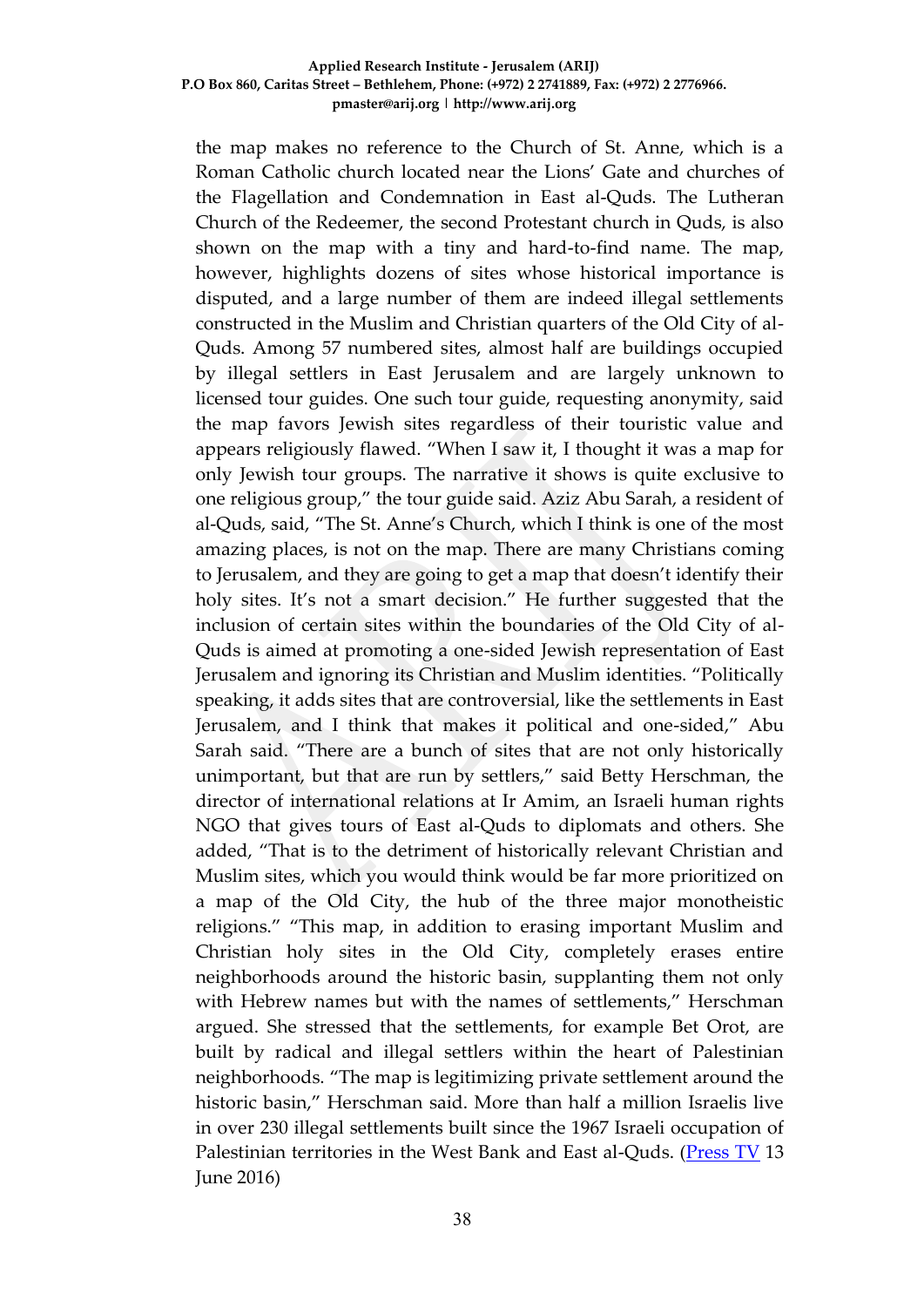the map makes no reference to the Church of St. Anne, which is a Roman Catholic church located near the Lions' Gate and churches of the Flagellation and Condemnation in East al-Quds. The Lutheran Church of the Redeemer, the second Protestant church in Quds, is also shown on the map with a tiny and hard-to-find name. The map, however, highlights dozens of sites whose historical importance is disputed, and a large number of them are indeed illegal settlements constructed in the Muslim and Christian quarters of the Old City of al-Quds. Among 57 numbered sites, almost half are buildings occupied by illegal settlers in East Jerusalem and are largely unknown to licensed tour guides. One such tour guide, requesting anonymity, said the map favors Jewish sites regardless of their touristic value and appears religiously flawed. "When I saw it, I thought it was a map for only Jewish tour groups. The narrative it shows is quite exclusive to one religious group," the tour guide said. Aziz Abu Sarah, a resident of al-Quds, said, "The St. Anne's Church, which I think is one of the most amazing places, is not on the map. There are many Christians coming to Jerusalem, and they are going to get a map that doesn't identify their holy sites. It's not a smart decision." He further suggested that the inclusion of certain sites within the boundaries of the Old City of al-Quds is aimed at promoting a one-sided Jewish representation of East Jerusalem and ignoring its Christian and Muslim identities. "Politically speaking, it adds sites that are controversial, like the settlements in East Jerusalem, and I think that makes it political and one-sided," Abu Sarah said. "There are a bunch of sites that are not only historically unimportant, but that are run by settlers," said Betty Herschman, the director of international relations at Ir Amim, an Israeli human rights NGO that gives tours of East al-Quds to diplomats and others. She added, "That is to the detriment of historically relevant Christian and Muslim sites, which you would think would be far more prioritized on a map of the Old City, the hub of the three major monotheistic religions." "This map, in addition to erasing important Muslim and Christian holy sites in the Old City, completely erases entire neighborhoods around the historic basin, supplanting them not only with Hebrew names but with the names of settlements," Herschman argued. She stressed that the settlements, for example Bet Orot, are built by radical and illegal settlers within the heart of Palestinian neighborhoods. "The map is legitimizing private settlement around the historic basin," Herschman said. More than half a million Israelis live in over 230 illegal settlements built since the 1967 Israeli occupation of Palestinian territories in the West Bank and East al-Quds. (Press TV 13 June 2016)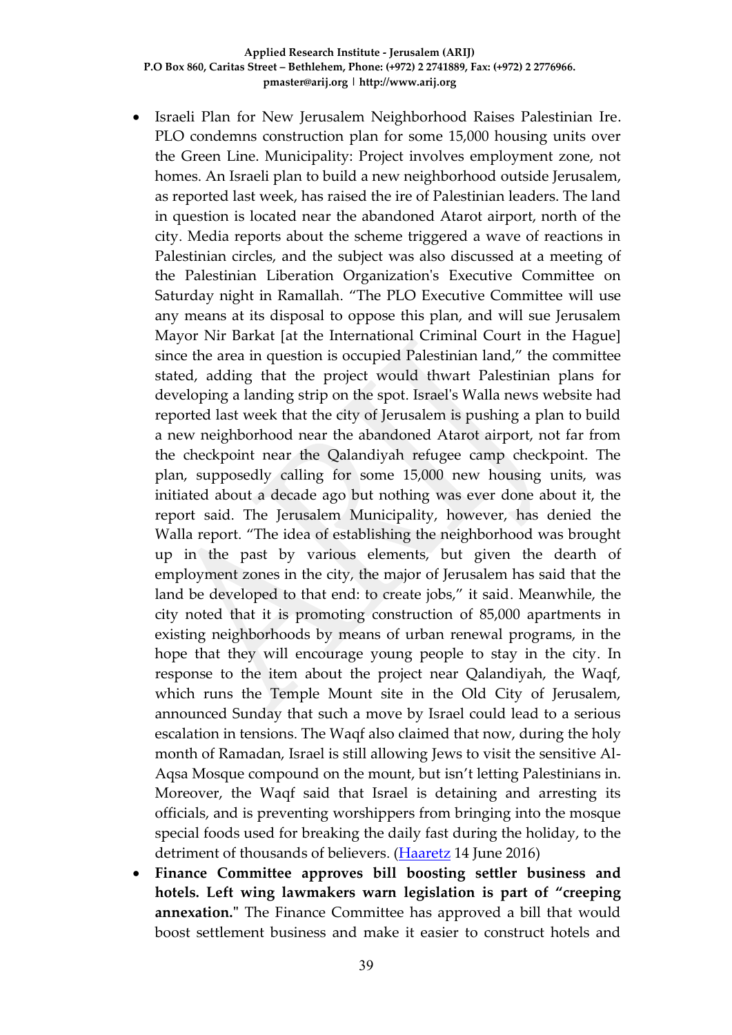- Israeli Plan for New Jerusalem Neighborhood Raises Palestinian Ire. PLO condemns construction plan for some 15,000 housing units over the Green Line. Municipality: Project involves employment zone, not homes. An Israeli plan to build a new neighborhood outside Jerusalem, as reported last week, has raised the ire of Palestinian leaders. The land in question is located near the abandoned Atarot airport, north of the city. Media reports about the scheme triggered a wave of reactions in Palestinian circles, and the subject was also discussed at a meeting of the Palestinian Liberation Organization's Executive Committee on Saturday night in Ramallah. "The PLO Executive Committee will use any means at its disposal to oppose this plan, and will sue Jerusalem Mayor Nir Barkat [at the International Criminal Court in the Hague] since the area in question is occupied Palestinian land," the committee stated, adding that the project would thwart Palestinian plans for developing a landing strip on the spot. Israel's Walla news website had reported last week that the city of Jerusalem is pushing a plan to build a new neighborhood near the abandoned Atarot airport, not far from the checkpoint near the Qalandiyah refugee camp checkpoint. The plan, supposedly calling for some 15,000 new housing units, was initiated about a decade ago but nothing was ever done about it, the report said. The Jerusalem Municipality, however, has denied the Walla report. "The idea of establishing the neighborhood was brought up in the past by various elements, but given the dearth of employment zones in the city, the major of Jerusalem has said that the land be developed to that end: to create jobs," it said. Meanwhile, the city noted that it is promoting construction of 85,000 apartments in existing neighborhoods by means of urban renewal programs, in the hope that they will encourage young people to stay in the city. In response to the item about the project near Qalandiyah, the Waqf, which runs the Temple Mount site in the Old City of Jerusalem, announced Sunday that such a move by Israel could lead to a serious escalation in tensions. The Waqf also claimed that now, during the holy month of Ramadan, Israel is still allowing Jews to visit the sensitive Al-Aqsa Mosque compound on the mount, but isn't letting Palestinians in. Moreover, the Waqf said that Israel is detaining and arresting its officials, and is preventing worshippers from bringing into the mosque special foods used for breaking the daily fast during the holiday, to the detriment of thousands of believers. (Haaretz 14 June 2016)
- **Finance Committee approves bill boosting settler business and hotels. Left wing lawmakers warn legislation is part of "creeping annexation."** The Finance Committee has approved a bill that would boost settlement business and make it easier to construct hotels and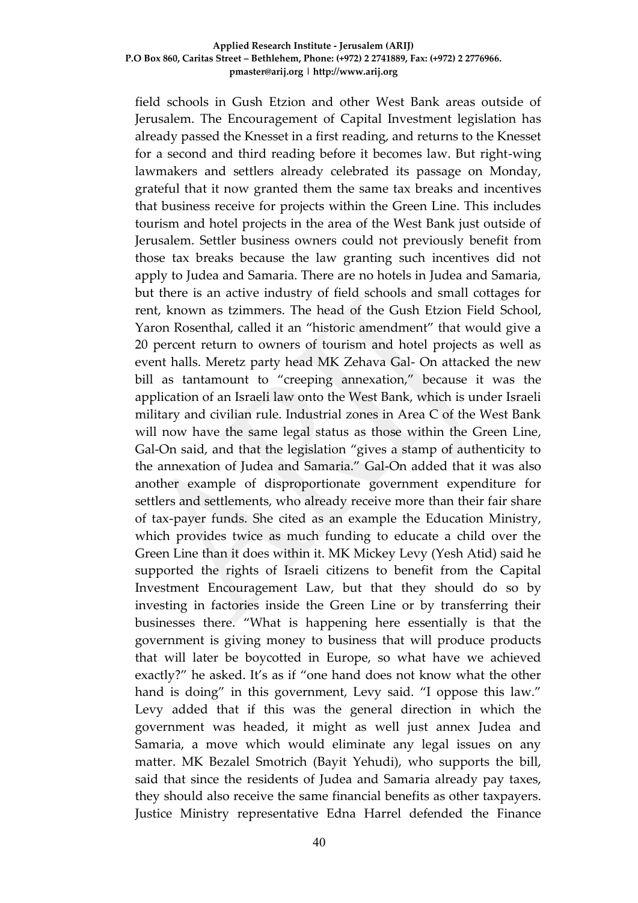field schools in Gush Etzion and other West Bank areas outside of Jerusalem. The Encouragement of Capital Investment legislation has already passed the Knesset in a first reading, and returns to the Knesset for a second and third reading before it becomes law. But right-wing lawmakers and settlers already celebrated its passage on Monday, grateful that it now granted them the same tax breaks and incentives that business receive for projects within the Green Line. This includes tourism and hotel projects in the area of the West Bank just outside of Jerusalem. Settler business owners could not previously benefit from those tax breaks because the law granting such incentives did not apply to Judea and Samaria. There are no hotels in Judea and Samaria, but there is an active industry of field schools and small cottages for rent, known as tzimmers. The head of the Gush Etzion Field School, Yaron Rosenthal, called it an "historic amendment" that would give a 20 percent return to owners of tourism and hotel projects as well as event halls. Meretz party head MK Zehava Gal- On attacked the new bill as tantamount to "creeping annexation," because it was the application of an Israeli law onto the West Bank, which is under Israeli military and civilian rule. Industrial zones in Area C of the West Bank will now have the same legal status as those within the Green Line, Gal-On said, and that the legislation "gives a stamp of authenticity to the annexation of Judea and Samaria." Gal-On added that it was also another example of disproportionate government expenditure for settlers and settlements, who already receive more than their fair share of tax-payer funds. She cited as an example the Education Ministry, which provides twice as much funding to educate a child over the Green Line than it does within it. MK Mickey Levy (Yesh Atid) said he supported the rights of Israeli citizens to benefit from the Capital Investment Encouragement Law, but that they should do so by investing in factories inside the Green Line or by transferring their businesses there. "What is happening here essentially is that the government is giving money to business that will produce products that will later be boycotted in Europe, so what have we achieved exactly?" he asked. It's as if "one hand does not know what the other hand is doing" in this government, Levy said. "I oppose this law." Levy added that if this was the general direction in which the government was headed, it might as well just annex Judea and Samaria, a move which would eliminate any legal issues on any matter. MK Bezalel Smotrich (Bayit Yehudi), who supports the bill, said that since the residents of Judea and Samaria already pay taxes, they should also receive the same financial benefits as other taxpayers. Justice Ministry representative Edna Harrel defended the Finance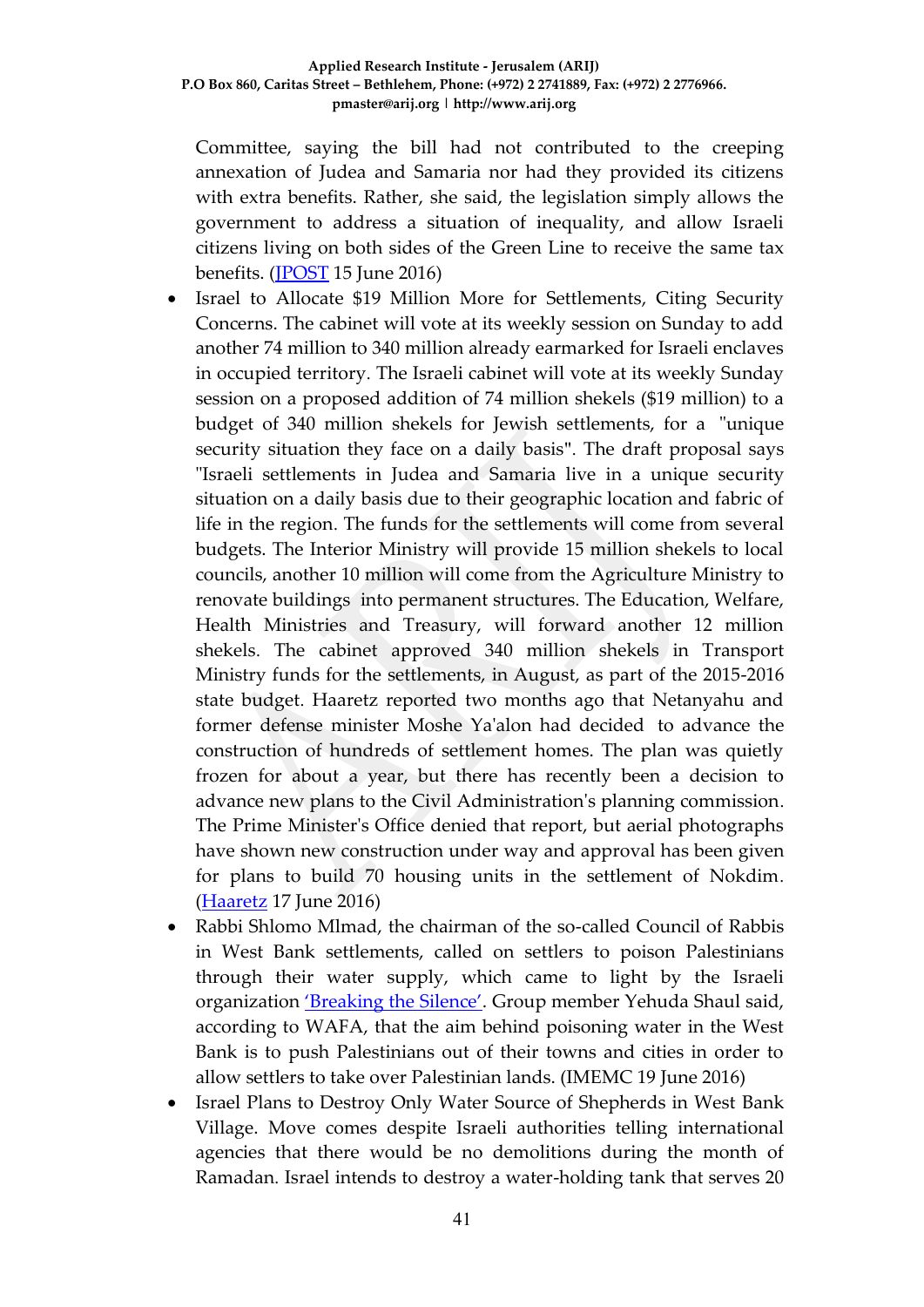Committee, saying the bill had not contributed to the creeping annexation of Judea and Samaria nor had they provided its citizens with extra benefits. Rather, she said, the legislation simply allows the government to address a situation of inequality, and allow Israeli citizens living on both sides of the Green Line to receive the same tax benefits. (JPOST 15 June 2016)

- Israel to Allocate $19 Million More for Settlements, Citing Security Concerns. The cabinet will vote at its weekly session on Sunday to add another 74 million to 340 million already earmarked for Israeli enclaves in occupied territory. The Israeli cabinet will vote at its weekly Sunday session on a proposed addition of 74 million shekels ($19 million) to a budget of 340 million shekels for Jewish settlements, for a "unique security situation they face on a daily basis". The draft proposal says "Israeli settlements in Judea and Samaria live in a unique security situation on a daily basis due to their geographic location and fabric of life in the region. The funds for the settlements will come from several budgets. The Interior Ministry will provide 15 million shekels to local councils, another 10 million will come from the Agriculture Ministry to renovate buildings into permanent structures. The Education, Welfare, Health Ministries and Treasury, will forward another 12 million shekels. The cabinet approved 340 million shekels in Transport Ministry funds for the settlements, in August, as part of the 2015-2016 state budget. Haaretz reported two months ago that Netanyahu and former defense minister Moshe Ya'alon had decided to advance the construction of hundreds of settlement homes. The plan was quietly frozen for about a year, but there has recently been a decision to advance new plans to the Civil Administration's planning commission. The Prime Minister's Office denied that report, but aerial photographs have shown new construction under way and approval has been given for plans to build 70 housing units in the settlement of Nokdim. (Haaretz 17 June 2016)
- Rabbi Shlomo Mlmad, the chairman of the so-called Council of Rabbis in West Bank settlements, called on settlers to poison Palestinians through their water supply, which came to light by the Israeli organization 'Breaking the Silence'. Group member Yehuda Shaul said, according to WAFA, that the aim behind poisoning water in the West Bank is to push Palestinians out of their towns and cities in order to allow settlers to take over Palestinian lands. (IMEMC 19 June 2016)
- Israel Plans to Destroy Only Water Source of Shepherds in West Bank Village. Move comes despite Israeli authorities telling international agencies that there would be no demolitions during the month of Ramadan. Israel intends to destroy a water-holding tank that serves 20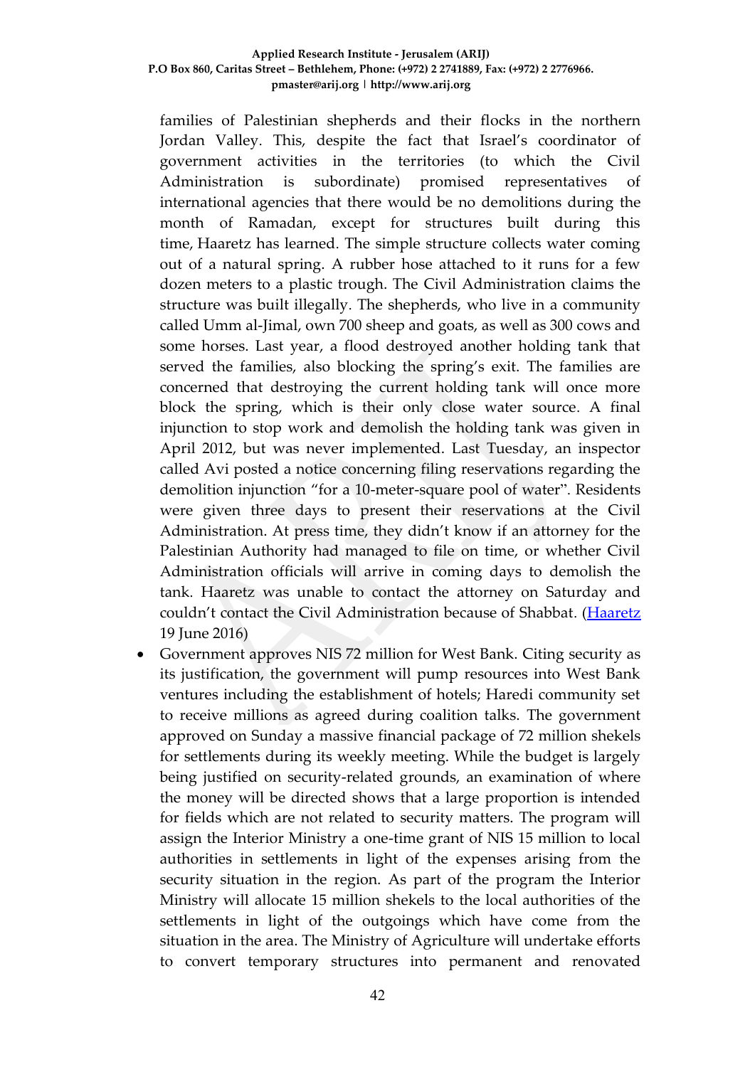families of Palestinian shepherds and their flocks in the northern Jordan Valley. This, despite the fact that Israel's coordinator of government activities in the territories (to which the Civil Administration is subordinate) promised representatives of international agencies that there would be no demolitions during the month of Ramadan, except for structures built during this time, Haaretz has learned. The simple structure collects water coming out of a natural spring. A rubber hose attached to it runs for a few dozen meters to a plastic trough. The Civil Administration claims the structure was built illegally. The shepherds, who live in a community called Umm al-Jimal, own 700 sheep and goats, as well as 300 cows and some horses. Last year, a flood destroyed another holding tank that served the families, also blocking the spring's exit. The families are concerned that destroying the current holding tank will once more block the spring, which is their only close water source. A final injunction to stop work and demolish the holding tank was given in April 2012, but was never implemented. Last Tuesday, an inspector called Avi posted a notice concerning filing reservations regarding the demolition injunction "for a 10-meter-square pool of water". Residents were given three days to present their reservations at the Civil Administration. At press time, they didn't know if an attorney for the Palestinian Authority had managed to file on time, or whether Civil Administration officials will arrive in coming days to demolish the tank. Haaretz was unable to contact the attorney on Saturday and couldn't contact the Civil Administration because of Shabbat. ([Haaretz](#) 19 June 2016)

- Government approves NIS 72 million for West Bank. Citing security as its justification, the government will pump resources into West Bank ventures including the establishment of hotels; Haredi community set to receive millions as agreed during coalition talks. The government approved on Sunday a massive financial package of 72 million shekels for settlements during its weekly meeting. While the budget is largely being justified on security-related grounds, an examination of where the money will be directed shows that a large proportion is intended for fields which are not related to security matters. The program will assign the Interior Ministry a one-time grant of NIS 15 million to local authorities in settlements in light of the expenses arising from the security situation in the region. As part of the program the Interior Ministry will allocate 15 million shekels to the local authorities of the settlements in light of the outgoings which have come from the situation in the area. The Ministry of Agriculture will undertake efforts to convert temporary structures into permanent and renovated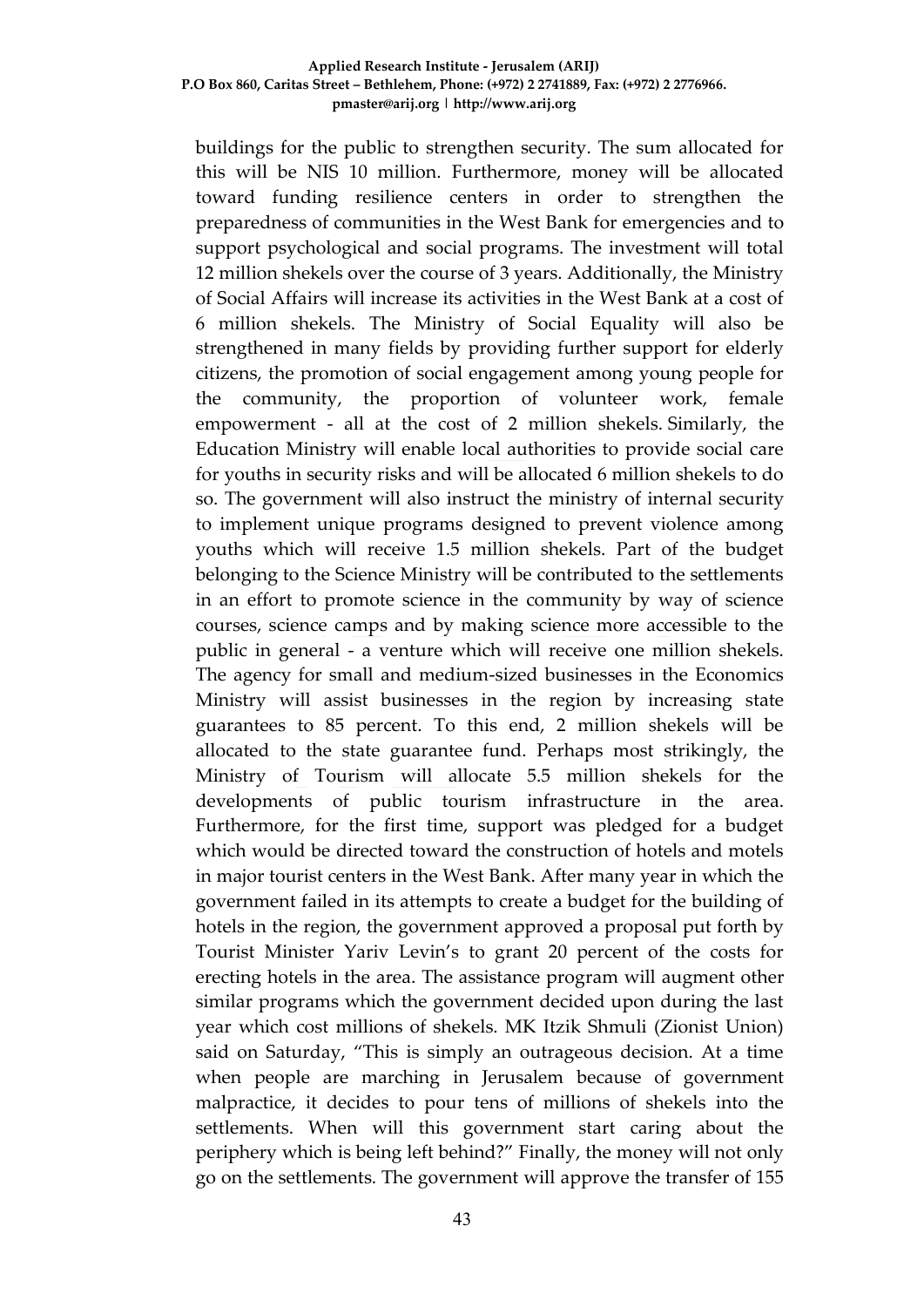buildings for the public to strengthen security. The sum allocated for this will be NIS 10 million. Furthermore, money will be allocated toward funding resilience centers in order to strengthen the preparedness of communities in the West Bank for emergencies and to support psychological and social programs. The investment will total 12 million shekels over the course of 3 years. Additionally, the Ministry of Social Affairs will increase its activities in the West Bank at a cost of 6 million shekels. The Ministry of Social Equality will also be strengthened in many fields by providing further support for elderly citizens, the promotion of social engagement among young people for the community, the proportion of volunteer work, female empowerment - all at the cost of 2 million shekels. Similarly, the Education Ministry will enable local authorities to provide social care for youths in security risks and will be allocated 6 million shekels to do so. The government will also instruct the ministry of internal security to implement unique programs designed to prevent violence among youths which will receive 1.5 million shekels. Part of the budget belonging to the Science Ministry will be contributed to the settlements in an effort to promote science in the community by way of science courses, science camps and by making science more accessible to the public in general - a venture which will receive one million shekels. The agency for small and medium-sized businesses in the Economics Ministry will assist businesses in the region by increasing state guarantees to 85 percent. To this end, 2 million shekels will be allocated to the state guarantee fund. Perhaps most strikingly, the Ministry of Tourism will allocate 5.5 million shekels for the developments of public tourism infrastructure in the area. Furthermore, for the first time, support was pledged for a budget which would be directed toward the construction of hotels and motels in major tourist centers in the West Bank. After many year in which the government failed in its attempts to create a budget for the building of hotels in the region, the government approved a proposal put forth by Tourist Minister Yariv Levin's to grant 20 percent of the costs for erecting hotels in the area. The assistance program will augment other similar programs which the government decided upon during the last year which cost millions of shekels. MK Itzik Shmuli (Zionist Union) said on Saturday, "This is simply an outrageous decision. At a time when people are marching in Jerusalem because of government malpractice, it decides to pour tens of millions of shekels into the settlements. When will this government start caring about the periphery which is being left behind?" Finally, the money will not only go on the settlements. The government will approve the transfer of 155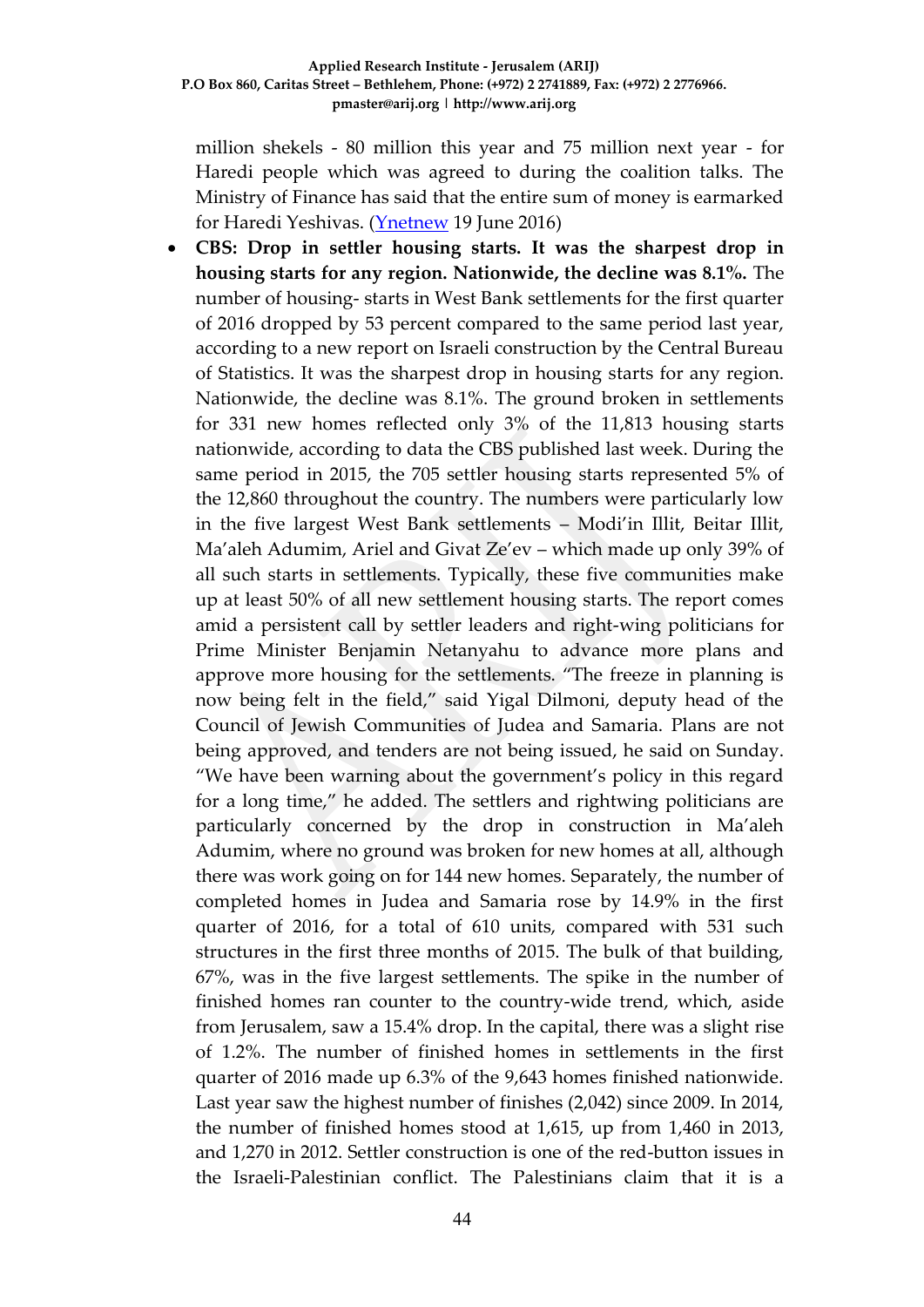million shekels - 80 million this year and 75 million next year - for Haredi people which was agreed to during the coalition talks. The Ministry of Finance has said that the entire sum of money is earmarked for Haredi Yeshivas. (Ynetnew 19 June 2016)

- **CBS: Drop in settler housing starts. It was the sharpest drop in housing starts for any region. Nationwide, the decline was 8.1%.** The number of housing- starts in West Bank settlements for the first quarter of 2016 dropped by 53 percent compared to the same period last year, according to a new report on Israeli construction by the Central Bureau of Statistics. It was the sharpest drop in housing starts for any region. Nationwide, the decline was 8.1%. The ground broken in settlements for 331 new homes reflected only 3% of the 11,813 housing starts nationwide, according to data the CBS published last week. During the same period in 2015, the 705 settler housing starts represented 5% of the 12,860 throughout the country. The numbers were particularly low in the five largest West Bank settlements – Modi'in Illit, Beitar Illit, Ma'aleh Adumim, Ariel and Givat Ze'ev – which made up only 39% of all such starts in settlements. Typically, these five communities make up at least 50% of all new settlement housing starts. The report comes amid a persistent call by settler leaders and right-wing politicians for Prime Minister Benjamin Netanyahu to advance more plans and approve more housing for the settlements. "The freeze in planning is now being felt in the field," said Yigal Dilmoni, deputy head of the Council of Jewish Communities of Judea and Samaria. Plans are not being approved, and tenders are not being issued, he said on Sunday. "We have been warning about the government's policy in this regard for a long time," he added. The settlers and rightwing politicians are particularly concerned by the drop in construction in Ma'aleh Adumim, where no ground was broken for new homes at all, although there was work going on for 144 new homes. Separately, the number of completed homes in Judea and Samaria rose by 14.9% in the first quarter of 2016, for a total of 610 units, compared with 531 such structures in the first three months of 2015. The bulk of that building, 67%, was in the five largest settlements. The spike in the number of finished homes ran counter to the country-wide trend, which, aside from Jerusalem, saw a 15.4% drop. In the capital, there was a slight rise of 1.2%. The number of finished homes in settlements in the first quarter of 2016 made up 6.3% of the 9,643 homes finished nationwide. Last year saw the highest number of finishes (2,042) since 2009. In 2014, the number of finished homes stood at 1,615, up from 1,460 in 2013, and 1,270 in 2012. Settler construction is one of the red-button issues in the Israeli-Palestinian conflict. The Palestinians claim that it is a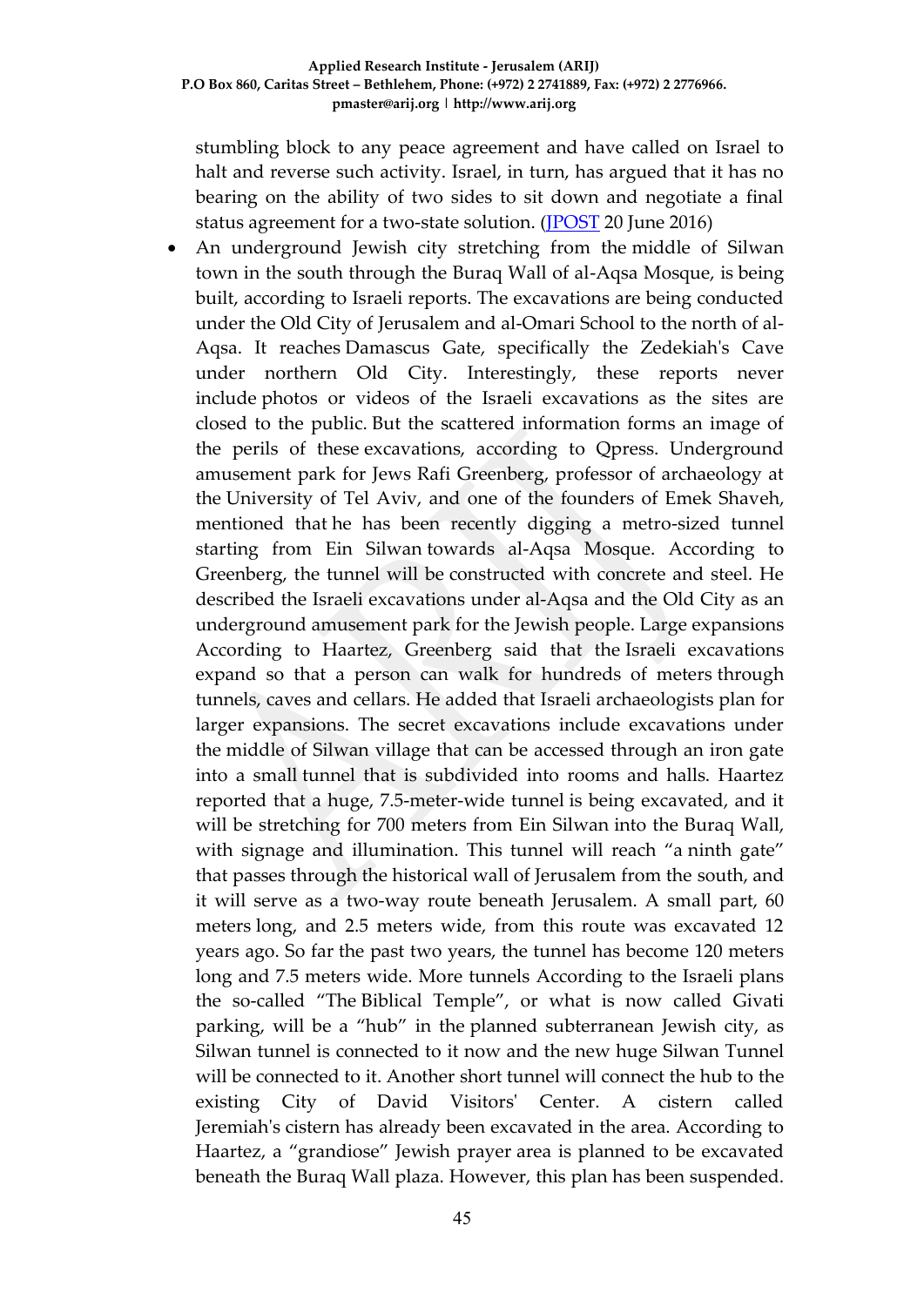stumbling block to any peace agreement and have called on Israel to halt and reverse such activity. Israel, in turn, has argued that it has no bearing on the ability of two sides to sit down and negotiate a final status agreement for a two-state solution. ([JPOST](JPOST) 20 June 2016)

- An underground Jewish city stretching from the middle of Silwan town in the south through the Buraq Wall of al-Aqsa Mosque, is being built, according to Israeli reports. The excavations are being conducted under the Old City of Jerusalem and al-Omari School to the north of al-Aqsa. It reaches Damascus Gate, specifically the Zedekiah's Cave under northern Old City. Interestingly, these reports never include photos or videos of the Israeli excavations as the sites are closed to the public. But the scattered information forms an image of the perils of these excavations, according to Qpress. Underground amusement park for Jews Rafi Greenberg, professor of archaeology at the University of Tel Aviv, and one of the founders of Emek Shaveh, mentioned that he has been recently digging a metro-sized tunnel starting from Ein Silwan towards al-Aqsa Mosque. According to Greenberg, the tunnel will be constructed with concrete and steel. He described the Israeli excavations under al-Aqsa and the Old City as an underground amusement park for the Jewish people. Large expansions According to Haartez, Greenberg said that the Israeli excavations expand so that a person can walk for hundreds of meters through tunnels, caves and cellars. He added that Israeli archaeologists plan for larger expansions. The secret excavations include excavations under the middle of Silwan village that can be accessed through an iron gate into a small tunnel that is subdivided into rooms and halls. Haartez reported that a huge, 7.5-meter-wide tunnel is being excavated, and it will be stretching for 700 meters from Ein Silwan into the Buraq Wall, with signage and illumination. This tunnel will reach "a ninth gate" that passes through the historical wall of Jerusalem from the south, and it will serve as a two-way route beneath Jerusalem. A small part, 60 meters long, and 2.5 meters wide, from this route was excavated 12 years ago. So far the past two years, the tunnel has become 120 meters long and 7.5 meters wide. More tunnels According to the Israeli plans the so-called "The Biblical Temple", or what is now called Givati parking, will be a "hub" in the planned subterranean Jewish city, as Silwan tunnel is connected to it now and the new huge Silwan Tunnel will be connected to it. Another short tunnel will connect the hub to the existing City of David Visitors' Center. A cistern called Jeremiah's cistern has already been excavated in the area. According to Haartez, a "grandiose" Jewish prayer area is planned to be excavated beneath the Buraq Wall plaza. However, this plan has been suspended.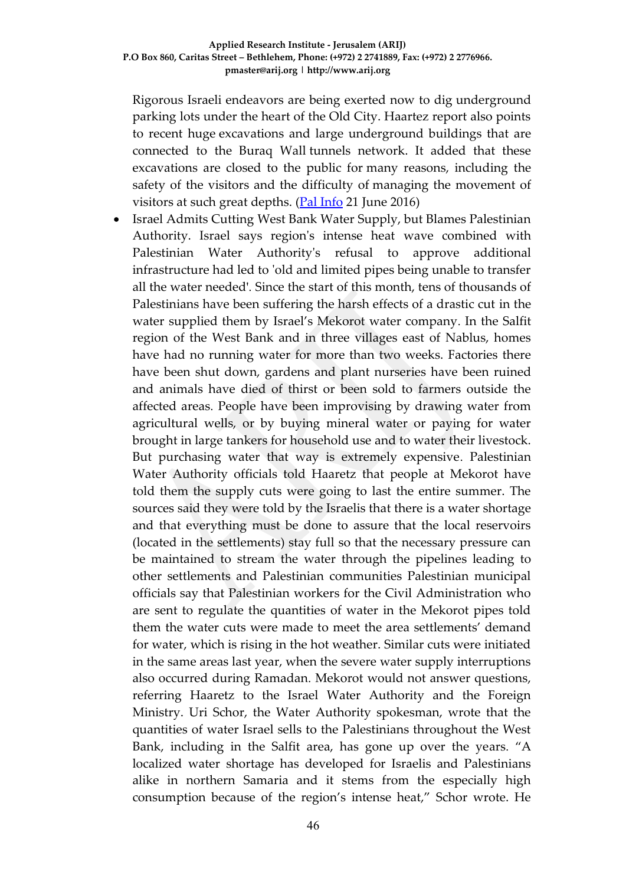Rigorous Israeli endeavors are being exerted now to dig underground parking lots under the heart of the Old City. Haartez report also points to recent huge excavations and large underground buildings that are connected to the Buraq Wall tunnels network. It added that these excavations are closed to the public for many reasons, including the safety of the visitors and the difficulty of managing the movement of visitors at such great depths. (Pal Info 21 June 2016)

- Israel Admits Cutting West Bank Water Supply, but Blames Palestinian Authority. Israel says region's intense heat wave combined with Palestinian Water Authority's refusal to approve additional infrastructure had led to 'old and limited pipes being unable to transfer all the water needed'. Since the start of this month, tens of thousands of Palestinians have been suffering the harsh effects of a drastic cut in the water supplied them by Israel's Mekorot water company. In the Salfit region of the West Bank and in three villages east of Nablus, homes have had no running water for more than two weeks. Factories there have been shut down, gardens and plant nurseries have been ruined and animals have died of thirst or been sold to farmers outside the affected areas. People have been improvising by drawing water from agricultural wells, or by buying mineral water or paying for water brought in large tankers for household use and to water their livestock. But purchasing water that way is extremely expensive. Palestinian Water Authority officials told Haaretz that people at Mekorot have told them the supply cuts were going to last the entire summer. The sources said they were told by the Israelis that there is a water shortage and that everything must be done to assure that the local reservoirs (located in the settlements) stay full so that the necessary pressure can be maintained to stream the water through the pipelines leading to other settlements and Palestinian communities Palestinian municipal officials say that Palestinian workers for the Civil Administration who are sent to regulate the quantities of water in the Mekorot pipes told them the water cuts were made to meet the area settlements' demand for water, which is rising in the hot weather. Similar cuts were initiated in the same areas last year, when the severe water supply interruptions also occurred during Ramadan. Mekorot would not answer questions, referring Haaretz to the Israel Water Authority and the Foreign Ministry. Uri Schor, the Water Authority spokesman, wrote that the quantities of water Israel sells to the Palestinians throughout the West Bank, including in the Salfit area, has gone up over the years. "A localized water shortage has developed for Israelis and Palestinians alike in northern Samaria and it stems from the especially high consumption because of the region's intense heat," Schor wrote. He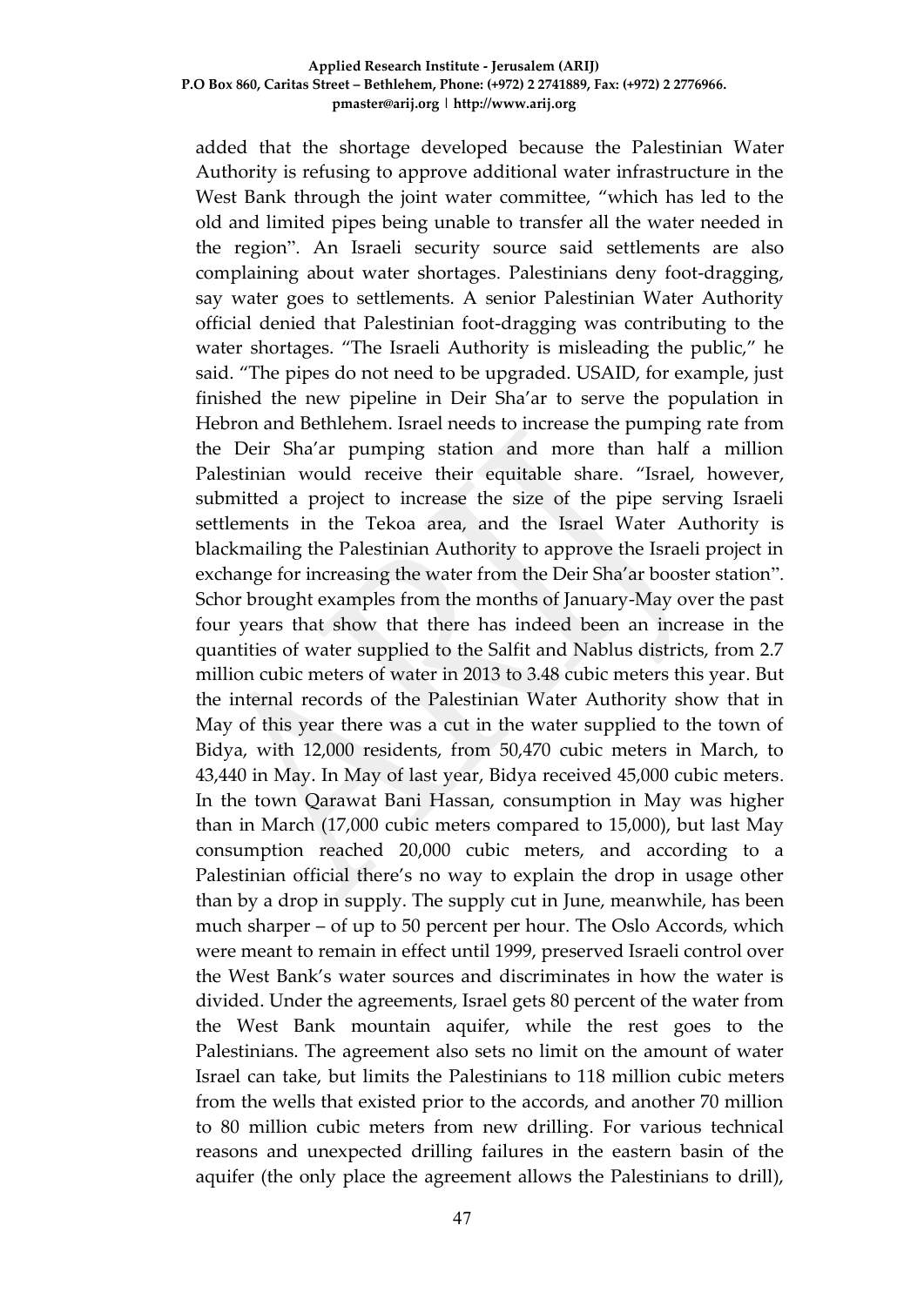added that the shortage developed because the Palestinian Water Authority is refusing to approve additional water infrastructure in the West Bank through the joint water committee, "which has led to the old and limited pipes being unable to transfer all the water needed in the region". An Israeli security source said settlements are also complaining about water shortages. Palestinians deny foot-dragging, say water goes to settlements. A senior Palestinian Water Authority official denied that Palestinian foot-dragging was contributing to the water shortages. "The Israeli Authority is misleading the public," he said. "The pipes do not need to be upgraded. USAID, for example, just finished the new pipeline in Deir Sha'ar to serve the population in Hebron and Bethlehem. Israel needs to increase the pumping rate from the Deir Sha'ar pumping station and more than half a million Palestinian would receive their equitable share. "Israel, however, submitted a project to increase the size of the pipe serving Israeli settlements in the Tekoa area, and the Israel Water Authority is blackmailing the Palestinian Authority to approve the Israeli project in exchange for increasing the water from the Deir Sha'ar booster station". Schor brought examples from the months of January-May over the past four years that show that there has indeed been an increase in the quantities of water supplied to the Salfit and Nablus districts, from 2.7 million cubic meters of water in 2013 to 3.48 cubic meters this year. But the internal records of the Palestinian Water Authority show that in May of this year there was a cut in the water supplied to the town of Bidya, with 12,000 residents, from 50,470 cubic meters in March, to 43,440 in May. In May of last year, Bidya received 45,000 cubic meters. In the town Qarawat Bani Hassan, consumption in May was higher than in March (17,000 cubic meters compared to 15,000), but last May consumption reached 20,000 cubic meters, and according to a Palestinian official there's no way to explain the drop in usage other than by a drop in supply. The supply cut in June, meanwhile, has been much sharper – of up to 50 percent per hour. The Oslo Accords, which were meant to remain in effect until 1999, preserved Israeli control over the West Bank's water sources and discriminates in how the water is divided. Under the agreements, Israel gets 80 percent of the water from the West Bank mountain aquifer, while the rest goes to the Palestinians. The agreement also sets no limit on the amount of water Israel can take, but limits the Palestinians to 118 million cubic meters from the wells that existed prior to the accords, and another 70 million to 80 million cubic meters from new drilling. For various technical reasons and unexpected drilling failures in the eastern basin of the aquifer (the only place the agreement allows the Palestinians to drill),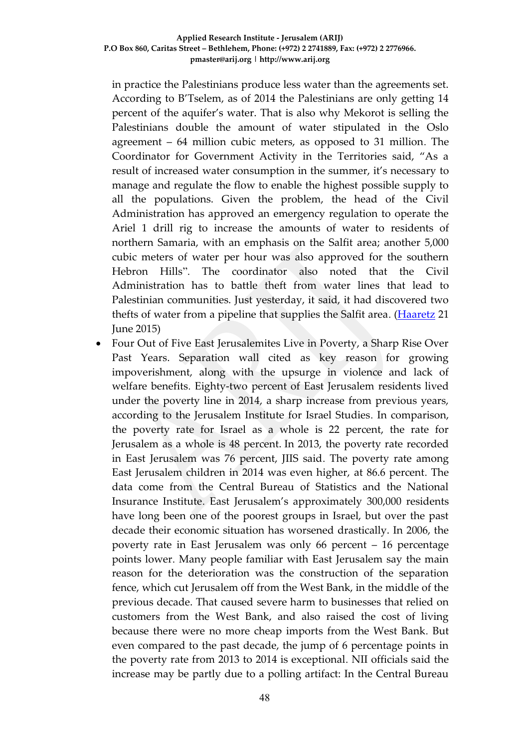in practice the Palestinians produce less water than the agreements set. According to B'Tselem, as of 2014 the Palestinians are only getting 14 percent of the aquifer's water. That is also why Mekorot is selling the Palestinians double the amount of water stipulated in the Oslo agreement – 64 million cubic meters, as opposed to 31 million. The Coordinator for Government Activity in the Territories said, "As a result of increased water consumption in the summer, it's necessary to manage and regulate the flow to enable the highest possible supply to all the populations. Given the problem, the head of the Civil Administration has approved an emergency regulation to operate the Ariel 1 drill rig to increase the amounts of water to residents of northern Samaria, with an emphasis on the Salfit area; another 5,000 cubic meters of water per hour was also approved for the southern Hebron Hills". The coordinator also noted that the Civil Administration has to battle theft from water lines that lead to Palestinian communities. Just yesterday, it said, it had discovered two thefts of water from a pipeline that supplies the Salfit area. ([Haaretz](#) 21 June 2015)

- Four Out of Five East Jerusalemites Live in Poverty, a Sharp Rise Over Past Years. Separation wall cited as key reason for growing impoverishment, along with the upsurge in violence and lack of welfare benefits. Eighty-two percent of East Jerusalem residents lived under the poverty line in 2014, a sharp increase from previous years, according to the Jerusalem Institute for Israel Studies. In comparison, the poverty rate for Israel as a whole is 22 percent, the rate for Jerusalem as a whole is 48 percent. In 2013, the poverty rate recorded in East Jerusalem was 76 percent, JIIS said. The poverty rate among East Jerusalem children in 2014 was even higher, at 86.6 percent. The data come from the Central Bureau of Statistics and the National Insurance Institute. East Jerusalem's approximately 300,000 residents have long been one of the poorest groups in Israel, but over the past decade their economic situation has worsened drastically. In 2006, the poverty rate in East Jerusalem was only 66 percent – 16 percentage points lower. Many people familiar with East Jerusalem say the main reason for the deterioration was the construction of the separation fence, which cut Jerusalem off from the West Bank, in the middle of the previous decade. That caused severe harm to businesses that relied on customers from the West Bank, and also raised the cost of living because there were no more cheap imports from the West Bank. But even compared to the past decade, the jump of 6 percentage points in the poverty rate from 2013 to 2014 is exceptional. NII officials said the increase may be partly due to a polling artifact: In the Central Bureau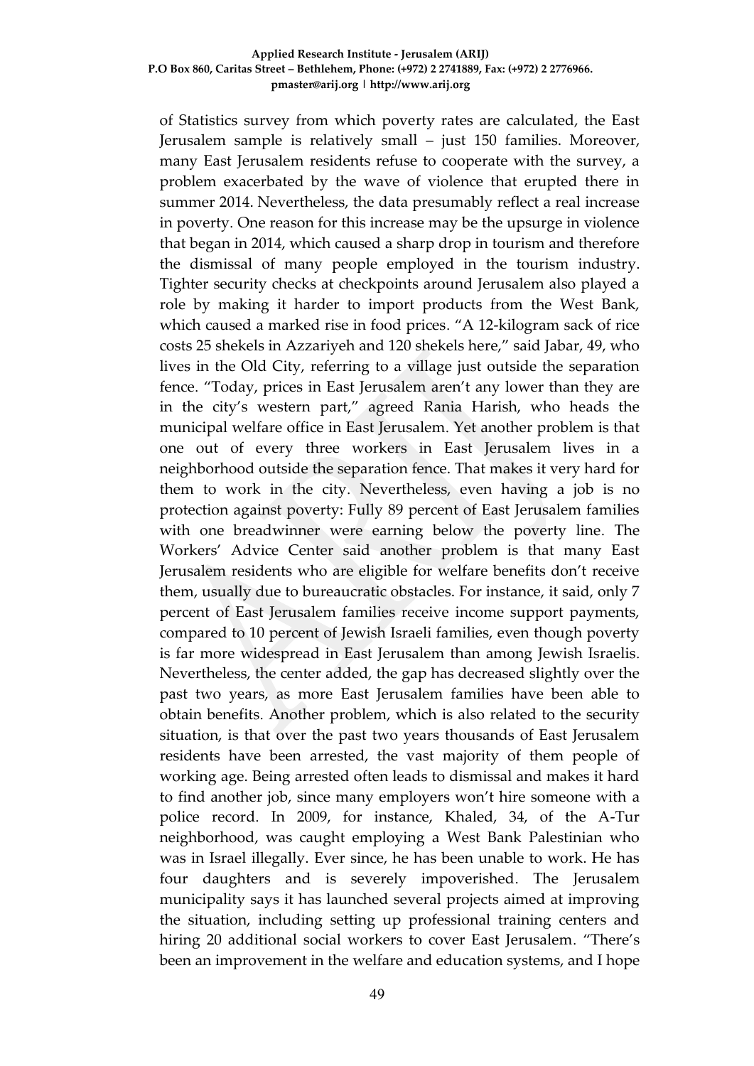of Statistics survey from which poverty rates are calculated, the East Jerusalem sample is relatively small – just 150 families. Moreover, many East Jerusalem residents refuse to cooperate with the survey, a problem exacerbated by the wave of violence that erupted there in summer 2014. Nevertheless, the data presumably reflect a real increase in poverty. One reason for this increase may be the upsurge in violence that began in 2014, which caused a sharp drop in tourism and therefore the dismissal of many people employed in the tourism industry. Tighter security checks at checkpoints around Jerusalem also played a role by making it harder to import products from the West Bank, which caused a marked rise in food prices. "A 12-kilogram sack of rice costs 25 shekels in Azzariyeh and 120 shekels here," said Jabar, 49, who lives in the Old City, referring to a village just outside the separation fence. "Today, prices in East Jerusalem aren't any lower than they are in the city's western part," agreed Rania Harish, who heads the municipal welfare office in East Jerusalem. Yet another problem is that one out of every three workers in East Jerusalem lives in a neighborhood outside the separation fence. That makes it very hard for them to work in the city. Nevertheless, even having a job is no protection against poverty: Fully 89 percent of East Jerusalem families with one breadwinner were earning below the poverty line. The Workers' Advice Center said another problem is that many East Jerusalem residents who are eligible for welfare benefits don't receive them, usually due to bureaucratic obstacles. For instance, it said, only 7 percent of East Jerusalem families receive income support payments, compared to 10 percent of Jewish Israeli families, even though poverty is far more widespread in East Jerusalem than among Jewish Israelis. Nevertheless, the center added, the gap has decreased slightly over the past two years, as more East Jerusalem families have been able to obtain benefits. Another problem, which is also related to the security situation, is that over the past two years thousands of East Jerusalem residents have been arrested, the vast majority of them people of working age. Being arrested often leads to dismissal and makes it hard to find another job, since many employers won't hire someone with a police record. In 2009, for instance, Khaled, 34, of the A-Tur neighborhood, was caught employing a West Bank Palestinian who was in Israel illegally. Ever since, he has been unable to work. He has four daughters and is severely impoverished. The Jerusalem municipality says it has launched several projects aimed at improving the situation, including setting up professional training centers and hiring 20 additional social workers to cover East Jerusalem. "There's been an improvement in the welfare and education systems, and I hope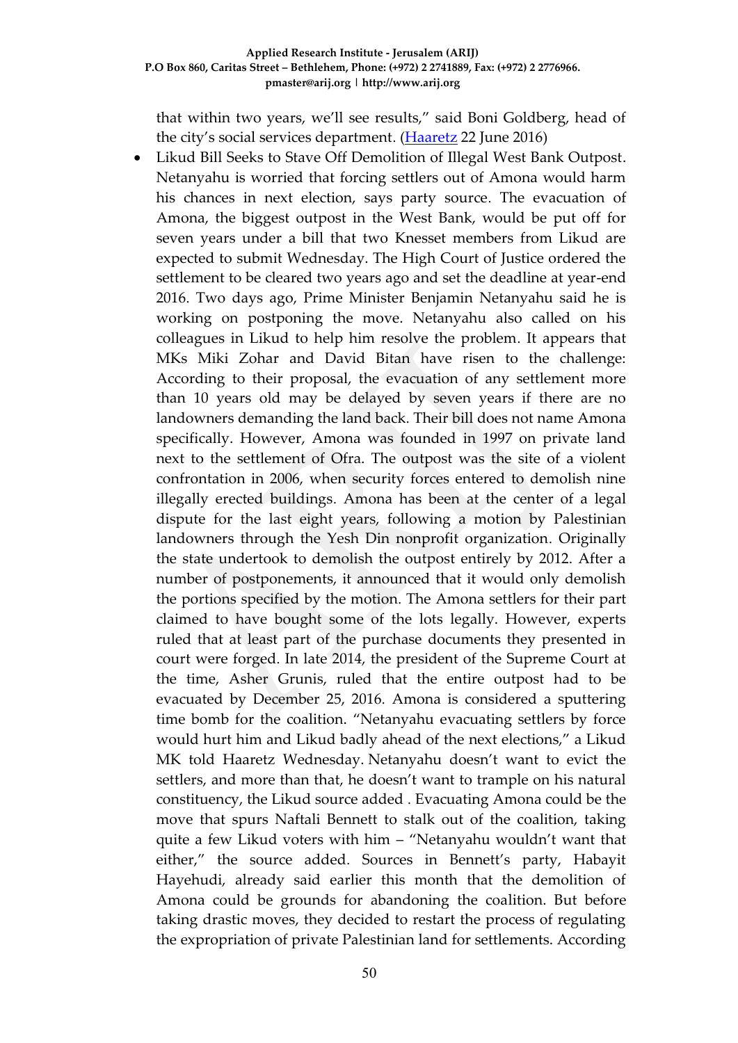that within two years, we'll see results," said Boni Goldberg, head of the city's social services department. (Haaretz 22 June 2016)

- Likud Bill Seeks to Stave Off Demolition of Illegal West Bank Outpost. Netanyahu is worried that forcing settlers out of Amona would harm his chances in next election, says party source. The evacuation of Amona, the biggest outpost in the West Bank, would be put off for seven years under a bill that two Knesset members from Likud are expected to submit Wednesday. The High Court of Justice ordered the settlement to be cleared two years ago and set the deadline at year-end 2016. Two days ago, Prime Minister Benjamin Netanyahu said he is working on postponing the move. Netanyahu also called on his colleagues in Likud to help him resolve the problem. It appears that MKs Miki Zohar and David Bitan have risen to the challenge: According to their proposal, the evacuation of any settlement more than 10 years old may be delayed by seven years if there are no landowners demanding the land back. Their bill does not name Amona specifically. However, Amona was founded in 1997 on private land next to the settlement of Ofra. The outpost was the site of a violent confrontation in 2006, when security forces entered to demolish nine illegally erected buildings. Amona has been at the center of a legal dispute for the last eight years, following a motion by Palestinian landowners through the Yesh Din nonprofit organization. Originally the state undertook to demolish the outpost entirely by 2012. After a number of postponements, it announced that it would only demolish the portions specified by the motion. The Amona settlers for their part claimed to have bought some of the lots legally. However, experts ruled that at least part of the purchase documents they presented in court were forged. In late 2014, the president of the Supreme Court at the time, Asher Grunis, ruled that the entire outpost had to be evacuated by December 25, 2016. Amona is considered a sputtering time bomb for the coalition. "Netanyahu evacuating settlers by force would hurt him and Likud badly ahead of the next elections," a Likud MK told Haaretz Wednesday. Netanyahu doesn't want to evict the settlers, and more than that, he doesn't want to trample on his natural constituency, the Likud source added . Evacuating Amona could be the move that spurs Naftali Bennett to stalk out of the coalition, taking quite a few Likud voters with him – "Netanyahu wouldn't want that either," the source added. Sources in Bennett's party, Habayit Hayehudi, already said earlier this month that the demolition of Amona could be grounds for abandoning the coalition. But before taking drastic moves, they decided to restart the process of regulating the expropriation of private Palestinian land for settlements. According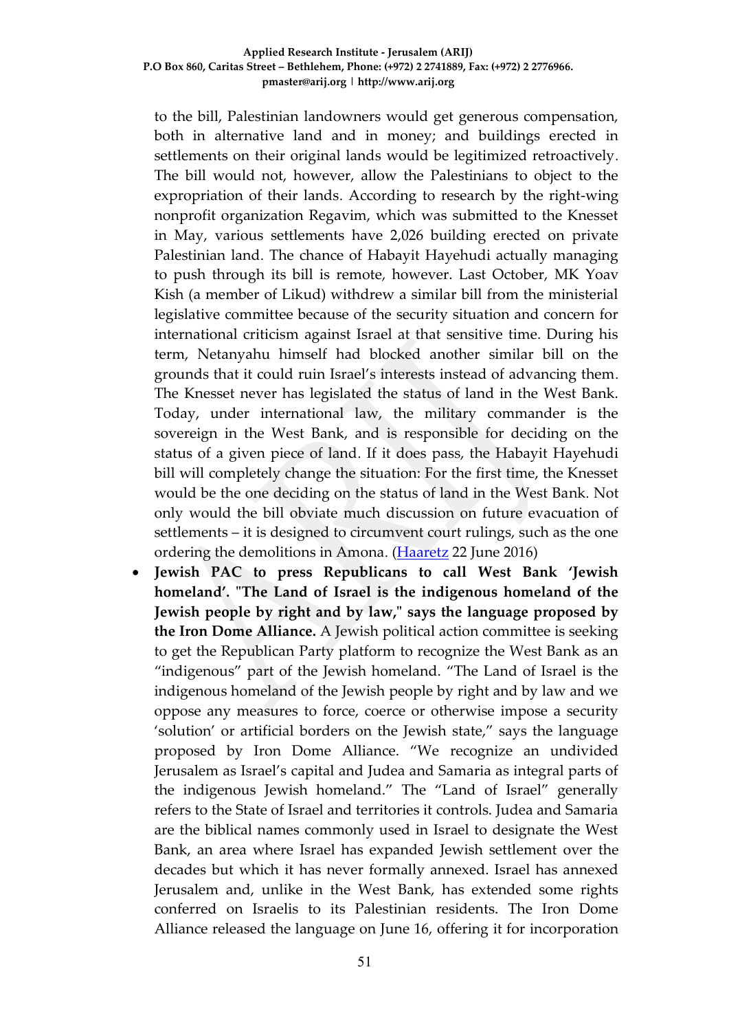to the bill, Palestinian landowners would get generous compensation, both in alternative land and in money; and buildings erected in settlements on their original lands would be legitimized retroactively. The bill would not, however, allow the Palestinians to object to the expropriation of their lands. According to research by the right-wing nonprofit organization Regavim, which was submitted to the Knesset in May, various settlements have 2,026 building erected on private Palestinian land. The chance of Habayit Hayehudi actually managing to push through its bill is remote, however. Last October, MK Yoav Kish (a member of Likud) withdrew a similar bill from the ministerial legislative committee because of the security situation and concern for international criticism against Israel at that sensitive time. During his term, Netanyahu himself had blocked another similar bill on the grounds that it could ruin Israel's interests instead of advancing them. The Knesset never has legislated the status of land in the West Bank. Today, under international law, the military commander is the sovereign in the West Bank, and is responsible for deciding on the status of a given piece of land. If it does pass, the Habayit Hayehudi bill will completely change the situation: For the first time, the Knesset would be the one deciding on the status of land in the West Bank. Not only would the bill obviate much discussion on future evacuation of settlements – it is designed to circumvent court rulings, such as the one ordering the demolitions in Amona. (Haaretz 22 June 2016)

- **Jewish PAC to press Republicans to call West Bank 'Jewish homeland'. "The Land of Israel is the indigenous homeland of the Jewish people by right and by law," says the language proposed by the Iron Dome Alliance.** A Jewish political action committee is seeking to get the Republican Party platform to recognize the West Bank as an "indigenous" part of the Jewish homeland. "The Land of Israel is the indigenous homeland of the Jewish people by right and by law and we oppose any measures to force, coerce or otherwise impose a security 'solution' or artificial borders on the Jewish state," says the language proposed by Iron Dome Alliance. "We recognize an undivided Jerusalem as Israel's capital and Judea and Samaria as integral parts of the indigenous Jewish homeland." The "Land of Israel" generally refers to the State of Israel and territories it controls. Judea and Samaria are the biblical names commonly used in Israel to designate the West Bank, an area where Israel has expanded Jewish settlement over the decades but which it has never formally annexed. Israel has annexed Jerusalem and, unlike in the West Bank, has extended some rights conferred on Israelis to its Palestinian residents. The Iron Dome Alliance released the language on June 16, offering it for incorporation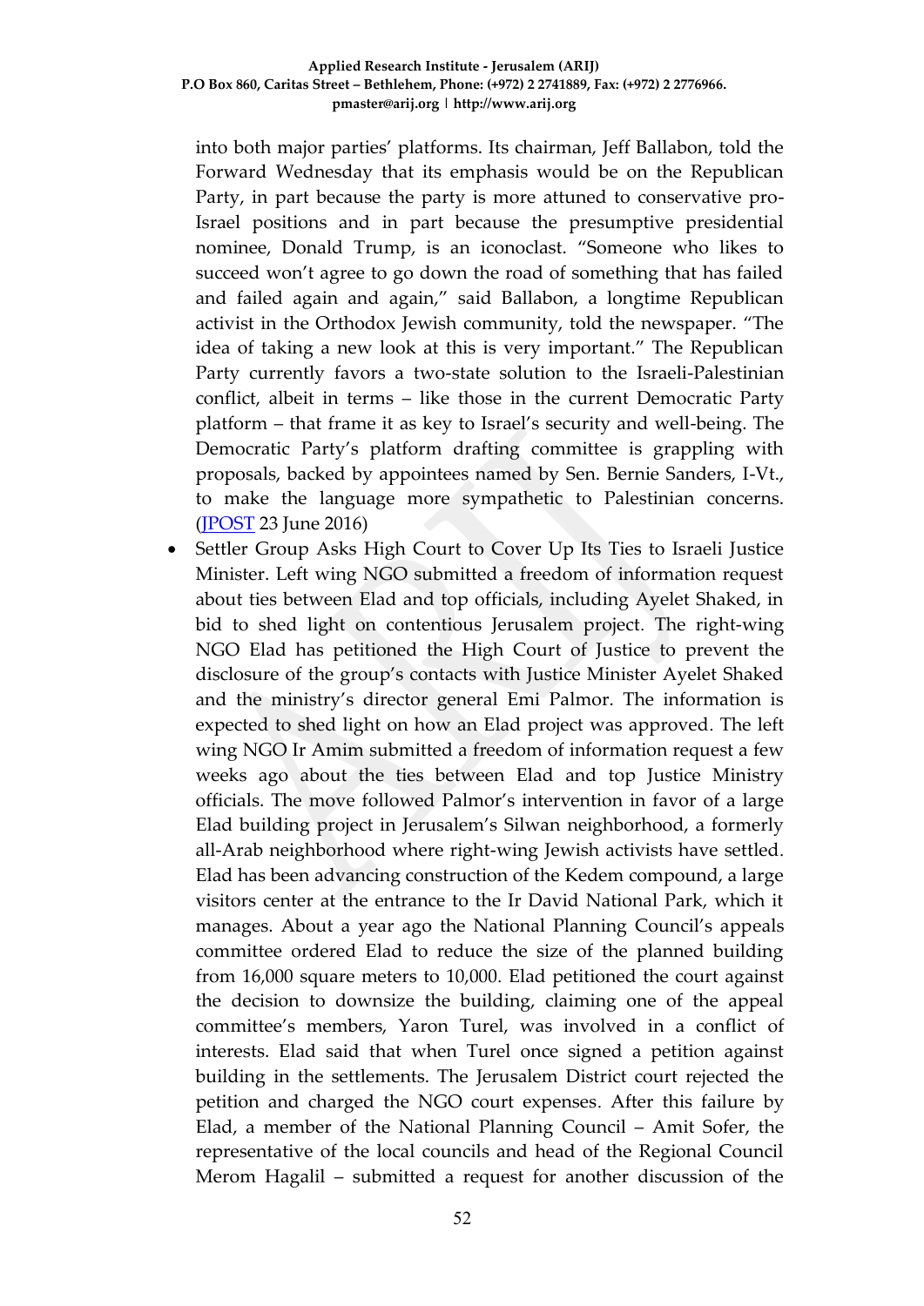into both major parties' platforms. Its chairman, Jeff Ballabon, told the Forward Wednesday that its emphasis would be on the Republican Party, in part because the party is more attuned to conservative pro-Israel positions and in part because the presumptive presidential nominee, Donald Trump, is an iconoclast. "Someone who likes to succeed won't agree to go down the road of something that has failed and failed again and again," said Ballabon, a longtime Republican activist in the Orthodox Jewish community, told the newspaper. "The idea of taking a new look at this is very important." The Republican Party currently favors a two-state solution to the Israeli-Palestinian conflict, albeit in terms – like those in the current Democratic Party platform – that frame it as key to Israel's security and well-being. The Democratic Party's platform drafting committee is grappling with proposals, backed by appointees named by Sen. Bernie Sanders, I-Vt., to make the language more sympathetic to Palestinian concerns. (JPOST 23 June 2016)

- Settler Group Asks High Court to Cover Up Its Ties to Israeli Justice Minister. Left wing NGO submitted a freedom of information request about ties between Elad and top officials, including Ayelet Shaked, in bid to shed light on contentious Jerusalem project. The right-wing NGO Elad has petitioned the High Court of Justice to prevent the disclosure of the group's contacts with Justice Minister Ayelet Shaked and the ministry's director general Emi Palmor. The information is expected to shed light on how an Elad project was approved. The left wing NGO Ir Amim submitted a freedom of information request a few weeks ago about the ties between Elad and top Justice Ministry officials. The move followed Palmor's intervention in favor of a large Elad building project in Jerusalem's Silwan neighborhood, a formerly all-Arab neighborhood where right-wing Jewish activists have settled. Elad has been advancing construction of the Kedem compound, a large visitors center at the entrance to the Ir David National Park, which it manages. About a year ago the National Planning Council's appeals committee ordered Elad to reduce the size of the planned building from 16,000 square meters to 10,000. Elad petitioned the court against the decision to downsize the building, claiming one of the appeal committee's members, Yaron Turel, was involved in a conflict of interests. Elad said that when Turel once signed a petition against building in the settlements. The Jerusalem District court rejected the petition and charged the NGO court expenses. After this failure by Elad, a member of the National Planning Council – Amit Sofer, the representative of the local councils and head of the Regional Council Merom Hagalil – submitted a request for another discussion of the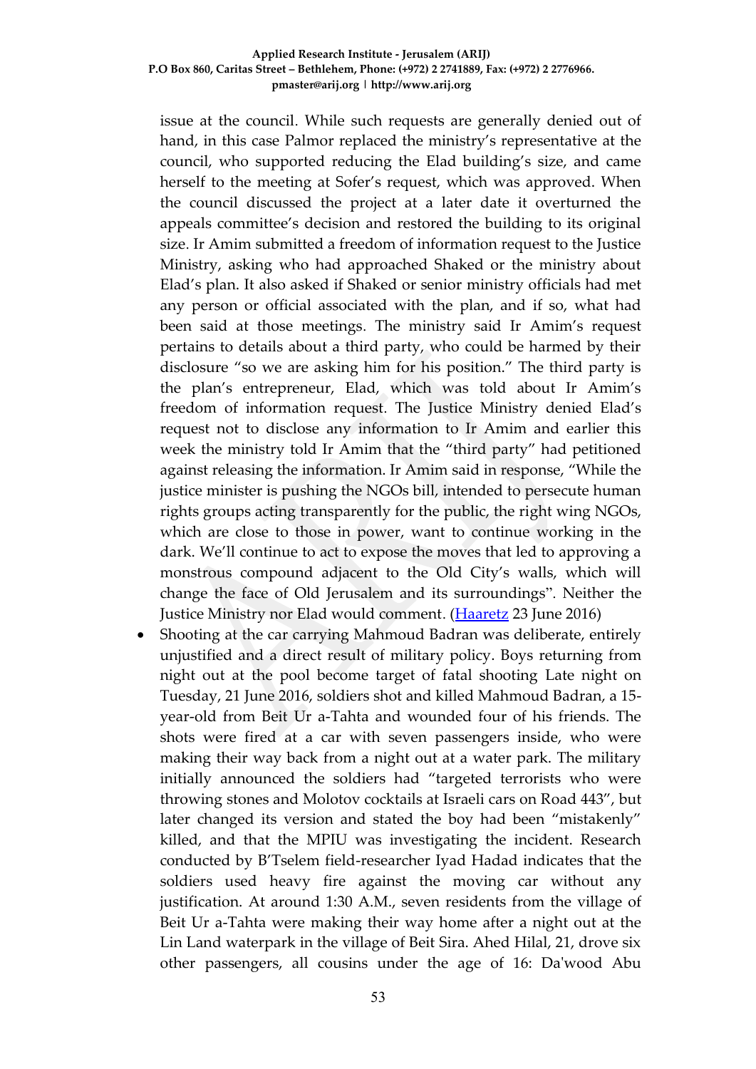issue at the council. While such requests are generally denied out of hand, in this case Palmor replaced the ministry's representative at the council, who supported reducing the Elad building's size, and came herself to the meeting at Sofer's request, which was approved. When the council discussed the project at a later date it overturned the appeals committee's decision and restored the building to its original size. Ir Amim submitted a freedom of information request to the Justice Ministry, asking who had approached Shaked or the ministry about Elad's plan. It also asked if Shaked or senior ministry officials had met any person or official associated with the plan, and if so, what had been said at those meetings. The ministry said Ir Amim's request pertains to details about a third party, who could be harmed by their disclosure "so we are asking him for his position." The third party is the plan's entrepreneur, Elad, which was told about Ir Amim's freedom of information request. The Justice Ministry denied Elad's request not to disclose any information to Ir Amim and earlier this week the ministry told Ir Amim that the "third party" had petitioned against releasing the information. Ir Amim said in response, "While the justice minister is pushing the NGOs bill, intended to persecute human rights groups acting transparently for the public, the right wing NGOs, which are close to those in power, want to continue working in the dark. We'll continue to act to expose the moves that led to approving a monstrous compound adjacent to the Old City's walls, which will change the face of Old Jerusalem and its surroundings". Neither the Justice Ministry nor Elad would comment. (Haaretz 23 June 2016)

- Shooting at the car carrying Mahmoud Badran was deliberate, entirely unjustified and a direct result of military policy. Boys returning from night out at the pool become target of fatal shooting Late night on Tuesday, 21 June 2016, soldiers shot and killed Mahmoud Badran, a 15-year-old from Beit Ur a-Tahta and wounded four of his friends. The shots were fired at a car with seven passengers inside, who were making their way back from a night out at a water park. The military initially announced the soldiers had "targeted terrorists who were throwing stones and Molotov cocktails at Israeli cars on Road 443", but later changed its version and stated the boy had been "mistakenly" killed, and that the MPIU was investigating the incident. Research conducted by B'Tselem field-researcher Iyad Hadad indicates that the soldiers used heavy fire against the moving car without any justification. At around 1:30 A.M., seven residents from the village of Beit Ur a-Tahta were making their way home after a night out at the Lin Land waterpark in the village of Beit Sira. Ahed Hilal, 21, drove six other passengers, all cousins under the age of 16: Da'wood Abu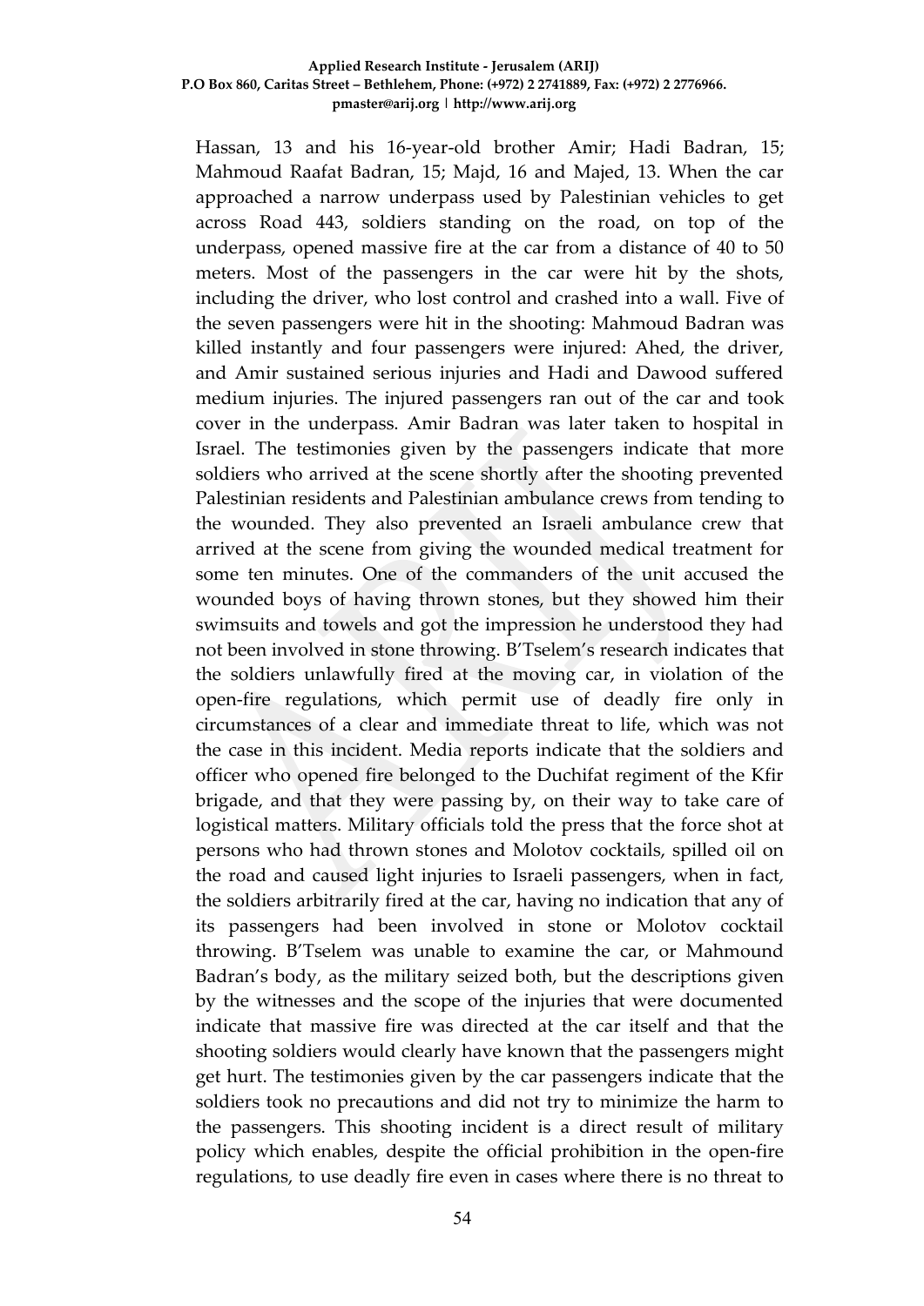Hassan, 13 and his 16-year-old brother Amir; Hadi Badran, 15; Mahmoud Raafat Badran, 15; Majd, 16 and Majed, 13. When the car approached a narrow underpass used by Palestinian vehicles to get across Road 443, soldiers standing on the road, on top of the underpass, opened massive fire at the car from a distance of 40 to 50 meters. Most of the passengers in the car were hit by the shots, including the driver, who lost control and crashed into a wall. Five of the seven passengers were hit in the shooting: Mahmoud Badran was killed instantly and four passengers were injured: Ahed, the driver, and Amir sustained serious injuries and Hadi and Dawood suffered medium injuries. The injured passengers ran out of the car and took cover in the underpass. Amir Badran was later taken to hospital in Israel. The testimonies given by the passengers indicate that more soldiers who arrived at the scene shortly after the shooting prevented Palestinian residents and Palestinian ambulance crews from tending to the wounded. They also prevented an Israeli ambulance crew that arrived at the scene from giving the wounded medical treatment for some ten minutes. One of the commanders of the unit accused the wounded boys of having thrown stones, but they showed him their swimsuits and towels and got the impression he understood they had not been involved in stone throwing. B'Tselem's research indicates that the soldiers unlawfully fired at the moving car, in violation of the open-fire regulations, which permit use of deadly fire only in circumstances of a clear and immediate threat to life, which was not the case in this incident. Media reports indicate that the soldiers and officer who opened fire belonged to the Duchifat regiment of the Kfir brigade, and that they were passing by, on their way to take care of logistical matters. Military officials told the press that the force shot at persons who had thrown stones and Molotov cocktails, spilled oil on the road and caused light injuries to Israeli passengers, when in fact, the soldiers arbitrarily fired at the car, having no indication that any of its passengers had been involved in stone or Molotov cocktail throwing. B'Tselem was unable to examine the car, or Mahmound Badran's body, as the military seized both, but the descriptions given by the witnesses and the scope of the injuries that were documented indicate that massive fire was directed at the car itself and that the shooting soldiers would clearly have known that the passengers might get hurt. The testimonies given by the car passengers indicate that the soldiers took no precautions and did not try to minimize the harm to the passengers. This shooting incident is a direct result of military policy which enables, despite the official prohibition in the open-fire regulations, to use deadly fire even in cases where there is no threat to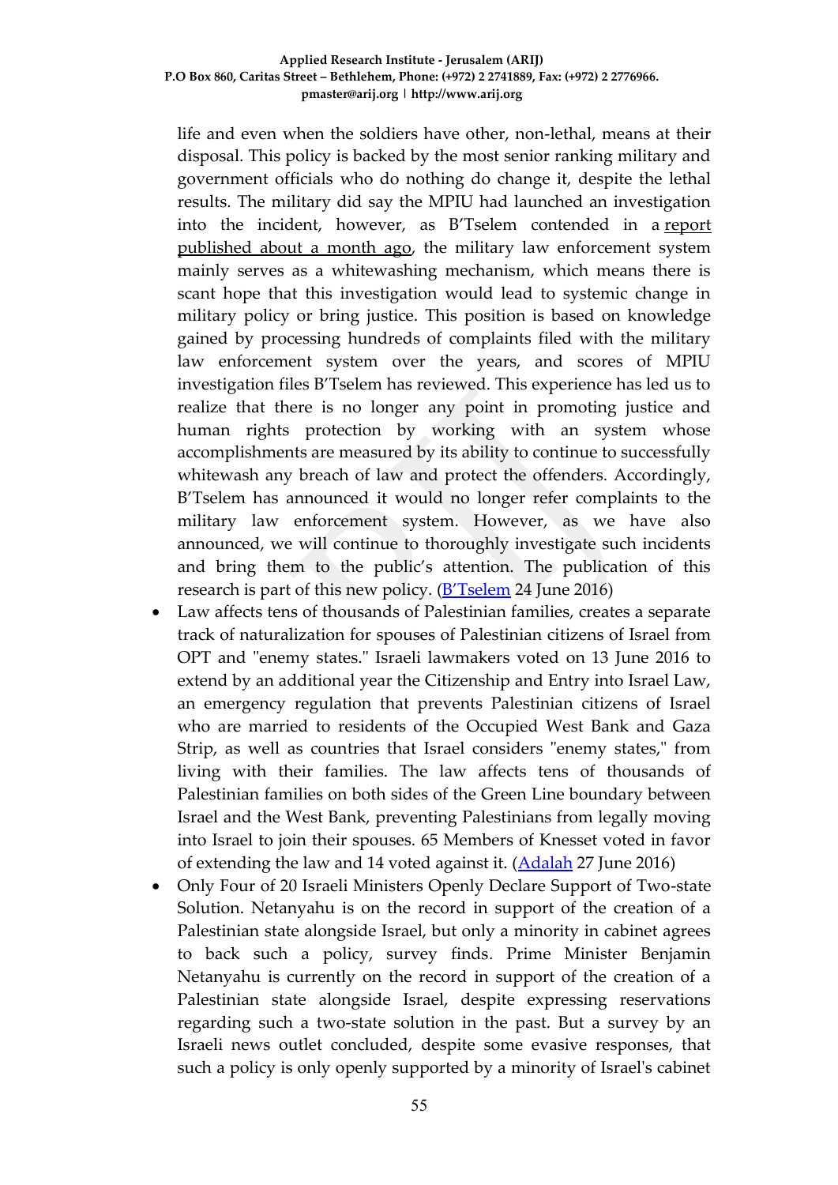life and even when the soldiers have other, non-lethal, means at their disposal. This policy is backed by the most senior ranking military and government officials who do nothing do change it, despite the lethal results. The military did say the MPIU had launched an investigation into the incident, however, as B'Tselem contended in a report published about a month ago, the military law enforcement system mainly serves as a whitewashing mechanism, which means there is scant hope that this investigation would lead to systemic change in military policy or bring justice. This position is based on knowledge gained by processing hundreds of complaints filed with the military law enforcement system over the years, and scores of MPIU investigation files B'Tselem has reviewed. This experience has led us to realize that there is no longer any point in promoting justice and human rights protection by working with an system whose accomplishments are measured by its ability to continue to successfully whitewash any breach of law and protect the offenders. Accordingly, B'Tselem has announced it would no longer refer complaints to the military law enforcement system. However, as we have also announced, we will continue to thoroughly investigate such incidents and bring them to the public's attention. The publication of this research is part of this new policy. (B'Tselem 24 June 2016)

- Law affects tens of thousands of Palestinian families, creates a separate track of naturalization for spouses of Palestinian citizens of Israel from OPT and "enemy states." Israeli lawmakers voted on 13 June 2016 to extend by an additional year the Citizenship and Entry into Israel Law, an emergency regulation that prevents Palestinian citizens of Israel who are married to residents of the Occupied West Bank and Gaza Strip, as well as countries that Israel considers "enemy states," from living with their families. The law affects tens of thousands of Palestinian families on both sides of the Green Line boundary between Israel and the West Bank, preventing Palestinians from legally moving into Israel to join their spouses. 65 Members of Knesset voted in favor of extending the law and 14 voted against it. (Adalah 27 June 2016)
- Only Four of 20 Israeli Ministers Openly Declare Support of Two-state Solution. Netanyahu is on the record in support of the creation of a Palestinian state alongside Israel, but only a minority in cabinet agrees to back such a policy, survey finds. Prime Minister Benjamin Netanyahu is currently on the record in support of the creation of a Palestinian state alongside Israel, despite expressing reservations regarding such a two-state solution in the past. But a survey by an Israeli news outlet concluded, despite some evasive responses, that such a policy is only openly supported by a minority of Israel's cabinet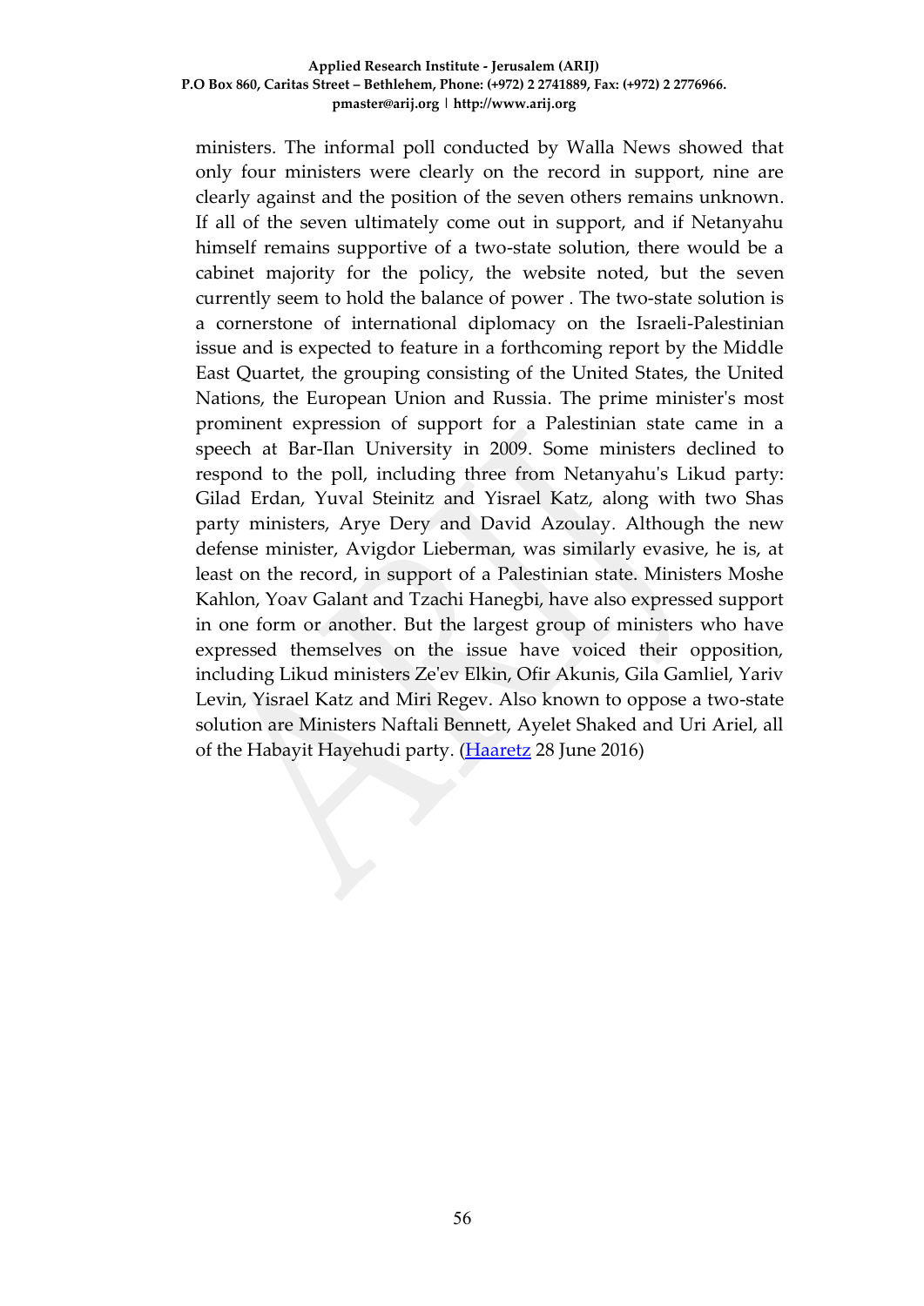ministers. The informal poll conducted by Walla News showed that only four ministers were clearly on the record in support, nine are clearly against and the position of the seven others remains unknown. If all of the seven ultimately come out in support, and if Netanyahu himself remains supportive of a two-state solution, there would be a cabinet majority for the policy, the website noted, but the seven currently seem to hold the balance of power . The two-state solution is a cornerstone of international diplomacy on the Israeli-Palestinian issue and is expected to feature in a forthcoming report by the Middle East Quartet, the grouping consisting of the United States, the United Nations, the European Union and Russia. The prime minister's most prominent expression of support for a Palestinian state came in a speech at Bar-Ilan University in 2009. Some ministers declined to respond to the poll, including three from Netanyahu's Likud party: Gilad Erdan, Yuval Steinitz and Yisrael Katz, along with two Shas party ministers, Arye Dery and David Azoulay. Although the new defense minister, Avigdor Lieberman, was similarly evasive, he is, at least on the record, in support of a Palestinian state. Ministers Moshe Kahlon, Yoav Galant and Tzachi Hanegbi, have also expressed support in one form or another. But the largest group of ministers who have expressed themselves on the issue have voiced their opposition, including Likud ministers Ze'ev Elkin, Ofir Akunis, Gila Gamliel, Yariv Levin, Yisrael Katz and Miri Regev. Also known to oppose a two-state solution are Ministers Naftali Bennett, Ayelet Shaked and Uri Ariel, all of the Habayit Hayehudi party. (Haaretz 28 June 2016)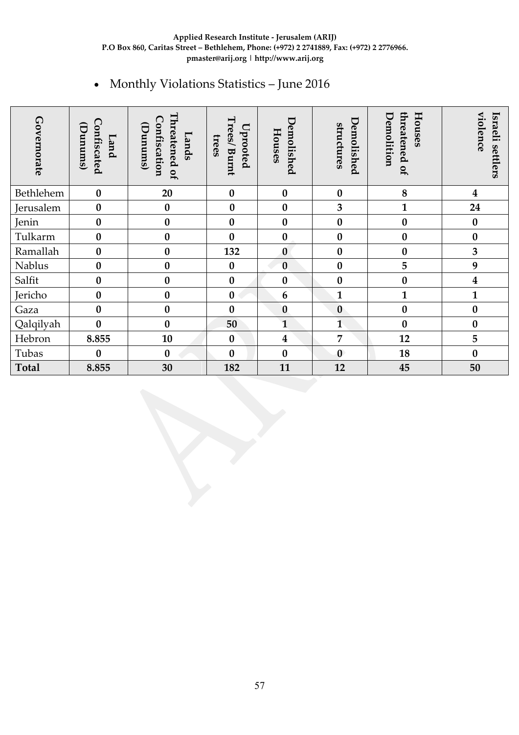- Monthly Violations Statistics – June 2016

| Governorate | Land Confiscated (Dunums) | Lands Threatened of Confiscation (Dunums) | Uprooted Trees/ Burnt trees | Demolished Houses | Demolished structures | Houses threatened of Demolition | Israeli settlers violence |
|---|---|---|---|---|---|---|---|
| Bethlehem | **0** | **20** | **0** | **0** | **0** | **8** | **4** |
| Jerusalem | **0** | **0** | **0** | **0** | **3** | **1** | **24** |
| Jenin | **0** | **0** | **0** | **0** | **0** | **0** | **0** |
| Tulkarm | **0** | **0** | **0** | **0** | **0** | **0** | **0** |
| Ramallah | **0** | **0** | **132** | **0** | **0** | **0** | **3** |
| Nablus | **0** | **0** | **0** | **0** | **0** | **5** | **9** |
| Salfit | **0** | **0** | **0** | **0** | **0** | **0** | **4** |
| Jericho | **0** | **0** | **0** | **6** | **1** | **1** | **1** |
| Gaza | **0** | **0** | **0** | **0** | **0** | **0** | **0** |
| Qalqilyah | **0** | **0** | **50** | **1** | **1** | **0** | **0** |
| Hebron | **8.855** | **10** | **0** | **4** | **7** | **12** | **5** |
| Tubas | **0** | **0** | **0** | **0** | **0** | **18** | **0** |
| **Total** | **8.855** | **30** | **182** | **11** | **12** | **45** | **50** |